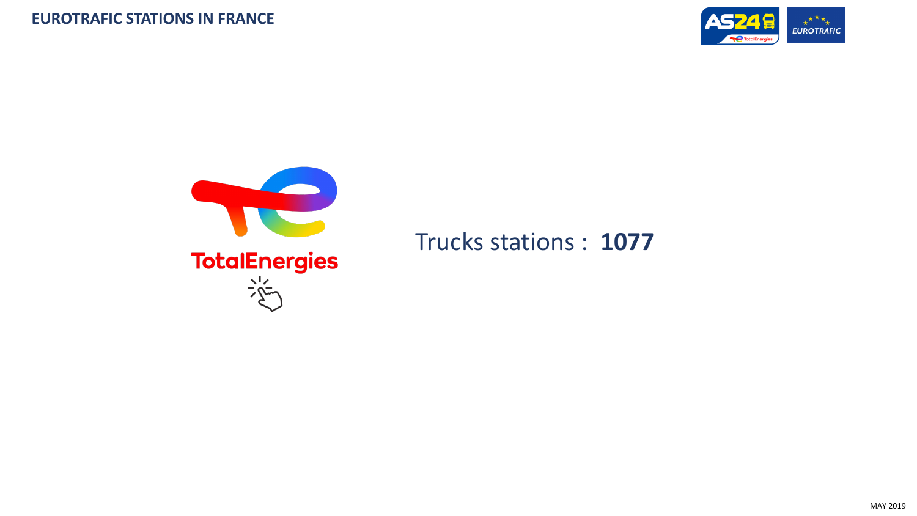# EUROTRAFIC STATIONS IN FRANCE

TotalEnergies

Trucks stations : **1077**

MAY 2019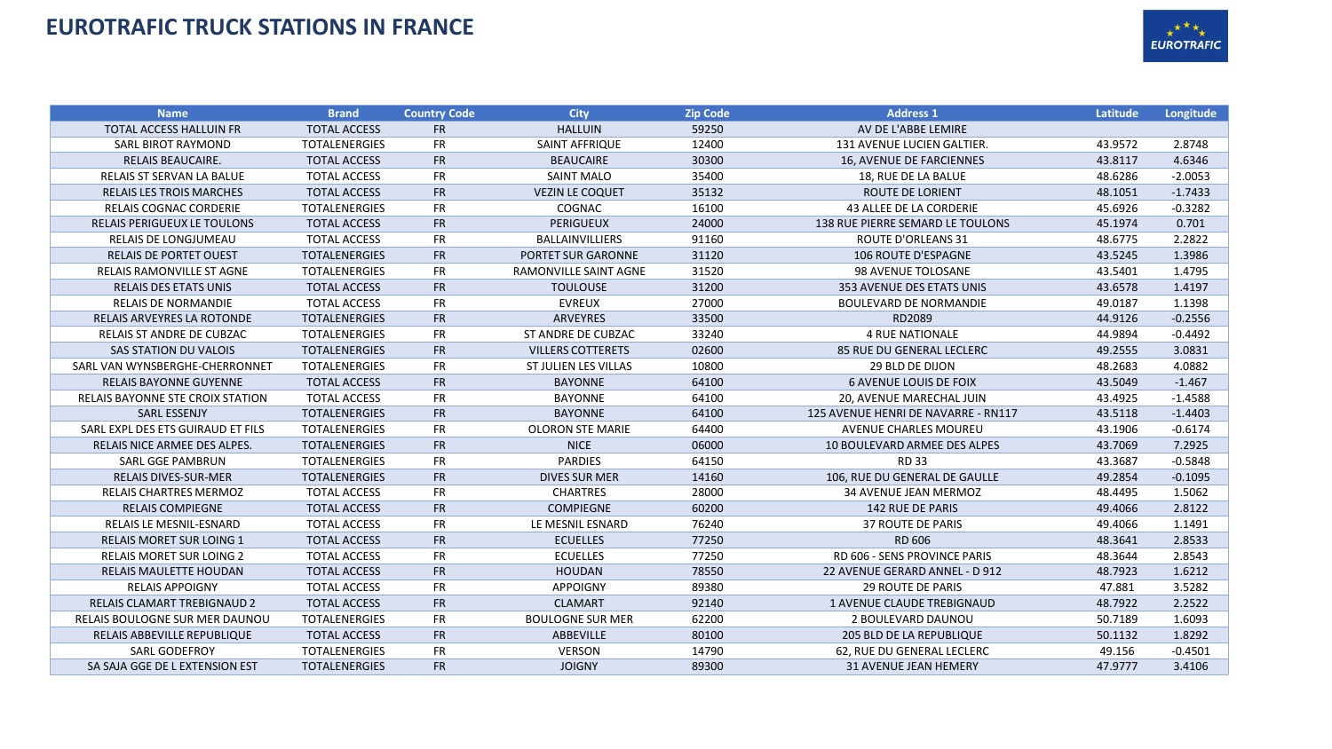# EUROTRAFIC TRUCK STATIONS IN FRANCE

| Name | Brand | Country Code | City | Zip Code | Address 1 | Latitude | Longitude |
|---|---|---|---|---|---|---|---|
| TOTAL ACCESS HALLUIN FR | TOTAL ACCESS | FR | HALLUIN | 59250 | AV DE L'ABBE LEMIRE | | |
| SARL BIROT RAYMOND | TOTALENERGIES | FR | SAINT AFFRIQUE | 12400 | 131 AVENUE LUCIEN GALTIER. | 43.9572 | 2.8748 |
| RELAIS BEAUCAIRE. | TOTAL ACCESS | FR | BEAUCAIRE | 30300 | 16, AVENUE DE FARCIENNES | 43.8117 | 4.6346 |
| RELAIS ST SERVAN LA BALUE | TOTAL ACCESS | FR | SAINT MALO | 35400 | 18, RUE DE LA BALUE | 48.6286 | -2.0053 |
| RELAIS LES TROIS MARCHES | TOTAL ACCESS | FR | VEZIN LE COQUET | 35132 | ROUTE DE LORIENT | 48.1051 | -1.7433 |
| RELAIS COGNAC CORDERIE | TOTALENERGIES | FR | COGNAC | 16100 | 43 ALLEE DE LA CORDERIE | 45.6926 | -0.3282 |
| RELAIS PERIGUEUX LE TOULONS | TOTAL ACCESS | FR | PERIGUEUX | 24000 | 138 RUE PIERRE SEMARD LE TOULONS | 45.1974 | 0.701 |
| RELAIS DE LONGJUMEAU | TOTAL ACCESS | FR | BALLAINVILLIERS | 91160 | ROUTE D'ORLEANS 31 | 48.6775 | 2.2822 |
| RELAIS DE PORTET OUEST | TOTALENERGIES | FR | PORTET SUR GARONNE | 31120 | 106 ROUTE D'ESPAGNE | 43.5245 | 1.3986 |
| RELAIS RAMONVILLE ST AGNE | TOTALENERGIES | FR | RAMONVILLE SAINT AGNE | 31520 | 98 AVENUE TOLOSANE | 43.5401 | 1.4795 |
| RELAIS DES ETATS UNIS | TOTAL ACCESS | FR | TOULOUSE | 31200 | 353 AVENUE DES ETATS UNIS | 43.6578 | 1.4197 |
| RELAIS DE NORMANDIE | TOTAL ACCESS | FR | EVREUX | 27000 | BOULEVARD DE NORMANDIE | 49.0187 | 1.1398 |
| RELAIS ARVEYRES LA ROTONDE | TOTALENERGIES | FR | ARVEYRES | 33500 | RD2089 | 44.9126 | -0.2556 |
| RELAIS ST ANDRE DE CUBZAC | TOTALENERGIES | FR | ST ANDRE DE CUBZAC | 33240 | 4 RUE NATIONALE | 44.9894 | -0.4492 |
| SAS STATION DU VALOIS | TOTALENERGIES | FR | VILLERS COTTERETS | 02600 | 85 RUE DU GENERAL LECLERC | 49.2555 | 3.0831 |
| SARL VAN WYNSBERGHE-CHERRONNET | TOTALENERGIES | FR | ST JULIEN LES VILLAS | 10800 | 29 BLD DE DIJON | 48.2683 | 4.0882 |
| RELAIS BAYONNE GUYENNE | TOTAL ACCESS | FR | BAYONNE | 64100 | 6 AVENUE LOUIS DE FOIX | 43.5049 | -1.467 |
| RELAIS BAYONNE STE CROIX STATION | TOTAL ACCESS | FR | BAYONNE | 64100 | 20, AVENUE MARECHAL JUIN | 43.4925 | -1.4588 |
| SARL ESSENJY | TOTALENERGIES | FR | BAYONNE | 64100 | 125 AVENUE HENRI DE NAVARRE - RN117 | 43.5118 | -1.4403 |
| SARL EXPL DES ETS GUIRAUD ET FILS | TOTALENERGIES | FR | OLORON STE MARIE | 64400 | AVENUE CHARLES MOUREU | 43.1906 | -0.6174 |
| RELAIS NICE ARMEE DES ALPES. | TOTALENERGIES | FR | NICE | 06000 | 10 BOULEVARD ARMEE DES ALPES | 43.7069 | 7.2925 |
| SARL GGE PAMBRUN | TOTALENERGIES | FR | PARDIES | 64150 | RD 33 | 43.3687 | -0.5848 |
| RELAIS DIVES-SUR-MER | TOTALENERGIES | FR | DIVES SUR MER | 14160 | 106, RUE DU GENERAL DE GAULLE | 49.2854 | -0.1095 |
| RELAIS CHARTRES MERMOZ | TOTAL ACCESS | FR | CHARTRES | 28000 | 34 AVENUE JEAN MERMOZ | 48.4495 | 1.5062 |
| RELAIS COMPIEGNE | TOTAL ACCESS | FR | COMPIEGNE | 60200 | 142 RUE DE PARIS | 49.4066 | 2.8122 |
| RELAIS LE MESNIL-ESNARD | TOTAL ACCESS | FR | LE MESNIL ESNARD | 76240 | 37 ROUTE DE PARIS | 49.4066 | 1.1491 |
| RELAIS MORET SUR LOING 1 | TOTAL ACCESS | FR | ECUELLES | 77250 | RD 606 | 48.3641 | 2.8533 |
| RELAIS MORET SUR LOING 2 | TOTAL ACCESS | FR | ECUELLES | 77250 | RD 606 - SENS PROVINCE PARIS | 48.3644 | 2.8543 |
| RELAIS MAULETTE HOUDAN | TOTAL ACCESS | FR | HOUDAN | 78550 | 22 AVENUE GERARD ANNEL - D 912 | 48.7923 | 1.6212 |
| RELAIS APPOIGNY | TOTAL ACCESS | FR | APPOIGNY | 89380 | 29 ROUTE DE PARIS | 47.881 | 3.5282 |
| RELAIS CLAMART TREBIGNAUD 2 | TOTAL ACCESS | FR | CLAMART | 92140 | 1 AVENUE CLAUDE TREBIGNAUD | 48.7922 | 2.2522 |
| RELAIS BOULOGNE SUR MER DAUNOU | TOTALENERGIES | FR | BOULOGNE SUR MER | 62200 | 2 BOULEVARD DAUNOU | 50.7189 | 1.6093 |
| RELAIS ABBEVILLE REPUBLIQUE | TOTAL ACCESS | FR | ABBEVILLE | 80100 | 205 BLD DE LA REPUBLIQUE | 50.1132 | 1.8292 |
| SARL GODEFROY | TOTALENERGIES | FR | VERSON | 14790 | 62, RUE DU GENERAL LECLERC | 49.156 | -0.4501 |
| SA SAJA GGE DE L EXTENSION EST | TOTALENERGIES | FR | JOIGNY | 89300 | 31 AVENUE JEAN HEMERY | 47.9777 | 3.4106 |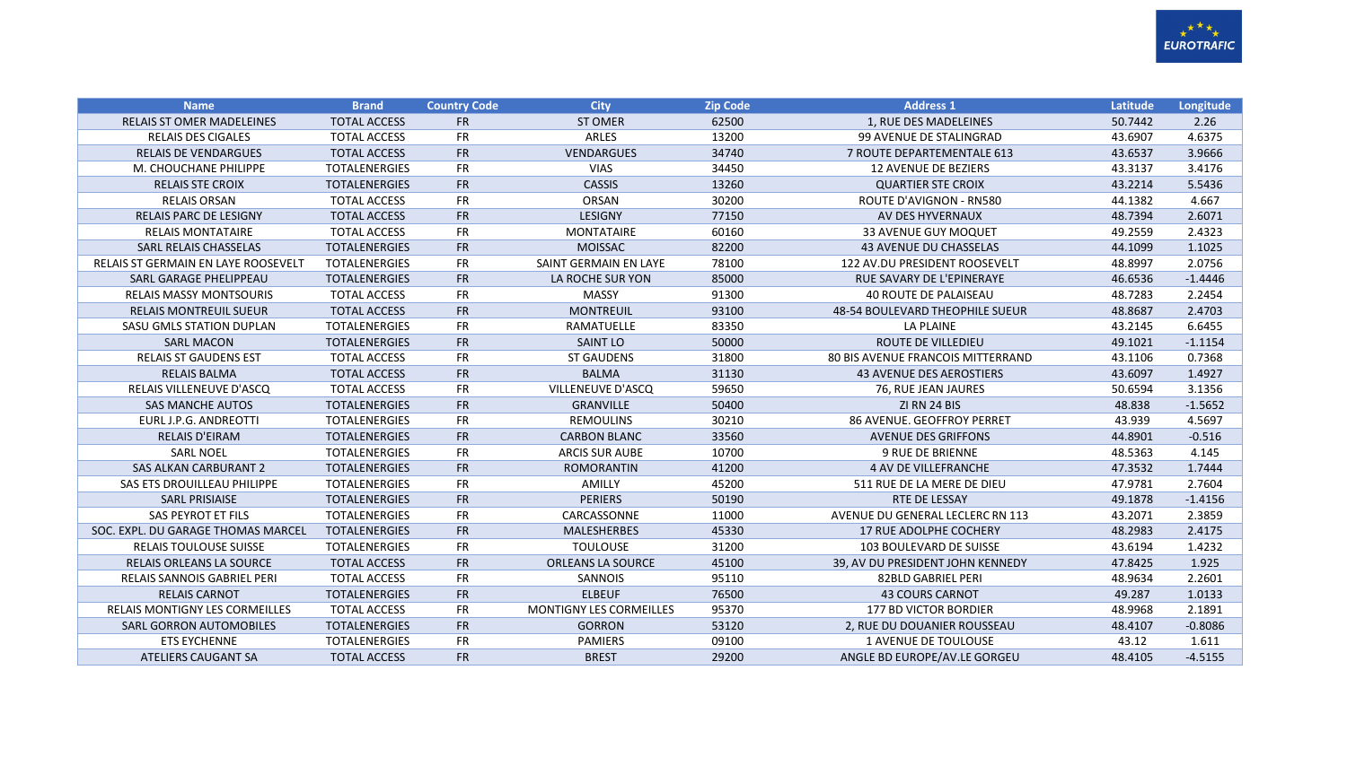| Name | Brand | Country Code | City | Zip Code | Address 1 | Latitude | Longitude |
|---|---|---|---|---|---|---|---|
| RELAIS ST OMER MADELEINES | TOTAL ACCESS | FR | ST OMER | 62500 | 1, RUE DES MADELEINES | 50.7442 | 2.26 |
| RELAIS DES CIGALES | TOTAL ACCESS | FR | ARLES | 13200 | 99 AVENUE DE STALINGRAD | 43.6907 | 4.6375 |
| RELAIS DE VENDARGUES | TOTAL ACCESS | FR | VENDARGUES | 34740 | 7 ROUTE DEPARTEMENTALE 613 | 43.6537 | 3.9666 |
| M. CHOUCHANE PHILIPPE | TOTALENERGIES | FR | VIAS | 34450 | 12 AVENUE DE BEZIERS | 43.3137 | 3.4176 |
| RELAIS STE CROIX | TOTALENERGIES | FR | CASSIS | 13260 | QUARTIER STE CROIX | 43.2214 | 5.5436 |
| RELAIS ORSAN | TOTAL ACCESS | FR | ORSAN | 30200 | ROUTE D'AVIGNON - RN580 | 44.1382 | 4.667 |
| RELAIS PARC DE LESIGNY | TOTAL ACCESS | FR | LESIGNY | 77150 | AV DES HYVERNAUX | 48.7394 | 2.6071 |
| RELAIS MONTATAIRE | TOTAL ACCESS | FR | MONTATAIRE | 60160 | 33 AVENUE GUY MOQUET | 49.2559 | 2.4323 |
| SARL RELAIS CHASSELAS | TOTALENERGIES | FR | MOISSAC | 82200 | 43 AVENUE DU CHASSELAS | 44.1099 | 1.1025 |
| RELAIS ST GERMAIN EN LAYE ROOSEVELT | TOTALENERGIES | FR | SAINT GERMAIN EN LAYE | 78100 | 122 AV.DU PRESIDENT ROOSEVELT | 48.8997 | 2.0756 |
| SARL GARAGE PHELIPPEAU | TOTALENERGIES | FR | LA ROCHE SUR YON | 85000 | RUE SAVARY DE L'EPINERAYE | 46.6536 | -1.4446 |
| RELAIS MASSY MONTSOURIS | TOTAL ACCESS | FR | MASSY | 91300 | 40 ROUTE DE PALAISEAU | 48.7283 | 2.2454 |
| RELAIS MONTREUIL SUEUR | TOTAL ACCESS | FR | MONTREUIL | 93100 | 48-54 BOULEVARD THEOPHILE SUEUR | 48.8687 | 2.4703 |
| SASU GMLS STATION DUPLAN | TOTALENERGIES | FR | RAMATUELLE | 83350 | LA PLAINE | 43.2145 | 6.6455 |
| SARL MACON | TOTALENERGIES | FR | SAINT LO | 50000 | ROUTE DE VILLEDIEU | 49.1021 | -1.1154 |
| RELAIS ST GAUDENS EST | TOTAL ACCESS | FR | ST GAUDENS | 31800 | 80 BIS AVENUE FRANCOIS MITTERRAND | 43.1106 | 0.7368 |
| RELAIS BALMA | TOTAL ACCESS | FR | BALMA | 31130 | 43 AVENUE DES AEROSTIERS | 43.6097 | 1.4927 |
| RELAIS VILLENEUVE D'ASCQ | TOTAL ACCESS | FR | VILLENEUVE D'ASCQ | 59650 | 76, RUE JEAN JAURES | 50.6594 | 3.1356 |
| SAS MANCHE AUTOS | TOTALENERGIES | FR | GRANVILLE | 50400 | ZI RN 24 BIS | 48.838 | -1.5652 |
| EURL J.P.G. ANDREOTTI | TOTALENERGIES | FR | REMOULINS | 30210 | 86 AVENUE. GEOFFROY PERRET | 43.939 | 4.5697 |
| RELAIS D'EIRAM | TOTALENERGIES | FR | CARBON BLANC | 33560 | AVENUE DES GRIFFONS | 44.8901 | -0.516 |
| SARL NOEL | TOTALENERGIES | FR | ARCIS SUR AUBE | 10700 | 9 RUE DE BRIENNE | 48.5363 | 4.145 |
| SAS ALKAN CARBURANT 2 | TOTALENERGIES | FR | ROMORANTIN | 41200 | 4 AV DE VILLEFRANCHE | 47.3532 | 1.7444 |
| SAS ETS DROUILLEAU PHILIPPE | TOTALENERGIES | FR | AMILLY | 45200 | 511 RUE DE LA MERE DE DIEU | 47.9781 | 2.7604 |
| SARL PRISIAISE | TOTALENERGIES | FR | PERIERS | 50190 | RTE DE LESSAY | 49.1878 | -1.4156 |
| SAS PEYROT ET FILS | TOTALENERGIES | FR | CARCASSONNE | 11000 | AVENUE DU GENERAL LECLERC RN 113 | 43.2071 | 2.3859 |
| SOC. EXPL. DU GARAGE THOMAS MARCEL | TOTALENERGIES | FR | MALESHERBES | 45330 | 17 RUE ADOLPHE COCHERY | 48.2983 | 2.4175 |
| RELAIS TOULOUSE SUISSE | TOTALENERGIES | FR | TOULOUSE | 31200 | 103 BOULEVARD DE SUISSE | 43.6194 | 1.4232 |
| RELAIS ORLEANS LA SOURCE | TOTAL ACCESS | FR | ORLEANS LA SOURCE | 45100 | 39, AV DU PRESIDENT JOHN KENNEDY | 47.8425 | 1.925 |
| RELAIS SANNOIS GABRIEL PERI | TOTAL ACCESS | FR | SANNOIS | 95110 | 82BLD GABRIEL PERI | 48.9634 | 2.2601 |
| RELAIS CARNOT | TOTALENERGIES | FR | ELBEUF | 76500 | 43 COURS CARNOT | 49.287 | 1.0133 |
| RELAIS MONTIGNY LES CORMEILLES | TOTAL ACCESS | FR | MONTIGNY LES CORMEILLES | 95370 | 177 BD VICTOR BORDIER | 48.9968 | 2.1891 |
| SARL GORRON AUTOMOBILES | TOTALENERGIES | FR | GORRON | 53120 | 2, RUE DU DOUANIER ROUSSEAU | 48.4107 | -0.8086 |
| ETS EYCHENNE | TOTALENERGIES | FR | PAMIERS | 09100 | 1 AVENUE DE TOULOUSE | 43.12 | 1.611 |
| ATELIERS CAUGANT SA | TOTAL ACCESS | FR | BREST | 29200 | ANGLE BD EUROPE/AV.LE GORGEU | 48.4105 | -4.5155 |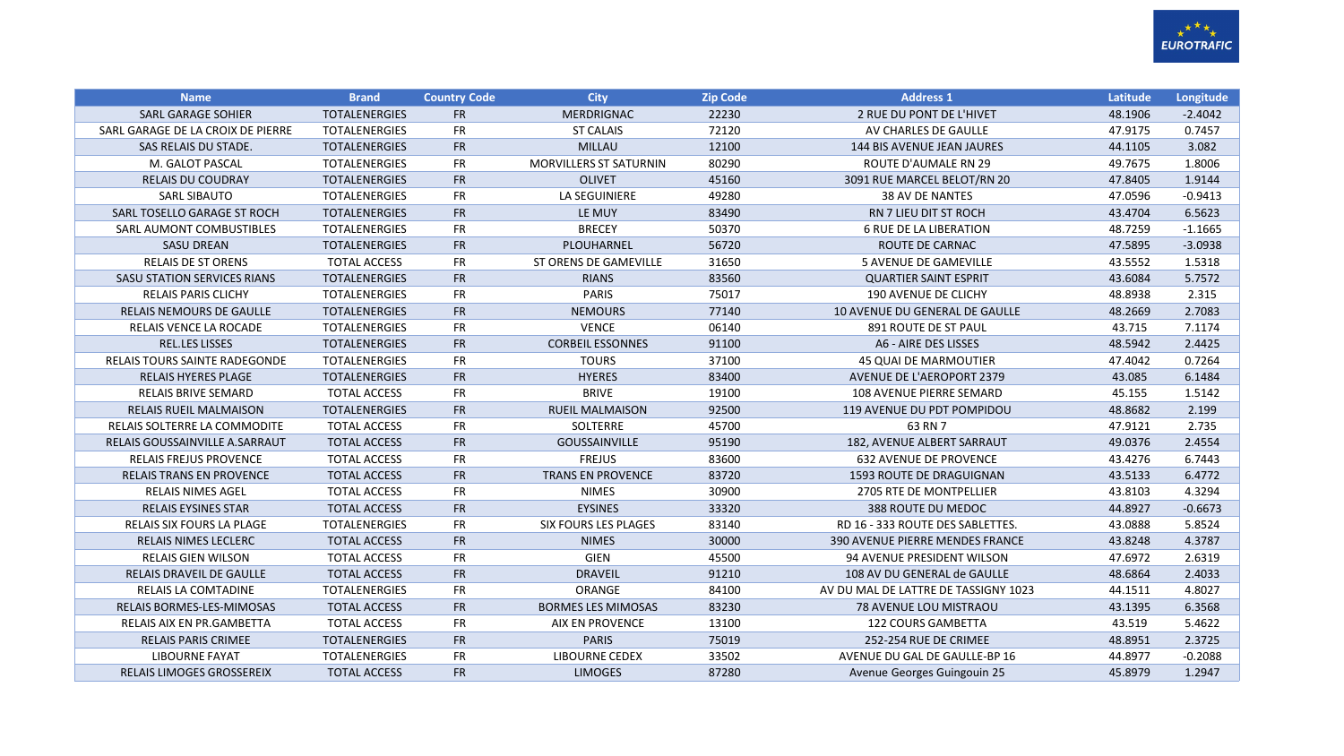| Name | Brand | Country Code | City | Zip Code | Address 1 | Latitude | Longitude |
|---|---|---|---|---|---|---|---|
| SARL GARAGE SOHIER | TOTALENERGIES | FR | MERDRIGNAC | 22230 | 2 RUE DU PONT DE L'HIVET | 48.1906 | -2.4042 |
| SARL GARAGE DE LA CROIX DE PIERRE | TOTALENERGIES | FR | ST CALAIS | 72120 | AV CHARLES DE GAULLE | 47.9175 | 0.7457 |
| SAS RELAIS DU STADE. | TOTALENERGIES | FR | MILLAU | 12100 | 144 BIS AVENUE JEAN JAURES | 44.1105 | 3.082 |
| M. GALOT PASCAL | TOTALENERGIES | FR | MORVILLERS ST SATURNIN | 80290 | ROUTE D'AUMALE RN 29 | 49.7675 | 1.8006 |
| RELAIS DU COUDRAY | TOTALENERGIES | FR | OLIVET | 45160 | 3091 RUE MARCEL BELOT/RN 20 | 47.8405 | 1.9144 |
| SARL SIBAUTO | TOTALENERGIES | FR | LA SEGUINIERE | 49280 | 38 AV DE NANTES | 47.0596 | -0.9413 |
| SARL TOSELLO GARAGE ST ROCH | TOTALENERGIES | FR | LE MUY | 83490 | RN 7 LIEU DIT ST ROCH | 43.4704 | 6.5623 |
| SARL AUMONT COMBUSTIBLES | TOTALENERGIES | FR | BRECEY | 50370 | 6 RUE DE LA LIBERATION | 48.7259 | -1.1665 |
| SASU DREAN | TOTALENERGIES | FR | PLOUHARNEL | 56720 | ROUTE DE CARNAC | 47.5895 | -3.0938 |
| RELAIS DE ST ORENS | TOTAL ACCESS | FR | ST ORENS DE GAMEVILLE | 31650 | 5 AVENUE DE GAMEVILLE | 43.5552 | 1.5318 |
| SASU STATION SERVICES RIANS | TOTALENERGIES | FR | RIANS | 83560 | QUARTIER SAINT ESPRIT | 43.6084 | 5.7572 |
| RELAIS PARIS CLICHY | TOTALENERGIES | FR | PARIS | 75017 | 190 AVENUE DE CLICHY | 48.8938 | 2.315 |
| RELAIS NEMOURS DE GAULLE | TOTALENERGIES | FR | NEMOURS | 77140 | 10 AVENUE DU GENERAL DE GAULLE | 48.2669 | 2.7083 |
| RELAIS VENCE LA ROCADE | TOTALENERGIES | FR | VENCE | 06140 | 891 ROUTE DE ST PAUL | 43.715 | 7.1174 |
| REL.LES LISSES | TOTALENERGIES | FR | CORBEIL ESSONNES | 91100 | A6 - AIRE DES LISSES | 48.5942 | 2.4425 |
| RELAIS TOURS SAINTE RADEGONDE | TOTALENERGIES | FR | TOURS | 37100 | 45 QUAI DE MARMOUTIER | 47.4042 | 0.7264 |
| RELAIS HYERES PLAGE | TOTALENERGIES | FR | HYERES | 83400 | AVENUE DE L'AEROPORT 2379 | 43.085 | 6.1484 |
| RELAIS BRIVE SEMARD | TOTAL ACCESS | FR | BRIVE | 19100 | 108 AVENUE PIERRE SEMARD | 45.155 | 1.5142 |
| RELAIS RUEIL MALMAISON | TOTALENERGIES | FR | RUEIL MALMAISON | 92500 | 119 AVENUE DU PDT POMPIDOU | 48.8682 | 2.199 |
| RELAIS SOLTERRE LA COMMODITE | TOTAL ACCESS | FR | SOLTERRE | 45700 | 63 RN 7 | 47.9121 | 2.735 |
| RELAIS GOUSSAINVILLE A.SARRAUT | TOTAL ACCESS | FR | GOUSSAINVILLE | 95190 | 182, AVENUE ALBERT SARRAUT | 49.0376 | 2.4554 |
| RELAIS FREJUS PROVENCE | TOTAL ACCESS | FR | FREJUS | 83600 | 632 AVENUE DE PROVENCE | 43.4276 | 6.7443 |
| RELAIS TRANS EN PROVENCE | TOTAL ACCESS | FR | TRANS EN PROVENCE | 83720 | 1593 ROUTE DE DRAGUIGNAN | 43.5133 | 6.4772 |
| RELAIS NIMES AGEL | TOTAL ACCESS | FR | NIMES | 30900 | 2705 RTE DE MONTPELLIER | 43.8103 | 4.3294 |
| RELAIS EYSINES STAR | TOTAL ACCESS | FR | EYSINES | 33320 | 388 ROUTE DU MEDOC | 44.8927 | -0.6673 |
| RELAIS SIX FOURS LA PLAGE | TOTALENERGIES | FR | SIX FOURS LES PLAGES | 83140 | RD 16 - 333 ROUTE DES SABLETTES. | 43.0888 | 5.8524 |
| RELAIS NIMES LECLERC | TOTAL ACCESS | FR | NIMES | 30000 | 390 AVENUE PIERRE MENDES FRANCE | 43.8248 | 4.3787 |
| RELAIS GIEN WILSON | TOTAL ACCESS | FR | GIEN | 45500 | 94 AVENUE PRESIDENT WILSON | 47.6972 | 2.6319 |
| RELAIS DRAVEIL DE GAULLE | TOTAL ACCESS | FR | DRAVEIL | 91210 | 108 AV DU GENERAL de GAULLE | 48.6864 | 2.4033 |
| RELAIS LA COMTADINE | TOTALENERGIES | FR | ORANGE | 84100 | AV DU MAL DE LATTRE DE TASSIGNY 1023 | 44.1511 | 4.8027 |
| RELAIS BORMES-LES-MIMOSAS | TOTAL ACCESS | FR | BORMES LES MIMOSAS | 83230 | 78 AVENUE LOU MISTRAOU | 43.1395 | 6.3568 |
| RELAIS AIX EN PR.GAMBETTA | TOTAL ACCESS | FR | AIX EN PROVENCE | 13100 | 122 COURS GAMBETTA | 43.519 | 5.4622 |
| RELAIS PARIS CRIMEE | TOTALENERGIES | FR | PARIS | 75019 | 252-254 RUE DE CRIMEE | 48.8951 | 2.3725 |
| LIBOURNE FAYAT | TOTALENERGIES | FR | LIBOURNE CEDEX | 33502 | AVENUE DU GAL DE GAULLE-BP 16 | 44.8977 | -0.2088 |
| RELAIS LIMOGES GROSSEREIX | TOTAL ACCESS | FR | LIMOGES | 87280 | Avenue Georges Guingouin 25 | 45.8979 | 1.2947 |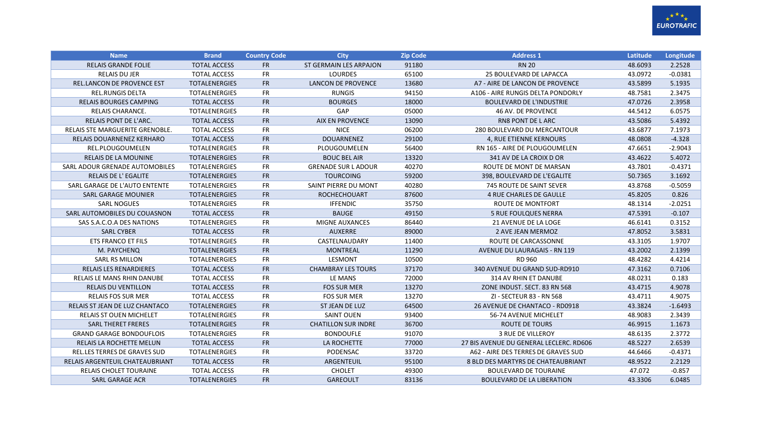| Name | Brand | Country Code | City | Zip Code | Address 1 | Latitude | Longitude |
|---|---|---|---|---|---|---|---|
| RELAIS GRANDE FOLIE | TOTAL ACCESS | FR | ST GERMAIN LES ARPAJON | 91180 | RN 20 | 48.6093 | 2.2528 |
| RELAIS DU JER | TOTAL ACCESS | FR | LOURDES | 65100 | 25 BOULEVARD DE LAPACCA | 43.0972 | -0.0381 |
| REL.LANCON DE PROVENCE EST | TOTALENERGIES | FR | LANCON DE PROVENCE | 13680 | A7 - AIRE DE LANCON DE PROVENCE | 43.5899 | 5.1935 |
| REL.RUNGIS DELTA | TOTALENERGIES | FR | RUNGIS | 94150 | A106 - AIRE RUNGIS DELTA PONDORLY | 48.7581 | 2.3475 |
| RELAIS BOURGES CAMPING | TOTAL ACCESS | FR | BOURGES | 18000 | BOULEVARD DE L'INDUSTRIE | 47.0726 | 2.3958 |
| RELAIS CHARANCE. | TOTALENERGIES | FR | GAP | 05000 | 46 AV. DE PROVENCE | 44.5412 | 6.0575 |
| RELAIS PONT DE L'ARC. | TOTAL ACCESS | FR | AIX EN PROVENCE | 13090 | RN8 PONT DE L ARC | 43.5086 | 5.4392 |
| RELAIS STE MARGUERITE GRENOBLE. | TOTAL ACCESS | FR | NICE | 06200 | 280 BOULEVARD DU MERCANTOUR | 43.6877 | 7.1973 |
| RELAIS DOUARNENEZ KERHARO | TOTAL ACCESS | FR | DOUARNENEZ | 29100 | 4, RUE ETIENNE KERNOURS | 48.0808 | -4.328 |
| REL.PLOUGOUMELEN | TOTALENERGIES | FR | PLOUGOUMELEN | 56400 | RN 165 - AIRE DE PLOUGOUMELEN | 47.6651 | -2.9043 |
| RELAIS DE LA MOUNINE | TOTALENERGIES | FR | BOUC BEL AIR | 13320 | 341 AV DE LA CROIX D OR | 43.4622 | 5.4072 |
| SARL ADOUR GRENADE AUTOMOBILES | TOTALENERGIES | FR | GRENADE SUR L ADOUR | 40270 | ROUTE DE MONT DE MARSAN | 43.7801 | -0.4371 |
| RELAIS DE L' EGALITE | TOTALENERGIES | FR | TOURCOING | 59200 | 398, BOULEVARD DE L'EGALITE | 50.7365 | 3.1692 |
| SARL GARAGE DE L'AUTO ENTENTE | TOTALENERGIES | FR | SAINT PIERRE DU MONT | 40280 | 745 ROUTE DE SAINT SEVER | 43.8768 | -0.5059 |
| SARL GARAGE MOUNIER | TOTALENERGIES | FR | ROCHECHOUART | 87600 | 4 RUE CHARLES DE GAULLE | 45.8205 | 0.826 |
| SARL NOGUES | TOTALENERGIES | FR | IFFENDIC | 35750 | ROUTE DE MONTFORT | 48.1314 | -2.0251 |
| SARL AUTOMOBILES DU COUASNON | TOTAL ACCESS | FR | BAUGE | 49150 | 5 RUE FOULQUES NERRA | 47.5391 | -0.107 |
| SAS S.A.C.O.A DES NATIONS | TOTALENERGIES | FR | MIGNE AUXANCES | 86440 | 21 AVENUE DE LA LOGE | 46.6141 | 0.3152 |
| SARL CYBER | TOTAL ACCESS | FR | AUXERRE | 89000 | 2 AVE JEAN MERMOZ | 47.8052 | 3.5831 |
| ETS FRANCO ET FILS | TOTALENERGIES | FR | CASTELNAUDARY | 11400 | ROUTE DE CARCASSONNE | 43.3105 | 1.9707 |
| M. PAYCHENQ | TOTALENERGIES | FR | MONTREAL | 11290 | AVENUE DU LAURAGAIS - RN 119 | 43.2002 | 2.1399 |
| SARL RS MILLON | TOTALENERGIES | FR | LESMONT | 10500 | RD 960 | 48.4282 | 4.4214 |
| RELAIS LES RENARDIERES | TOTAL ACCESS | FR | CHAMBRAY LES TOURS | 37170 | 340 AVENUE DU GRAND SUD-RD910 | 47.3162 | 0.7106 |
| RELAIS LE MANS RHIN DANUBE | TOTAL ACCESS | FR | LE MANS | 72000 | 314 AV RHIN ET DANUBE | 48.0231 | 0.183 |
| RELAIS DU VENTILLON | TOTAL ACCESS | FR | FOS SUR MER | 13270 | ZONE INDUST. SECT. 83 RN 568 | 43.4715 | 4.9078 |
| RELAIS FOS SUR MER | TOTAL ACCESS | FR | FOS SUR MER | 13270 | ZI - SECTEUR 83 - RN 568 | 43.4711 | 4.9075 |
| RELAIS ST JEAN DE LUZ CHANTACO | TOTALENERGIES | FR | ST JEAN DE LUZ | 64500 | 26 AVENUE DE CHANTACO - RD0918 | 43.3824 | -1.6493 |
| RELAIS ST OUEN MICHELET | TOTALENERGIES | FR | SAINT OUEN | 93400 | 56-74 AVENUE MICHELET | 48.9083 | 2.3439 |
| SARL THERET FRERES | TOTALENERGIES | FR | CHATILLON SUR INDRE | 36700 | ROUTE DE TOURS | 46.9915 | 1.1673 |
| GRAND GARAGE BONDOUFLOIS | TOTALENERGIES | FR | BONDOUFLE | 91070 | 3 RUE DE VILLEROY | 48.6135 | 2.3772 |
| RELAIS LA ROCHETTE MELUN | TOTAL ACCESS | FR | LA ROCHETTE | 77000 | 27 BIS AVENUE DU GENERAL LECLERC. RD606 | 48.5227 | 2.6539 |
| REL.LES TERRES DE GRAVES SUD | TOTALENERGIES | FR | PODENSAC | 33720 | A62 - AIRE DES TERRES DE GRAVES SUD | 44.6466 | -0.4371 |
| RELAIS ARGENTEUIL CHATEAUBRIANT | TOTAL ACCESS | FR | ARGENTEUIL | 95100 | 8 BLD DES MARTYRS DE CHATEAUBRIANT | 48.9522 | 2.2129 |
| RELAIS CHOLET TOURAINE | TOTAL ACCESS | FR | CHOLET | 49300 | BOULEVARD DE TOURAINE | 47.072 | -0.857 |
| SARL GARAGE ACR | TOTALENERGIES | FR | GAREOULT | 83136 | BOULEVARD DE LA LIBERATION | 43.3306 | 6.0485 |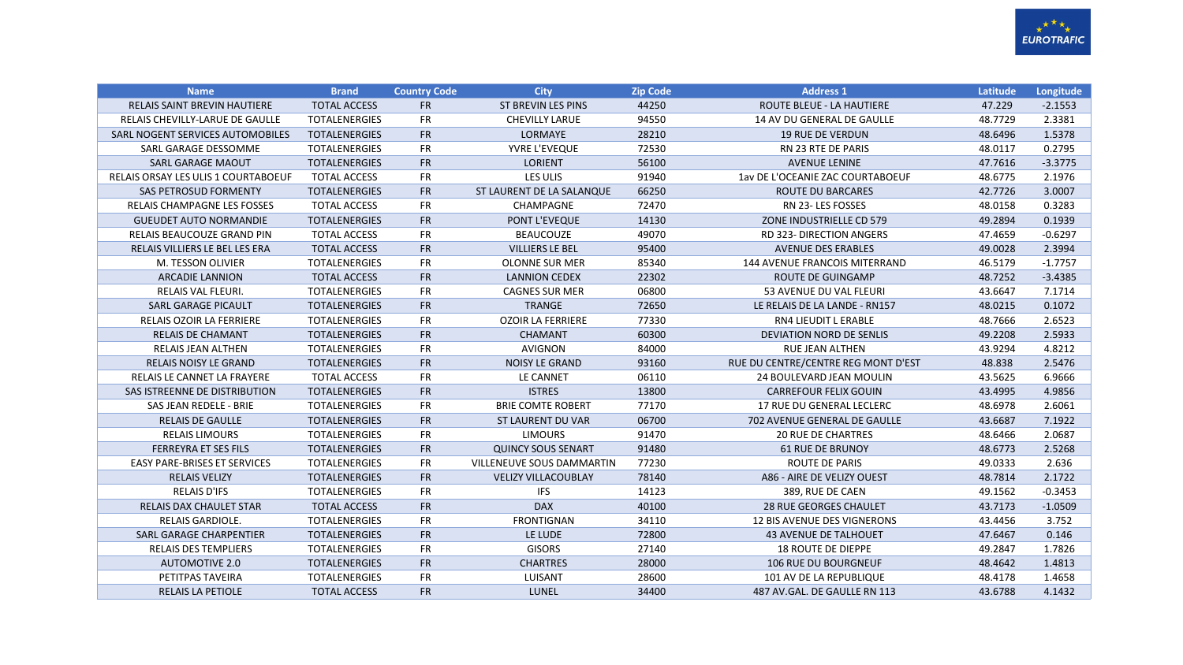| Name | Brand | Country Code | City | Zip Code | Address 1 | Latitude | Longitude |
|---|---|---|---|---|---|---|---|
| RELAIS SAINT BREVIN HAUTIERE | TOTAL ACCESS | FR | ST BREVIN LES PINS | 44250 | ROUTE BLEUE - LA HAUTIERE | 47.229 | -2.1553 |
| RELAIS CHEVILLY-LARUE DE GAULLE | TOTALENERGIES | FR | CHEVILLY LARUE | 94550 | 14 AV DU GENERAL DE GAULLE | 48.7729 | 2.3381 |
| SARL NOGENT SERVICES AUTOMOBILES | TOTALENERGIES | FR | LORMAYE | 28210 | 19 RUE DE VERDUN | 48.6496 | 1.5378 |
| SARL GARAGE DESSOMME | TOTALENERGIES | FR | YVRE L'EVEQUE | 72530 | RN 23 RTE DE PARIS | 48.0117 | 0.2795 |
| SARL GARAGE MAOUT | TOTALENERGIES | FR | LORIENT | 56100 | AVENUE LENINE | 47.7616 | -3.3775 |
| RELAIS ORSAY LES ULIS 1 COURTABOEUF | TOTAL ACCESS | FR | LES ULIS | 91940 | 1av DE L'OCEANIE ZAC COURTABOEUF | 48.6775 | 2.1976 |
| SAS PETROSUD FORMENTY | TOTALENERGIES | FR | ST LAURENT DE LA SALANQUE | 66250 | ROUTE DU BARCARES | 42.7726 | 3.0007 |
| RELAIS CHAMPAGNE LES FOSSES | TOTAL ACCESS | FR | CHAMPAGNE | 72470 | RN 23- LES FOSSES | 48.0158 | 0.3283 |
| GUEUDET AUTO NORMANDIE | TOTALENERGIES | FR | PONT L'EVEQUE | 14130 | ZONE INDUSTRIELLE CD 579 | 49.2894 | 0.1939 |
| RELAIS BEAUCOUZE GRAND PIN | TOTAL ACCESS | FR | BEAUCOUZE | 49070 | RD 323- DIRECTION ANGERS | 47.4659 | -0.6297 |
| RELAIS VILLIERS LE BEL LES ERA | TOTAL ACCESS | FR | VILLIERS LE BEL | 95400 | AVENUE DES ERABLES | 49.0028 | 2.3994 |
| M. TESSON OLIVIER | TOTALENERGIES | FR | OLONNE SUR MER | 85340 | 144 AVENUE FRANCOIS MITERRAND | 46.5179 | -1.7757 |
| ARCADIE LANNION | TOTAL ACCESS | FR | LANNION CEDEX | 22302 | ROUTE DE GUINGAMP | 48.7252 | -3.4385 |
| RELAIS VAL FLEURI. | TOTALENERGIES | FR | CAGNES SUR MER | 06800 | 53 AVENUE DU VAL FLEURI | 43.6647 | 7.1714 |
| SARL GARAGE PICAULT | TOTALENERGIES | FR | TRANGE | 72650 | LE RELAIS DE LA LANDE - RN157 | 48.0215 | 0.1072 |
| RELAIS OZOIR LA FERRIERE | TOTALENERGIES | FR | OZOIR LA FERRIERE | 77330 | RN4 LIEUDIT L ERABLE | 48.7666 | 2.6523 |
| RELAIS DE CHAMANT | TOTALENERGIES | FR | CHAMANT | 60300 | DEVIATION NORD DE SENLIS | 49.2208 | 2.5933 |
| RELAIS JEAN ALTHEN | TOTALENERGIES | FR | AVIGNON | 84000 | RUE JEAN ALTHEN | 43.9294 | 4.8212 |
| RELAIS NOISY LE GRAND | TOTALENERGIES | FR | NOISY LE GRAND | 93160 | RUE DU CENTRE/CENTRE REG MONT D'EST | 48.838 | 2.5476 |
| RELAIS LE CANNET LA FRAYERE | TOTAL ACCESS | FR | LE CANNET | 06110 | 24 BOULEVARD JEAN MOULIN | 43.5625 | 6.9666 |
| SAS ISTREENNE DE DISTRIBUTION | TOTALENERGIES | FR | ISTRES | 13800 | CARREFOUR FELIX GOUIN | 43.4995 | 4.9856 |
| SAS JEAN REDELE - BRIE | TOTALENERGIES | FR | BRIE COMTE ROBERT | 77170 | 17 RUE DU GENERAL LECLERC | 48.6978 | 2.6061 |
| RELAIS DE GAULLE | TOTALENERGIES | FR | ST LAURENT DU VAR | 06700 | 702 AVENUE GENERAL DE GAULLE | 43.6687 | 7.1922 |
| RELAIS LIMOURS | TOTALENERGIES | FR | LIMOURS | 91470 | 20 RUE DE CHARTRES | 48.6466 | 2.0687 |
| FERREYRA ET SES FILS | TOTALENERGIES | FR | QUINCY SOUS SENART | 91480 | 61 RUE DE BRUNOY | 48.6773 | 2.5268 |
| EASY PARE-BRISES ET SERVICES | TOTALENERGIES | FR | VILLENEUVE SOUS DAMMARTIN | 77230 | ROUTE DE PARIS | 49.0333 | 2.636 |
| RELAIS VELIZY | TOTALENERGIES | FR | VELIZY VILLACOUBLAY | 78140 | A86 - AIRE DE VELIZY OUEST | 48.7814 | 2.1722 |
| RELAIS D'IFS | TOTALENERGIES | FR | IFS | 14123 | 389, RUE DE CAEN | 49.1562 | -0.3453 |
| RELAIS DAX CHAULET STAR | TOTAL ACCESS | FR | DAX | 40100 | 28 RUE GEORGES CHAULET | 43.7173 | -1.0509 |
| RELAIS GARDIOLE. | TOTALENERGIES | FR | FRONTIGNAN | 34110 | 12 BIS AVENUE DES VIGNERONS | 43.4456 | 3.752 |
| SARL GARAGE CHARPENTIER | TOTALENERGIES | FR | LE LUDE | 72800 | 43 AVENUE DE TALHOUET | 47.6467 | 0.146 |
| RELAIS DES TEMPLIERS | TOTALENERGIES | FR | GISORS | 27140 | 18 ROUTE DE DIEPPE | 49.2847 | 1.7826 |
| AUTOMOTIVE 2.0 | TOTALENERGIES | FR | CHARTRES | 28000 | 106 RUE DU BOURGNEUF | 48.4642 | 1.4813 |
| PETITPAS TAVEIRA | TOTALENERGIES | FR | LUISANT | 28600 | 101 AV DE LA REPUBLIQUE | 48.4178 | 1.4658 |
| RELAIS LA PETIOLE | TOTAL ACCESS | FR | LUNEL | 34400 | 487 AV.GAL. DE GAULLE RN 113 | 43.6788 | 4.1432 |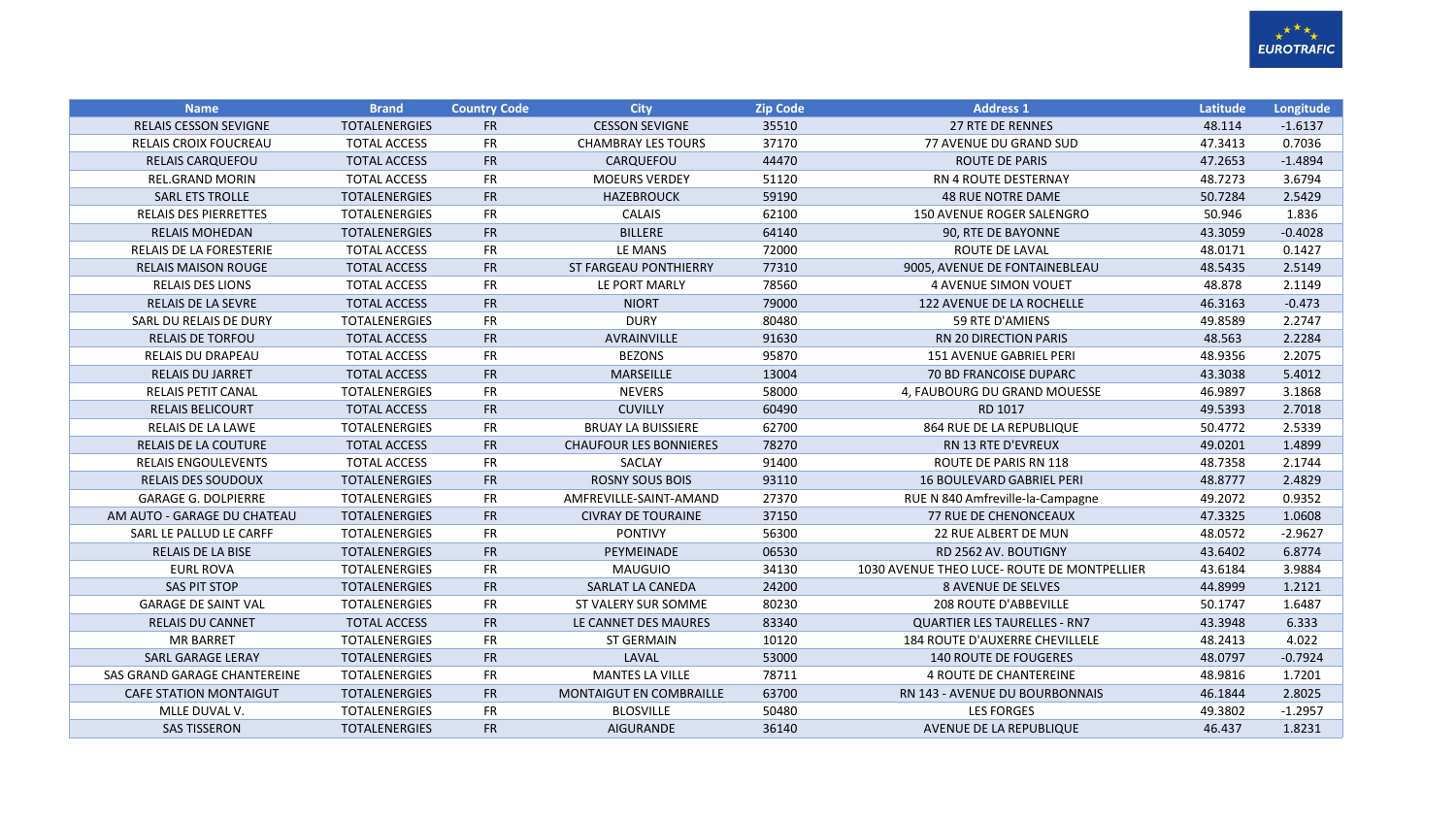| Name | Brand | Country Code | City | Zip Code | Address 1 | Latitude | Longitude |
|---|---|---|---|---|---|---|---|
| RELAIS CESSON SEVIGNE | TOTALENERGIES | FR | CESSON SEVIGNE | 35510 | 27 RTE DE RENNES | 48.114 | -1.6137 |
| RELAIS CROIX FOUCREAU | TOTAL ACCESS | FR | CHAMBRAY LES TOURS | 37170 | 77 AVENUE DU GRAND SUD | 47.3413 | 0.7036 |
| RELAIS CARQUEFOU | TOTAL ACCESS | FR | CARQUEFOU | 44470 | ROUTE DE PARIS | 47.2653 | -1.4894 |
| REL.GRAND MORIN | TOTAL ACCESS | FR | MOEURS VERDEY | 51120 | RN 4 ROUTE DESTERNAY | 48.7273 | 3.6794 |
| SARL ETS TROLLE | TOTALENERGIES | FR | HAZEBROUCK | 59190 | 48 RUE NOTRE DAME | 50.7284 | 2.5429 |
| RELAIS DES PIERRETTES | TOTALENERGIES | FR | CALAIS | 62100 | 150 AVENUE ROGER SALENGRO | 50.946 | 1.836 |
| RELAIS MOHEDAN | TOTALENERGIES | FR | BILLERE | 64140 | 90, RTE DE BAYONNE | 43.3059 | -0.4028 |
| RELAIS DE LA FORESTERIE | TOTAL ACCESS | FR | LE MANS | 72000 | ROUTE DE LAVAL | 48.0171 | 0.1427 |
| RELAIS MAISON ROUGE | TOTAL ACCESS | FR | ST FARGEAU PONTHIERRY | 77310 | 9005, AVENUE DE FONTAINEBLEAU | 48.5435 | 2.5149 |
| RELAIS DES LIONS | TOTAL ACCESS | FR | LE PORT MARLY | 78560 | 4 AVENUE SIMON VOUET | 48.878 | 2.1149 |
| RELAIS DE LA SEVRE | TOTAL ACCESS | FR | NIORT | 79000 | 122 AVENUE DE LA ROCHELLE | 46.3163 | -0.473 |
| SARL DU RELAIS DE DURY | TOTALENERGIES | FR | DURY | 80480 | 59 RTE D'AMIENS | 49.8589 | 2.2747 |
| RELAIS DE TORFOU | TOTAL ACCESS | FR | AVRAINVILLE | 91630 | RN 20 DIRECTION PARIS | 48.563 | 2.2284 |
| RELAIS DU DRAPEAU | TOTAL ACCESS | FR | BEZONS | 95870 | 151 AVENUE GABRIEL PERI | 48.9356 | 2.2075 |
| RELAIS DU JARRET | TOTAL ACCESS | FR | MARSEILLE | 13004 | 70 BD FRANCOISE DUPARC | 43.3038 | 5.4012 |
| RELAIS PETIT CANAL | TOTALENERGIES | FR | NEVERS | 58000 | 4, FAUBOURG DU GRAND MOUESSE | 46.9897 | 3.1868 |
| RELAIS BELICOURT | TOTAL ACCESS | FR | CUVILLY | 60490 | RD 1017 | 49.5393 | 2.7018 |
| RELAIS DE LA LAWE | TOTALENERGIES | FR | BRUAY LA BUISSIERE | 62700 | 864 RUE DE LA REPUBLIQUE | 50.4772 | 2.5339 |
| RELAIS DE LA COUTURE | TOTAL ACCESS | FR | CHAUFOUR LES BONNIERES | 78270 | RN 13 RTE D'EVREUX | 49.0201 | 1.4899 |
| RELAIS ENGOULEVENTS | TOTAL ACCESS | FR | SACLAY | 91400 | ROUTE DE PARIS RN 118 | 48.7358 | 2.1744 |
| RELAIS DES SOUDOUX | TOTALENERGIES | FR | ROSNY SOUS BOIS | 93110 | 16 BOULEVARD GABRIEL PERI | 48.8777 | 2.4829 |
| GARAGE G. DOLPIERRE | TOTALENERGIES | FR | AMFREVILLE-SAINT-AMAND | 27370 | RUE N 840 Amfreville-la-Campagne | 49.2072 | 0.9352 |
| AM AUTO - GARAGE DU CHATEAU | TOTALENERGIES | FR | CIVRAY DE TOURAINE | 37150 | 77 RUE DE CHENONCEAUX | 47.3325 | 1.0608 |
| SARL LE PALLUD LE CARFF | TOTALENERGIES | FR | PONTIVY | 56300 | 22 RUE ALBERT DE MUN | 48.0572 | -2.9627 |
| RELAIS DE LA BISE | TOTALENERGIES | FR | PEYMEINADE | 06530 | RD 2562 AV. BOUTIGNY | 43.6402 | 6.8774 |
| EURL ROVA | TOTALENERGIES | FR | MAUGUIO | 34130 | 1030 AVENUE THEO LUCE- ROUTE DE MONTPELLIER | 43.6184 | 3.9884 |
| SAS PIT STOP | TOTALENERGIES | FR | SARLAT LA CANEDA | 24200 | 8 AVENUE DE SELVES | 44.8999 | 1.2121 |
| GARAGE DE SAINT VAL | TOTALENERGIES | FR | ST VALERY SUR SOMME | 80230 | 208 ROUTE D'ABBEVILLE | 50.1747 | 1.6487 |
| RELAIS DU CANNET | TOTAL ACCESS | FR | LE CANNET DES MAURES | 83340 | QUARTIER LES TAURELLES - RN7 | 43.3948 | 6.333 |
| MR BARRET | TOTALENERGIES | FR | ST GERMAIN | 10120 | 184 ROUTE D'AUXERRE CHEVILLELE | 48.2413 | 4.022 |
| SARL GARAGE LERAY | TOTALENERGIES | FR | LAVAL | 53000 | 140 ROUTE DE FOUGERES | 48.0797 | -0.7924 |
| SAS GRAND GARAGE CHANTEREINE | TOTALENERGIES | FR | MANTES LA VILLE | 78711 | 4 ROUTE DE CHANTEREINE | 48.9816 | 1.7201 |
| CAFE STATION MONTAIGUT | TOTALENERGIES | FR | MONTAIGUT EN COMBRAILLE | 63700 | RN 143 - AVENUE DU BOURBONNAIS | 46.1844 | 2.8025 |
| MLLE DUVAL V. | TOTALENERGIES | FR | BLOSVILLE | 50480 | LES FORGES | 49.3802 | -1.2957 |
| SAS TISSERON | TOTALENERGIES | FR | AIGURANDE | 36140 | AVENUE DE LA REPUBLIQUE | 46.437 | 1.8231 |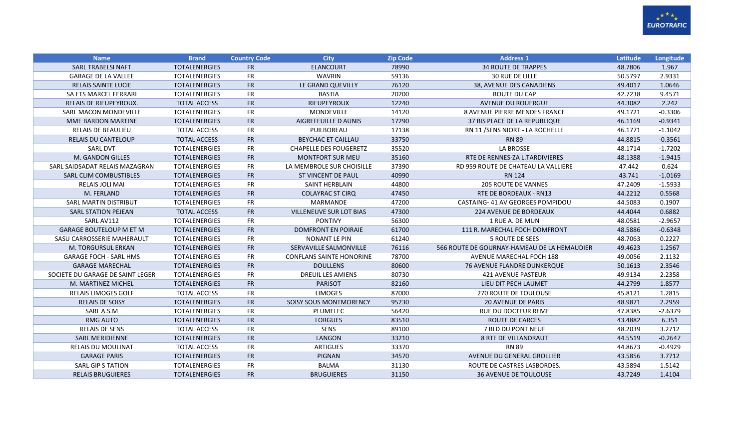| Name | Brand | Country Code | City | Zip Code | Address 1 | Latitude | Longitude |
|---|---|---|---|---|---|---|---|
| SARL TRABELSI NAFT | TOTALENERGIES | FR | ELANCOURT | 78990 | 34 ROUTE DE TRAPPES | 48.7806 | 1.967 |
| GARAGE DE LA VALLEE | TOTALENERGIES | FR | WAVRIN | 59136 | 30 RUE DE LILLE | 50.5797 | 2.9331 |
| RELAIS SAINTE LUCIE | TOTALENERGIES | FR | LE GRAND QUEVILLY | 76120 | 38, AVENUE DES CANADIENS | 49.4017 | 1.0646 |
| SA ETS MARCEL FERRARI | TOTALENERGIES | FR | BASTIA | 20200 | ROUTE DU CAP | 42.7238 | 9.4571 |
| RELAIS DE RIEUPEYROUX. | TOTAL ACCESS | FR | RIEUPEYROUX | 12240 | AVENUE DU ROUERGUE | 44.3082 | 2.242 |
| SARL MACON MONDEVILLE | TOTALENERGIES | FR | MONDEVILLE | 14120 | 8 AVENUE PIERRE MENDES FRANCE | 49.1721 | -0.3306 |
| MME BARDON MARTINE | TOTALENERGIES | FR | AIGREFEUILLE D AUNIS | 17290 | 37 BIS PLACE DE LA REPUBLIQUE | 46.1169 | -0.9341 |
| RELAIS DE BEAULIEU | TOTAL ACCESS | FR | PUILBOREAU | 17138 | RN 11 /SENS NIORT - LA ROCHELLE | 46.1771 | -1.1042 |
| RELAIS DU CANTELOUP | TOTAL ACCESS | FR | BEYCHAC ET CAILLAU | 33750 | RN 89 | 44.8815 | -0.3561 |
| SARL DVT | TOTALENERGIES | FR | CHAPELLE DES FOUGERETZ | 35520 | LA BROSSE | 48.1714 | -1.7202 |
| M. GANDON GILLES | TOTALENERGIES | FR | MONTFORT SUR MEU | 35160 | RTE DE RENNES-ZA L.TARDIVIERES | 48.1388 | -1.9415 |
| SARL SAIDSADAT RELAIS MAZAGRAN | TOTALENERGIES | FR | LA MEMBROLE SUR CHOISILLE | 37390 | RD 959 ROUTE DE CHATEAU LA VALLIERE | 47.442 | 0.624 |
| SARL CLIM COMBUSTIBLES | TOTALENERGIES | FR | ST VINCENT DE PAUL | 40990 | RN 124 | 43.741 | -1.0169 |
| RELAIS JOLI MAI | TOTALENERGIES | FR | SAINT HERBLAIN | 44800 | 205 ROUTE DE VANNES | 47.2409 | -1.5933 |
| M. FERLAND | TOTALENERGIES | FR | COLAYRAC ST CIRQ | 47450 | RTE DE BORDEAUX - RN13 | 44.2212 | 0.5568 |
| SARL MARTIN DISTRIBUT | TOTALENERGIES | FR | MARMANDE | 47200 | CASTAING- 41 AV GEORGES POMPIDOU | 44.5083 | 0.1907 |
| SARL STATION PEJEAN | TOTAL ACCESS | FR | VILLENEUVE SUR LOT BIAS | 47300 | 224 AVENUE DE BORDEAUX | 44.4044 | 0.6882 |
| SARL AV112 | TOTALENERGIES | FR | PONTIVY | 56300 | 1 RUE A. DE MUN | 48.0581 | -2.9657 |
| GARAGE BOUTELOUP M ET M | TOTALENERGIES | FR | DOMFRONT EN POIRAIE | 61700 | 111 R. MARECHAL FOCH DOMFRONT | 48.5886 | -0.6348 |
| SASU CARROSSERIE MAHERAULT | TOTALENERGIES | FR | NONANT LE PIN | 61240 | 5 ROUTE DE SEES | 48.7063 | 0.2227 |
| M. TORGURSUL ERKAN | TOTALENERGIES | FR | SERVAVILLE SALMONVILLE | 76116 | 566 ROUTE DE GOURNAY-HAMEAU DE LA HEMAUDIER | 49.4623 | 1.2567 |
| GARAGE FOCH - SARL HMS | TOTALENERGIES | FR | CONFLANS SAINTE HONORINE | 78700 | AVENUE MARECHAL FOCH 188 | 49.0056 | 2.1132 |
| GARAGE MARECHAL | TOTALENERGIES | FR | DOULLENS | 80600 | 76 AVENUE FLANDRE DUNKERQUE | 50.1613 | 2.3546 |
| SOCIETE DU GARAGE DE SAINT LEGER | TOTALENERGIES | FR | DREUIL LES AMIENS | 80730 | 421 AVENUE PASTEUR | 49.9134 | 2.2358 |
| M. MARTINEZ MICHEL | TOTALENERGIES | FR | PARISOT | 82160 | LIEU DIT PECH LAUMET | 44.2799 | 1.8577 |
| RELAIS LIMOGES GOLF | TOTAL ACCESS | FR | LIMOGES | 87000 | 270 ROUTE DE TOULOUSE | 45.8121 | 1.2815 |
| RELAIS DE SOISY | TOTALENERGIES | FR | SOISY SOUS MONTMORENCY | 95230 | 20 AVENUE DE PARIS | 48.9871 | 2.2959 |
| SARL A.S.M | TOTALENERGIES | FR | PLUMELEC | 56420 | RUE DU DOCTEUR REME | 47.8385 | -2.6379 |
| RMG AUTO | TOTALENERGIES | FR | LORGUES | 83510 | ROUTE DE CARCES | 43.4882 | 6.351 |
| RELAIS DE SENS | TOTAL ACCESS | FR | SENS | 89100 | 7 BLD DU PONT NEUF | 48.2039 | 3.2712 |
| SARL MERIDIENNE | TOTALENERGIES | FR | LANGON | 33210 | 8 RTE DE VILLANDRAUT | 44.5519 | -0.2647 |
| RELAIS DU MOULINAT | TOTAL ACCESS | FR | ARTIGUES | 33370 | RN 89 | 44.8673 | -0.4929 |
| GARAGE PARIS | TOTALENERGIES | FR | PIGNAN | 34570 | AVENUE DU GENERAL GROLLIER | 43.5856 | 3.7712 |
| SARL GIP S TATION | TOTALENERGIES | FR | BALMA | 31130 | ROUTE DE CASTRES LASBORDES. | 43.5894 | 1.5142 |
| RELAIS BRUGUIERES | TOTALENERGIES | FR | BRUGUIERES | 31150 | 36 AVENUE DE TOULOUSE | 43.7249 | 1.4104 |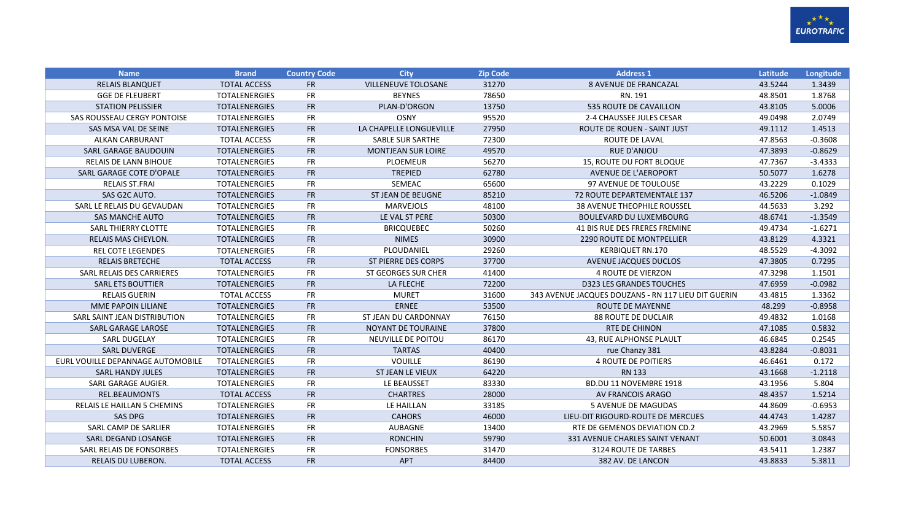| Name | Brand | Country Code | City | Zip Code | Address 1 | Latitude | Longitude |
|---|---|---|---|---|---|---|---|
| RELAIS BLANQUET | TOTAL ACCESS | FR | VILLENEUVE TOLOSANE | 31270 | 8 AVENUE DE FRANCAZAL | 43.5244 | 1.3439 |
| GGE DE FLEUBERT | TOTALENERGIES | FR | BEYNES | 78650 | RN. 191 | 48.8501 | 1.8768 |
| STATION PELISSIER | TOTALENERGIES | FR | PLAN-D'ORGON | 13750 | 535 ROUTE DE CAVAILLON | 43.8105 | 5.0006 |
| SAS ROUSSEAU CERGY PONTOISE | TOTALENERGIES | FR | OSNY | 95520 | 2-4 CHAUSSEE JULES CESAR | 49.0498 | 2.0749 |
| SAS MSA VAL DE SEINE | TOTALENERGIES | FR | LA CHAPELLE LONGUEVILLE | 27950 | ROUTE DE ROUEN - SAINT JUST | 49.1112 | 1.4513 |
| ALKAN CARBURANT | TOTAL ACCESS | FR | SABLE SUR SARTHE | 72300 | ROUTE DE LAVAL | 47.8563 | -0.3608 |
| SARL GARAGE BAUDOUIN | TOTALENERGIES | FR | MONTJEAN SUR LOIRE | 49570 | RUE D'ANJOU | 47.3893 | -0.8629 |
| RELAIS DE LANN BIHOUE | TOTALENERGIES | FR | PLOEMEUR | 56270 | 15, ROUTE DU FORT BLOQUE | 47.7367 | -3.4333 |
| SARL GARAGE COTE D'OPALE | TOTALENERGIES | FR | TREPIED | 62780 | AVENUE DE L'AEROPORT | 50.5077 | 1.6278 |
| RELAIS ST.FRAI | TOTALENERGIES | FR | SEMEAC | 65600 | 97 AVENUE DE TOULOUSE | 43.2229 | 0.1029 |
| SAS G2C AUTO. | TOTALENERGIES | FR | ST JEAN DE BEUGNE | 85210 | 72 ROUTE DEPARTEMENTALE 137 | 46.5206 | -1.0849 |
| SARL LE RELAIS DU GEVAUDAN | TOTALENERGIES | FR | MARVEJOLS | 48100 | 38 AVENUE THEOPHILE ROUSSEL | 44.5633 | 3.292 |
| SAS MANCHE AUTO | TOTALENERGIES | FR | LE VAL ST PERE | 50300 | BOULEVARD DU LUXEMBOURG | 48.6741 | -1.3549 |
| SARL THIERRY CLOTTE | TOTALENERGIES | FR | BRICQUEBEC | 50260 | 41 BIS RUE DES FRERES FREMINE | 49.4734 | -1.6271 |
| RELAIS MAS CHEYLON. | TOTALENERGIES | FR | NIMES | 30900 | 2290 ROUTE DE MONTPELLIER | 43.8129 | 4.3321 |
| REL COTE LEGENDES | TOTALENERGIES | FR | PLOUDANIEL | 29260 | KERBIQUET RN.170 | 48.5529 | -4.3092 |
| RELAIS BRETECHE | TOTAL ACCESS | FR | ST PIERRE DES CORPS | 37700 | AVENUE JACQUES DUCLOS | 47.3805 | 0.7295 |
| SARL RELAIS DES CARRIERES | TOTALENERGIES | FR | ST GEORGES SUR CHER | 41400 | 4 ROUTE DE VIERZON | 47.3298 | 1.1501 |
| SARL ETS BOUTTIER | TOTALENERGIES | FR | LA FLECHE | 72200 | D323 LES GRANDES TOUCHES | 47.6959 | -0.0982 |
| RELAIS GUERIN | TOTAL ACCESS | FR | MURET | 31600 | 343 AVENUE JACQUES DOUZANS - RN 117 LIEU DIT GUERIN | 43.4815 | 1.3362 |
| MME PAPOIN LILIANE | TOTALENERGIES | FR | ERNEE | 53500 | ROUTE DE MAYENNE | 48.299 | -0.8958 |
| SARL SAINT JEAN DISTRIBUTION | TOTALENERGIES | FR | ST JEAN DU CARDONNAY | 76150 | 88 ROUTE DE DUCLAIR | 49.4832 | 1.0168 |
| SARL GARAGE LAROSE | TOTALENERGIES | FR | NOYANT DE TOURAINE | 37800 | RTE DE CHINON | 47.1085 | 0.5832 |
| SARL DUGELAY | TOTALENERGIES | FR | NEUVILLE DE POITOU | 86170 | 43, RUE ALPHONSE PLAULT | 46.6845 | 0.2545 |
| SARL DUVERGE | TOTALENERGIES | FR | TARTAS | 40400 | rue Chanzy 381 | 43.8284 | -0.8031 |
| EURL VOUILLE DEPANNAGE AUTOMOBILE | TOTALENERGIES | FR | VOUILLE | 86190 | 4 ROUTE DE POITIERS | 46.6461 | 0.172 |
| SARL HANDY JULES | TOTALENERGIES | FR | ST JEAN LE VIEUX | 64220 | RN 133 | 43.1668 | -1.2118 |
| SARL GARAGE AUGIER. | TOTALENERGIES | FR | LE BEAUSSET | 83330 | BD.DU 11 NOVEMBRE 1918 | 43.1956 | 5.804 |
| REL.BEAUMONTS | TOTAL ACCESS | FR | CHARTRES | 28000 | AV FRANCOIS ARAGO | 48.4357 | 1.5214 |
| RELAIS LE HAILLAN 5 CHEMINS | TOTALENERGIES | FR | LE HAILLAN | 33185 | 5 AVENUE DE MAGUDAS | 44.8609 | -0.6953 |
| SAS DPG | TOTALENERGIES | FR | CAHORS | 46000 | LIEU-DIT RIGOURD-ROUTE DE MERCUES | 44.4743 | 1.4287 |
| SARL CAMP DE SARLIER | TOTALENERGIES | FR | AUBAGNE | 13400 | RTE DE GEMENOS DEVIATION CD.2 | 43.2969 | 5.5857 |
| SARL DEGAND LOSANGE | TOTALENERGIES | FR | RONCHIN | 59790 | 331 AVENUE CHARLES SAINT VENANT | 50.6001 | 3.0843 |
| SARL RELAIS DE FONSORBES | TOTALENERGIES | FR | FONSORBES | 31470 | 3124 ROUTE DE TARBES | 43.5411 | 1.2387 |
| RELAIS DU LUBERON. | TOTAL ACCESS | FR | APT | 84400 | 382 AV. DE LANCON | 43.8833 | 5.3811 |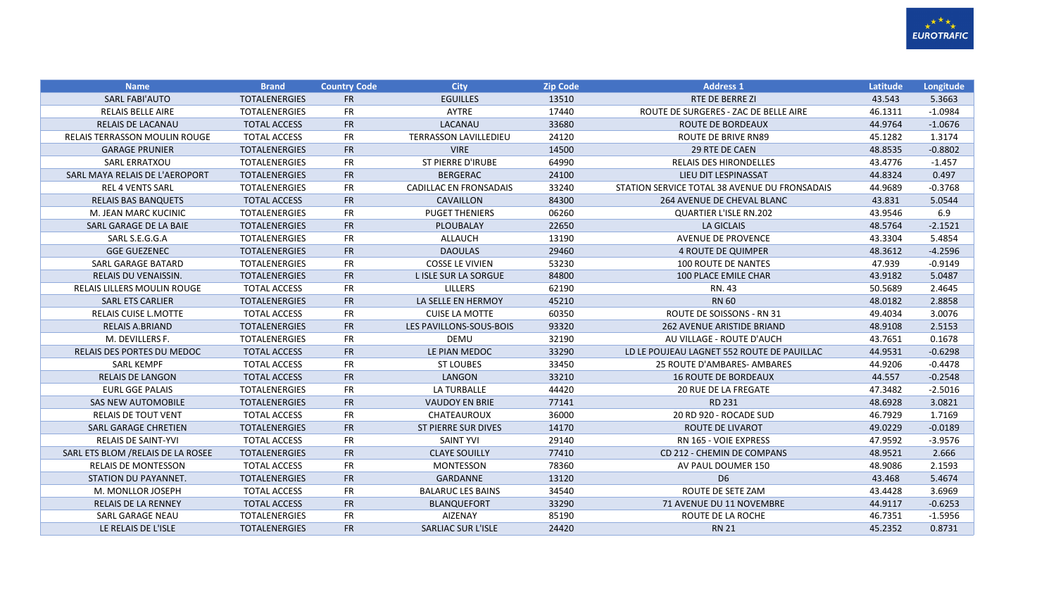| Name | Brand | Country Code | City | Zip Code | Address 1 | Latitude | Longitude |
|---|---|---|---|---|---|---|---|
| SARL FABI'AUTO | TOTALENERGIES | FR | EGUILLES | 13510 | RTE DE BERRE ZI | 43.543 | 5.3663 |
| RELAIS BELLE AIRE | TOTALENERGIES | FR | AYTRE | 17440 | ROUTE DE SURGERES - ZAC DE BELLE AIRE | 46.1311 | -1.0984 |
| RELAIS DE LACANAU | TOTAL ACCESS | FR | LACANAU | 33680 | ROUTE DE BORDEAUX | 44.9764 | -1.0676 |
| RELAIS TERRASSON MOULIN ROUGE | TOTAL ACCESS | FR | TERRASSON LAVILLEDIEU | 24120 | ROUTE DE BRIVE RN89 | 45.1282 | 1.3174 |
| GARAGE PRUNIER | TOTALENERGIES | FR | VIRE | 14500 | 29 RTE DE CAEN | 48.8535 | -0.8802 |
| SARL ERRATXOU | TOTALENERGIES | FR | ST PIERRE D'IRUBE | 64990 | RELAIS DES HIRONDELLES | 43.4776 | -1.457 |
| SARL MAYA RELAIS DE L'AEROPORT | TOTALENERGIES | FR | BERGERAC | 24100 | LIEU DIT LESPINASSAT | 44.8324 | 0.497 |
| REL 4 VENTS SARL | TOTALENERGIES | FR | CADILLAC EN FRONSADAIS | 33240 | STATION SERVICE TOTAL 38 AVENUE DU FRONSADAIS | 44.9689 | -0.3768 |
| RELAIS BAS BANQUETS | TOTAL ACCESS | FR | CAVAILLON | 84300 | 264 AVENUE DE CHEVAL BLANC | 43.831 | 5.0544 |
| M. JEAN MARC KUCINIC | TOTALENERGIES | FR | PUGET THENIERS | 06260 | QUARTIER L'ISLE RN.202 | 43.9546 | 6.9 |
| SARL GARAGE DE LA BAIE | TOTALENERGIES | FR | PLOUBALAY | 22650 | LA GICLAIS | 48.5764 | -2.1521 |
| SARL S.E.G.G.A | TOTALENERGIES | FR | ALLAUCH | 13190 | AVENUE DE PROVENCE | 43.3304 | 5.4854 |
| GGE GUEZENEC | TOTALENERGIES | FR | DAOULAS | 29460 | 4 ROUTE DE QUIMPER | 48.3612 | -4.2596 |
| SARL GARAGE BATARD | TOTALENERGIES | FR | COSSE LE VIVIEN | 53230 | 100 ROUTE DE NANTES | 47.939 | -0.9149 |
| RELAIS DU VENAISSIN. | TOTALENERGIES | FR | L ISLE SUR LA SORGUE | 84800 | 100 PLACE EMILE CHAR | 43.9182 | 5.0487 |
| RELAIS LILLERS MOULIN ROUGE | TOTAL ACCESS | FR | LILLERS | 62190 | RN. 43 | 50.5689 | 2.4645 |
| SARL ETS CARLIER | TOTALENERGIES | FR | LA SELLE EN HERMOY | 45210 | RN 60 | 48.0182 | 2.8858 |
| RELAIS CUISE L.MOTTE | TOTAL ACCESS | FR | CUISE LA MOTTE | 60350 | ROUTE DE SOISSONS - RN 31 | 49.4034 | 3.0076 |
| RELAIS A.BRIAND | TOTALENERGIES | FR | LES PAVILLONS-SOUS-BOIS | 93320 | 262 AVENUE ARISTIDE BRIAND | 48.9108 | 2.5153 |
| M. DEVILLERS F. | TOTALENERGIES | FR | DEMU | 32190 | AU VILLAGE - ROUTE D'AUCH | 43.7651 | 0.1678 |
| RELAIS DES PORTES DU MEDOC | TOTAL ACCESS | FR | LE PIAN MEDOC | 33290 | LD LE POUJEAU LAGNET 552 ROUTE DE PAUILLAC | 44.9531 | -0.6298 |
| SARL KEMPF | TOTAL ACCESS | FR | ST LOUBES | 33450 | 25 ROUTE D'AMBARES- AMBARES | 44.9206 | -0.4478 |
| RELAIS DE LANGON | TOTAL ACCESS | FR | LANGON | 33210 | 16 ROUTE DE BORDEAUX | 44.557 | -0.2548 |
| EURL GGE PALAIS | TOTALENERGIES | FR | LA TURBALLE | 44420 | 20 RUE DE LA FREGATE | 47.3482 | -2.5016 |
| SAS NEW AUTOMOBILE | TOTALENERGIES | FR | VAUDOY EN BRIE | 77141 | RD 231 | 48.6928 | 3.0821 |
| RELAIS DE TOUT VENT | TOTAL ACCESS | FR | CHATEAUROUX | 36000 | 20 RD 920 - ROCADE SUD | 46.7929 | 1.7169 |
| SARL GARAGE CHRETIEN | TOTALENERGIES | FR | ST PIERRE SUR DIVES | 14170 | ROUTE DE LIVAROT | 49.0229 | -0.0189 |
| RELAIS DE SAINT-YVI | TOTAL ACCESS | FR | SAINT YVI | 29140 | RN 165 - VOIE EXPRESS | 47.9592 | -3.9576 |
| SARL ETS BLOM /RELAIS DE LA ROSEE | TOTALENERGIES | FR | CLAYE SOUILLY | 77410 | CD 212 - CHEMIN DE COMPANS | 48.9521 | 2.666 |
| RELAIS DE MONTESSON | TOTAL ACCESS | FR | MONTESSON | 78360 | AV PAUL DOUMER 150 | 48.9086 | 2.1593 |
| STATION DU PAYANNET. | TOTALENERGIES | FR | GARDANNE | 13120 | D6 | 43.468 | 5.4674 |
| M. MONLLOR JOSEPH | TOTAL ACCESS | FR | BALARUC LES BAINS | 34540 | ROUTE DE SETE ZAM | 43.4428 | 3.6969 |
| RELAIS DE LA RENNEY | TOTAL ACCESS | FR | BLANQUEFORT | 33290 | 71 AVENUE DU 11 NOVEMBRE | 44.9117 | -0.6253 |
| SARL GARAGE NEAU | TOTALENERGIES | FR | AIZENAY | 85190 | ROUTE DE LA ROCHE | 46.7351 | -1.5956 |
| LE RELAIS DE L'ISLE | TOTALENERGIES | FR | SARLIAC SUR L'ISLE | 24420 | RN 21 | 45.2352 | 0.8731 |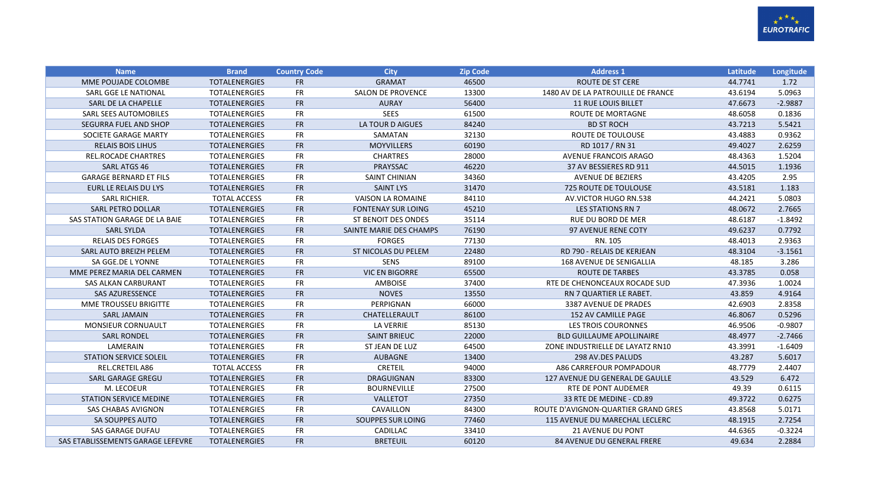| Name | Brand | Country Code | City | Zip Code | Address 1 | Latitude | Longitude |
|---|---|---|---|---|---|---|---|
| MME POUJADE COLOMBE | TOTALENERGIES | FR | GRAMAT | 46500 | ROUTE DE ST CERE | 44.7741 | 1.72 |
| SARL GGE LE NATIONAL | TOTALENERGIES | FR | SALON DE PROVENCE | 13300 | 1480 AV DE LA PATROUILLE DE FRANCE | 43.6194 | 5.0963 |
| SARL DE LA CHAPELLE | TOTALENERGIES | FR | AURAY | 56400 | 11 RUE LOUIS BILLET | 47.6673 | -2.9887 |
| SARL SEES AUTOMOBILES | TOTALENERGIES | FR | SEES | 61500 | ROUTE DE MORTAGNE | 48.6058 | 0.1836 |
| SEGURRA FUEL AND SHOP | TOTALENERGIES | FR | LA TOUR D AIGUES | 84240 | BD ST ROCH | 43.7213 | 5.5421 |
| SOCIETE GARAGE MARTY | TOTALENERGIES | FR | SAMATAN | 32130 | ROUTE DE TOULOUSE | 43.4883 | 0.9362 |
| RELAIS BOIS LIHUS | TOTALENERGIES | FR | MOYVILLERS | 60190 | RD 1017 / RN 31 | 49.4027 | 2.6259 |
| REL.ROCADE CHARTRES | TOTALENERGIES | FR | CHARTRES | 28000 | AVENUE FRANCOIS ARAGO | 48.4363 | 1.5204 |
| SARL ATGS 46 | TOTALENERGIES | FR | PRAYSSAC | 46220 | 37 AV BESSIERES RD 911 | 44.5015 | 1.1936 |
| GARAGE BERNARD ET FILS | TOTALENERGIES | FR | SAINT CHINIAN | 34360 | AVENUE DE BEZIERS | 43.4205 | 2.95 |
| EURL LE RELAIS DU LYS | TOTALENERGIES | FR | SAINT LYS | 31470 | 725 ROUTE DE TOULOUSE | 43.5181 | 1.183 |
| SARL RICHIER. | TOTAL ACCESS | FR | VAISON LA ROMAINE | 84110 | AV.VICTOR HUGO RN.538 | 44.2421 | 5.0803 |
| SARL PETRO DOLLAR | TOTALENERGIES | FR | FONTENAY SUR LOING | 45210 | LES STATIONS RN 7 | 48.0672 | 2.7665 |
| SAS STATION GARAGE DE LA BAIE | TOTALENERGIES | FR | ST BENOIT DES ONDES | 35114 | RUE DU BORD DE MER | 48.6187 | -1.8492 |
| SARL SYLDA | TOTALENERGIES | FR | SAINTE MARIE DES CHAMPS | 76190 | 97 AVENUE RENE COTY | 49.6237 | 0.7792 |
| RELAIS DES FORGES | TOTALENERGIES | FR | FORGES | 77130 | RN. 105 | 48.4013 | 2.9363 |
| SARL AUTO BREIZH PELEM | TOTALENERGIES | FR | ST NICOLAS DU PELEM | 22480 | RD 790 - RELAIS DE KERJEAN | 48.3104 | -3.1561 |
| SA GGE.DE L YONNE | TOTALENERGIES | FR | SENS | 89100 | 168 AVENUE DE SENIGALLIA | 48.185 | 3.286 |
| MME PEREZ MARIA DEL CARMEN | TOTALENERGIES | FR | VIC EN BIGORRE | 65500 | ROUTE DE TARBES | 43.3785 | 0.058 |
| SAS ALKAN CARBURANT | TOTALENERGIES | FR | AMBOISE | 37400 | RTE DE CHENONCEAUX ROCADE SUD | 47.3936 | 1.0024 |
| SAS AZURESSENCE | TOTALENERGIES | FR | NOVES | 13550 | RN 7 QUARTIER LE RABET. | 43.859 | 4.9164 |
| MME TROUSSEU BRIGITTE | TOTALENERGIES | FR | PERPIGNAN | 66000 | 3387 AVENUE DE PRADES | 42.6903 | 2.8358 |
| SARL JAMAIN | TOTALENERGIES | FR | CHATELLERAULT | 86100 | 152 AV CAMILLE PAGE | 46.8067 | 0.5296 |
| MONSIEUR CORNUAULT | TOTALENERGIES | FR | LA VERRIE | 85130 | LES TROIS COURONNES | 46.9506 | -0.9807 |
| SARL RONDEL | TOTALENERGIES | FR | SAINT BRIEUC | 22000 | BLD GUILLAUME APOLLINAIRE | 48.4977 | -2.7466 |
| LAMERAIN | TOTALENERGIES | FR | ST JEAN DE LUZ | 64500 | ZONE INDUSTRIELLE DE LAYATZ RN10 | 43.3991 | -1.6409 |
| STATION SERVICE SOLEIL | TOTALENERGIES | FR | AUBAGNE | 13400 | 298 AV.DES PALUDS | 43.287 | 5.6017 |
| REL.CRETEIL A86 | TOTAL ACCESS | FR | CRETEIL | 94000 | A86 CARREFOUR POMPADOUR | 48.7779 | 2.4407 |
| SARL GARAGE GREGU | TOTALENERGIES | FR | DRAGUIGNAN | 83300 | 127 AVENUE DU GENERAL DE GAULLE | 43.529 | 6.472 |
| M. LECOEUR | TOTALENERGIES | FR | BOURNEVILLE | 27500 | RTE DE PONT AUDEMER | 49.39 | 0.6115 |
| STATION SERVICE MEDINE | TOTALENERGIES | FR | VALLETOT | 27350 | 33 RTE DE MEDINE - CD.89 | 49.3722 | 0.6275 |
| SAS CHABAS AVIGNON | TOTALENERGIES | FR | CAVAILLON | 84300 | ROUTE D'AVIGNON-QUARTIER GRAND GRES | 43.8568 | 5.0171 |
| SA SOUPPES AUTO | TOTALENERGIES | FR | SOUPPES SUR LOING | 77460 | 115 AVENUE DU MARECHAL LECLERC | 48.1915 | 2.7254 |
| SAS GARAGE DUFAU | TOTALENERGIES | FR | CADILLAC | 33410 | 21 AVENUE DU PONT | 44.6365 | -0.3224 |
| SAS ETABLISSEMENTS GARAGE LEFEVRE | TOTALENERGIES | FR | BRETEUIL | 60120 | 84 AVENUE DU GENERAL FRERE | 49.634 | 2.2884 |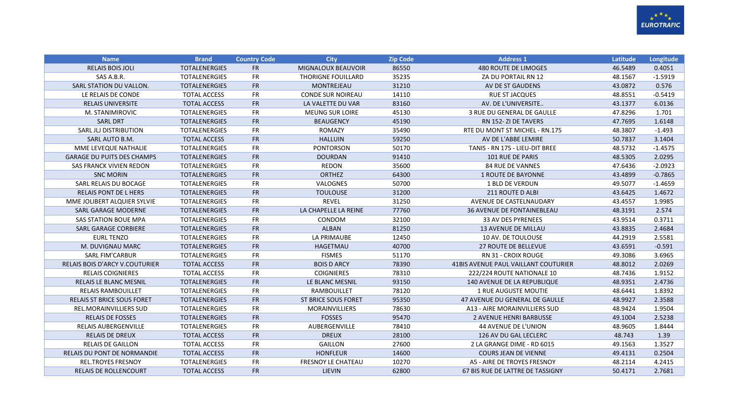| Name | Brand | Country Code | City | Zip Code | Address 1 | Latitude | Longitude |
| --- | --- | --- | --- | --- | --- | --- | --- |
| RELAIS BOIS JOLI | TOTALENERGIES | FR | MIGNALOUX BEAUVOIR | 86550 | 480 ROUTE DE LIMOGES | 46.5489 | 0.4051 |
| SAS A.B.R. | TOTALENERGIES | FR | THORIGNE FOUILLARD | 35235 | ZA DU PORTAIL RN 12 | 48.1567 | -1.5919 |
| SARL STATION DU VALLON. | TOTALENERGIES | FR | MONTREJEAU | 31210 | AV DE ST GAUDENS | 43.0872 | 0.576 |
| LE RELAIS DE CONDE | TOTAL ACCESS | FR | CONDE SUR NOIREAU | 14110 | RUE ST JACQUES | 48.8551 | -0.5419 |
| RELAIS UNIVERSITE | TOTAL ACCESS | FR | LA VALETTE DU VAR | 83160 | AV. DE L'UNIVERSITE.. | 43.1377 | 6.0136 |
| M. STANIMIROVIC | TOTALENERGIES | FR | MEUNG SUR LOIRE | 45130 | 3 RUE DU GENERAL DE GAULLE | 47.8296 | 1.701 |
| SARL DRT | TOTALENERGIES | FR | BEAUGENCY | 45190 | RN 152- ZI DE TAVERS | 47.7695 | 1.6148 |
| SARL JLJ DISTRIBUTION | TOTALENERGIES | FR | ROMAZY | 35490 | RTE DU MONT ST MICHEL - RN.175 | 48.3807 | -1.493 |
| SARL AUTO B.M. | TOTAL ACCESS | FR | HALLUIN | 59250 | AV DE L'ABBE LEMIRE | 50.7837 | 3.1404 |
| MME LEVEQUE NATHALIE | TOTALENERGIES | FR | PONTORSON | 50170 | TANIS - RN 175 - LIEU-DIT BREE | 48.5732 | -1.4575 |
| GARAGE DU PUITS DES CHAMPS | TOTALENERGIES | FR | DOURDAN | 91410 | 101 RUE DE PARIS | 48.5305 | 2.0295 |
| SAS FRANCK VIVIEN REDON | TOTALENERGIES | FR | REDON | 35600 | 84 RUE DE VANNES | 47.6436 | -2.0923 |
| SNC MORIN | TOTALENERGIES | FR | ORTHEZ | 64300 | 1 ROUTE DE BAYONNE | 43.4899 | -0.7865 |
| SARL RELAIS DU BOCAGE | TOTALENERGIES | FR | VALOGNES | 50700 | 1 BLD DE VERDUN | 49.5077 | -1.4659 |
| RELAIS PONT DE L HERS | TOTALENERGIES | FR | TOULOUSE | 31200 | 211 ROUTE D ALBI | 43.6425 | 1.4672 |
| MME JOLIBERT ALQUIER SYLVIE | TOTALENERGIES | FR | REVEL | 31250 | AVENUE DE CASTELNAUDARY | 43.4557 | 1.9985 |
| SARL GARAGE MODERNE | TOTALENERGIES | FR | LA CHAPELLE LA REINE | 77760 | 36 AVENUE DE FONTAINEBLEAU | 48.3191 | 2.574 |
| SAS STATION BOUE MPA | TOTALENERGIES | FR | CONDOM | 32100 | 33 AV DES PYRENEES | 43.9514 | 0.3711 |
| SARL GARAGE CORBIERE | TOTALENERGIES | FR | ALBAN | 81250 | 13 AVENUE DE MILLAU | 43.8835 | 2.4684 |
| EURL TENZO | TOTALENERGIES | FR | LA PRIMAUBE | 12450 | 10 AV. DE TOULOUSE | 44.2919 | 2.5581 |
| M. DUVIGNAU MARC | TOTALENERGIES | FR | HAGETMAU | 40700 | 27 ROUTE DE BELLEVUE | 43.6591 | -0.591 |
| SARL FIM'CARBUR | TOTALENERGIES | FR | FISMES | 51170 | RN 31 - CROIX ROUGE | 49.3086 | 3.6965 |
| RELAIS BOIS D'ARCY V.COUTURIER | TOTAL ACCESS | FR | BOIS D ARCY | 78390 | 41BIS AVENUE PAUL VAILLANT COUTURIER | 48.8012 | 2.0269 |
| RELAIS COIGNIERES | TOTAL ACCESS | FR | COIGNIERES | 78310 | 222/224 ROUTE NATIONALE 10 | 48.7436 | 1.9152 |
| RELAIS LE BLANC MESNIL | TOTALENERGIES | FR | LE BLANC MESNIL | 93150 | 140 AVENUE DE LA REPUBLIQUE | 48.9351 | 2.4736 |
| RELAIS RAMBOUILLET | TOTALENERGIES | FR | RAMBOUILLET | 78120 | 1 RUE AUGUSTE MOUTIE | 48.6441 | 1.8392 |
| RELAIS ST BRICE SOUS FORET | TOTALENERGIES | FR | ST BRICE SOUS FORET | 95350 | 47 AVENUE DU GENERAL DE GAULLE | 48.9927 | 2.3588 |
| REL.MORAINVILLIERS SUD | TOTALENERGIES | FR | MORAINVILLIERS | 78630 | A13 - AIRE MORAINVILLIERS SUD | 48.9424 | 1.9504 |
| RELAIS DE FOSSES | TOTALENERGIES | FR | FOSSES | 95470 | 2 AVENUE HENRI BARBUSSE | 49.1004 | 2.5238 |
| RELAIS AUBERGENVILLE | TOTALENERGIES | FR | AUBERGENVILLE | 78410 | 44 AVENUE DE L'UNION | 48.9605 | 1.8444 |
| RELAIS DE DREUX | TOTAL ACCESS | FR | DREUX | 28100 | 126 AV DU GAL LECLERC | 48.743 | 1.39 |
| RELAIS DE GAILLON | TOTAL ACCESS | FR | GAILLON | 27600 | 2 LA GRANGE DIME - RD 6015 | 49.1563 | 1.3527 |
| RELAIS DU PONT DE NORMANDIE | TOTAL ACCESS | FR | HONFLEUR | 14600 | COURS JEAN DE VIENNE | 49.4131 | 0.2504 |
| REL.TROYES FRESNOY | TOTALENERGIES | FR | FRESNOY LE CHATEAU | 10270 | A5 - AIRE DE TROYES FRESNOY | 48.2114 | 4.2415 |
| RELAIS DE ROLLENCOURT | TOTAL ACCESS | FR | LIEVIN | 62800 | 67 BIS RUE DE LATTRE DE TASSIGNY | 50.4171 | 2.7681 |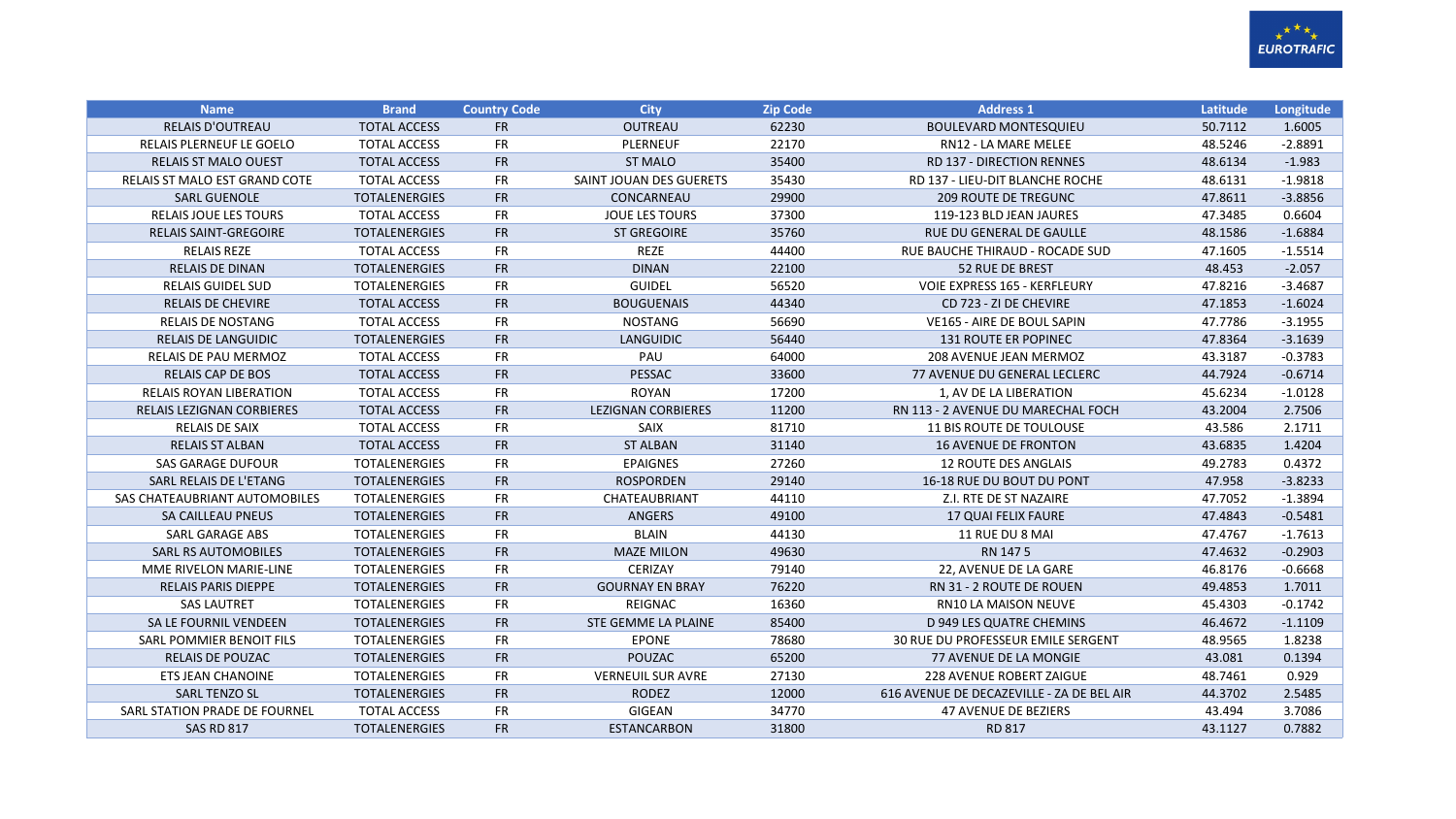| Name | Brand | Country Code | City | Zip Code | Address 1 | Latitude | Longitude |
|---|---|---|---|---|---|---|---|
| RELAIS D'OUTREAU | TOTAL ACCESS | FR | OUTREAU | 62230 | BOULEVARD MONTESQUIEU | 50.7112 | 1.6005 |
| RELAIS PLERNEUF LE GOELO | TOTAL ACCESS | FR | PLERNEUF | 22170 | RN12 - LA MARE MELEE | 48.5246 | -2.8891 |
| RELAIS ST MALO OUEST | TOTAL ACCESS | FR | ST MALO | 35400 | RD 137 - DIRECTION RENNES | 48.6134 | -1.983 |
| RELAIS ST MALO EST GRAND COTE | TOTAL ACCESS | FR | SAINT JOUAN DES GUERETS | 35430 | RD 137 - LIEU-DIT BLANCHE ROCHE | 48.6131 | -1.9818 |
| SARL GUENOLE | TOTALENERGIES | FR | CONCARNEAU | 29900 | 209 ROUTE DE TREGUNC | 47.8611 | -3.8856 |
| RELAIS JOUE LES TOURS | TOTAL ACCESS | FR | JOUE LES TOURS | 37300 | 119-123 BLD JEAN JAURES | 47.3485 | 0.6604 |
| RELAIS SAINT-GREGOIRE | TOTALENERGIES | FR | ST GREGOIRE | 35760 | RUE DU GENERAL DE GAULLE | 48.1586 | -1.6884 |
| RELAIS REZE | TOTAL ACCESS | FR | REZE | 44400 | RUE BAUCHE THIRAUD - ROCADE SUD | 47.1605 | -1.5514 |
| RELAIS DE DINAN | TOTALENERGIES | FR | DINAN | 22100 | 52 RUE DE BREST | 48.453 | -2.057 |
| RELAIS GUIDEL SUD | TOTALENERGIES | FR | GUIDEL | 56520 | VOIE EXPRESS 165 - KERFLEURY | 47.8216 | -3.4687 |
| RELAIS DE CHEVIRE | TOTAL ACCESS | FR | BOUGUENAIS | 44340 | CD 723 - ZI DE CHEVIRE | 47.1853 | -1.6024 |
| RELAIS DE NOSTANG | TOTAL ACCESS | FR | NOSTANG | 56690 | VE165 - AIRE DE BOUL SAPIN | 47.7786 | -3.1955 |
| RELAIS DE LANGUIDIC | TOTALENERGIES | FR | LANGUIDIC | 56440 | 131 ROUTE ER POPINEC | 47.8364 | -3.1639 |
| RELAIS DE PAU MERMOZ | TOTAL ACCESS | FR | PAU | 64000 | 208 AVENUE JEAN MERMOZ | 43.3187 | -0.3783 |
| RELAIS CAP DE BOS | TOTAL ACCESS | FR | PESSAC | 33600 | 77 AVENUE DU GENERAL LECLERC | 44.7924 | -0.6714 |
| RELAIS ROYAN LIBERATION | TOTAL ACCESS | FR | ROYAN | 17200 | 1, AV DE LA LIBERATION | 45.6234 | -1.0128 |
| RELAIS LEZIGNAN CORBIERES | TOTAL ACCESS | FR | LEZIGNAN CORBIERES | 11200 | RN 113 - 2 AVENUE DU MARECHAL FOCH | 43.2004 | 2.7506 |
| RELAIS DE SAIX | TOTAL ACCESS | FR | SAIX | 81710 | 11 BIS ROUTE DE TOULOUSE | 43.586 | 2.1711 |
| RELAIS ST ALBAN | TOTAL ACCESS | FR | ST ALBAN | 31140 | 16 AVENUE DE FRONTON | 43.6835 | 1.4204 |
| SAS GARAGE DUFOUR | TOTALENERGIES | FR | EPAIGNES | 27260 | 12 ROUTE DES ANGLAIS | 49.2783 | 0.4372 |
| SARL RELAIS DE L'ETANG | TOTALENERGIES | FR | ROSPORDEN | 29140 | 16-18 RUE DU BOUT DU PONT | 47.958 | -3.8233 |
| SAS CHATEAUBRIANT AUTOMOBILES | TOTALENERGIES | FR | CHATEAUBRIANT | 44110 | Z.I. RTE DE ST NAZAIRE | 47.7052 | -1.3894 |
| SA CAILLEAU PNEUS | TOTALENERGIES | FR | ANGERS | 49100 | 17 QUAI FELIX FAURE | 47.4843 | -0.5481 |
| SARL GARAGE ABS | TOTALENERGIES | FR | BLAIN | 44130 | 11 RUE DU 8 MAI | 47.4767 | -1.7613 |
| SARL RS AUTOMOBILES | TOTALENERGIES | FR | MAZE MILON | 49630 | RN 147 5 | 47.4632 | -0.2903 |
| MME RIVELON MARIE-LINE | TOTALENERGIES | FR | CERIZAY | 79140 | 22, AVENUE DE LA GARE | 46.8176 | -0.6668 |
| RELAIS PARIS DIEPPE | TOTALENERGIES | FR | GOURNAY EN BRAY | 76220 | RN 31 - 2 ROUTE DE ROUEN | 49.4853 | 1.7011 |
| SAS LAUTRET | TOTALENERGIES | FR | REIGNAC | 16360 | RN10 LA MAISON NEUVE | 45.4303 | -0.1742 |
| SA LE FOURNIL VENDEEN | TOTALENERGIES | FR | STE GEMME LA PLAINE | 85400 | D 949 LES QUATRE CHEMINS | 46.4672 | -1.1109 |
| SARL POMMIER BENOIT FILS | TOTALENERGIES | FR | EPONE | 78680 | 30 RUE DU PROFESSEUR EMILE SERGENT | 48.9565 | 1.8238 |
| RELAIS DE POUZAC | TOTALENERGIES | FR | POUZAC | 65200 | 77 AVENUE DE LA MONGIE | 43.081 | 0.1394 |
| ETS JEAN CHANOINE | TOTALENERGIES | FR | VERNEUIL SUR AVRE | 27130 | 228 AVENUE ROBERT ZAIGUE | 48.7461 | 0.929 |
| SARL TENZO SL | TOTALENERGIES | FR | RODEZ | 12000 | 616 AVENUE DE DECAZEVILLE - ZA DE BEL AIR | 44.3702 | 2.5485 |
| SARL STATION PRADE DE FOURNEL | TOTAL ACCESS | FR | GIGEAN | 34770 | 47 AVENUE DE BEZIERS | 43.494 | 3.7086 |
| SAS RD 817 | TOTALENERGIES | FR | ESTANCARBON | 31800 | RD 817 | 43.1127 | 0.7882 |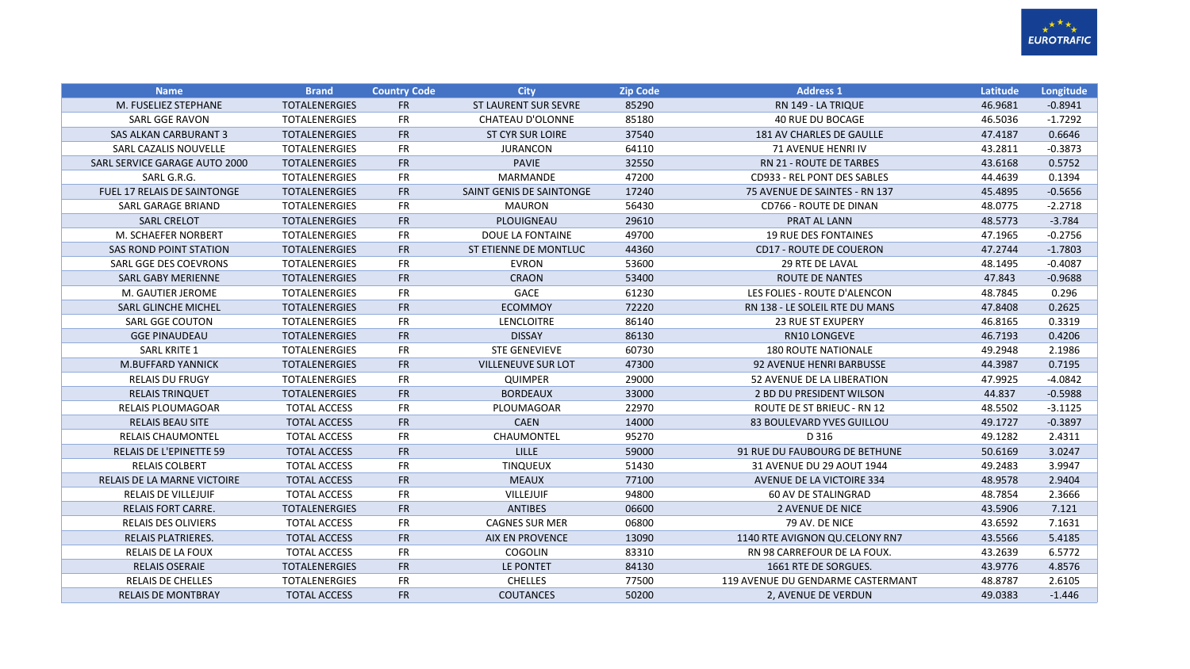| Name | Brand | Country Code | City | Zip Code | Address 1 | Latitude | Longitude |
|---|---|---|---|---|---|---|---|
| M. FUSELIEZ STEPHANE | TOTALENERGIES | FR | ST LAURENT SUR SEVRE | 85290 | RN 149 - LA TRIQUE | 46.9681 | -0.8941 |
| SARL GGE RAVON | TOTALENERGIES | FR | CHATEAU D'OLONNE | 85180 | 40 RUE DU BOCAGE | 46.5036 | -1.7292 |
| SAS ALKAN CARBURANT 3 | TOTALENERGIES | FR | ST CYR SUR LOIRE | 37540 | 181 AV CHARLES DE GAULLE | 47.4187 | 0.6646 |
| SARL CAZALIS NOUVELLE | TOTALENERGIES | FR | JURANCON | 64110 | 71 AVENUE HENRI IV | 43.2811 | -0.3873 |
| SARL SERVICE GARAGE AUTO 2000 | TOTALENERGIES | FR | PAVIE | 32550 | RN 21 - ROUTE DE TARBES | 43.6168 | 0.5752 |
| SARL G.R.G. | TOTALENERGIES | FR | MARMANDE | 47200 | CD933 - REL PONT DES SABLES | 44.4639 | 0.1394 |
| FUEL 17 RELAIS DE SAINTONGE | TOTALENERGIES | FR | SAINT GENIS DE SAINTONGE | 17240 | 75 AVENUE DE SAINTES - RN 137 | 45.4895 | -0.5656 |
| SARL GARAGE BRIAND | TOTALENERGIES | FR | MAURON | 56430 | CD766 - ROUTE DE DINAN | 48.0775 | -2.2718 |
| SARL CRELOT | TOTALENERGIES | FR | PLOUIGNEAU | 29610 | PRAT AL LANN | 48.5773 | -3.784 |
| M. SCHAEFER NORBERT | TOTALENERGIES | FR | DOUE LA FONTAINE | 49700 | 19 RUE DES FONTAINES | 47.1965 | -0.2756 |
| SAS ROND POINT STATION | TOTALENERGIES | FR | ST ETIENNE DE MONTLUC | 44360 | CD17 - ROUTE DE COUERON | 47.2744 | -1.7803 |
| SARL GGE DES COEVRONS | TOTALENERGIES | FR | EVRON | 53600 | 29 RTE DE LAVAL | 48.1495 | -0.4087 |
| SARL GABY MERIENNE | TOTALENERGIES | FR | CRAON | 53400 | ROUTE DE NANTES | 47.843 | -0.9688 |
| M. GAUTIER JEROME | TOTALENERGIES | FR | GACE | 61230 | LES FOLIES - ROUTE D'ALENCON | 48.7845 | 0.296 |
| SARL GLINCHE MICHEL | TOTALENERGIES | FR | ECOMMOY | 72220 | RN 138 - LE SOLEIL RTE DU MANS | 47.8408 | 0.2625 |
| SARL GGE COUTON | TOTALENERGIES | FR | LENCLOITRE | 86140 | 23 RUE ST EXUPERY | 46.8165 | 0.3319 |
| GGE PINAUDEAU | TOTALENERGIES | FR | DISSAY | 86130 | RN10 LONGEVE | 46.7193 | 0.4206 |
| SARL KRITE 1 | TOTALENERGIES | FR | STE GENEVIEVE | 60730 | 180 ROUTE NATIONALE | 49.2948 | 2.1986 |
| M.BUFFARD YANNICK | TOTALENERGIES | FR | VILLENEUVE SUR LOT | 47300 | 92 AVENUE HENRI BARBUSSE | 44.3987 | 0.7195 |
| RELAIS DU FRUGY | TOTALENERGIES | FR | QUIMPER | 29000 | 52 AVENUE DE LA LIBERATION | 47.9925 | -4.0842 |
| RELAIS TRINQUET | TOTALENERGIES | FR | BORDEAUX | 33000 | 2 BD DU PRESIDENT WILSON | 44.837 | -0.5988 |
| RELAIS PLOUMAGOAR | TOTAL ACCESS | FR | PLOUMAGOAR | 22970 | ROUTE DE ST BRIEUC - RN 12 | 48.5502 | -3.1125 |
| RELAIS BEAU SITE | TOTAL ACCESS | FR | CAEN | 14000 | 83 BOULEVARD YVES GUILLOU | 49.1727 | -0.3897 |
| RELAIS CHAUMONTEL | TOTAL ACCESS | FR | CHAUMONTEL | 95270 | D 316 | 49.1282 | 2.4311 |
| RELAIS DE L'EPINETTE 59 | TOTAL ACCESS | FR | LILLE | 59000 | 91 RUE DU FAUBOURG DE BETHUNE | 50.6169 | 3.0247 |
| RELAIS COLBERT | TOTAL ACCESS | FR | TINQUEUX | 51430 | 31 AVENUE DU 29 AOUT 1944 | 49.2483 | 3.9947 |
| RELAIS DE LA MARNE VICTOIRE | TOTAL ACCESS | FR | MEAUX | 77100 | AVENUE DE LA VICTOIRE 334 | 48.9578 | 2.9404 |
| RELAIS DE VILLEJUIF | TOTAL ACCESS | FR | VILLEJUIF | 94800 | 60 AV DE STALINGRAD | 48.7854 | 2.3666 |
| RELAIS FORT CARRE. | TOTALENERGIES | FR | ANTIBES | 06600 | 2 AVENUE DE NICE | 43.5906 | 7.121 |
| RELAIS DES OLIVIERS | TOTAL ACCESS | FR | CAGNES SUR MER | 06800 | 79 AV. DE NICE | 43.6592 | 7.1631 |
| RELAIS PLATRIERES. | TOTAL ACCESS | FR | AIX EN PROVENCE | 13090 | 1140 RTE AVIGNON QU.CELONY RN7 | 43.5566 | 5.4185 |
| RELAIS DE LA FOUX | TOTAL ACCESS | FR | COGOLIN | 83310 | RN 98 CARREFOUR DE LA FOUX. | 43.2639 | 6.5772 |
| RELAIS OSERAIE | TOTALENERGIES | FR | LE PONTET | 84130 | 1661 RTE DE SORGUES. | 43.9776 | 4.8576 |
| RELAIS DE CHELLES | TOTALENERGIES | FR | CHELLES | 77500 | 119 AVENUE DU GENDARME CASTERMANT | 48.8787 | 2.6105 |
| RELAIS DE MONTBRAY | TOTAL ACCESS | FR | COUTANCES | 50200 | 2, AVENUE DE VERDUN | 49.0383 | -1.446 |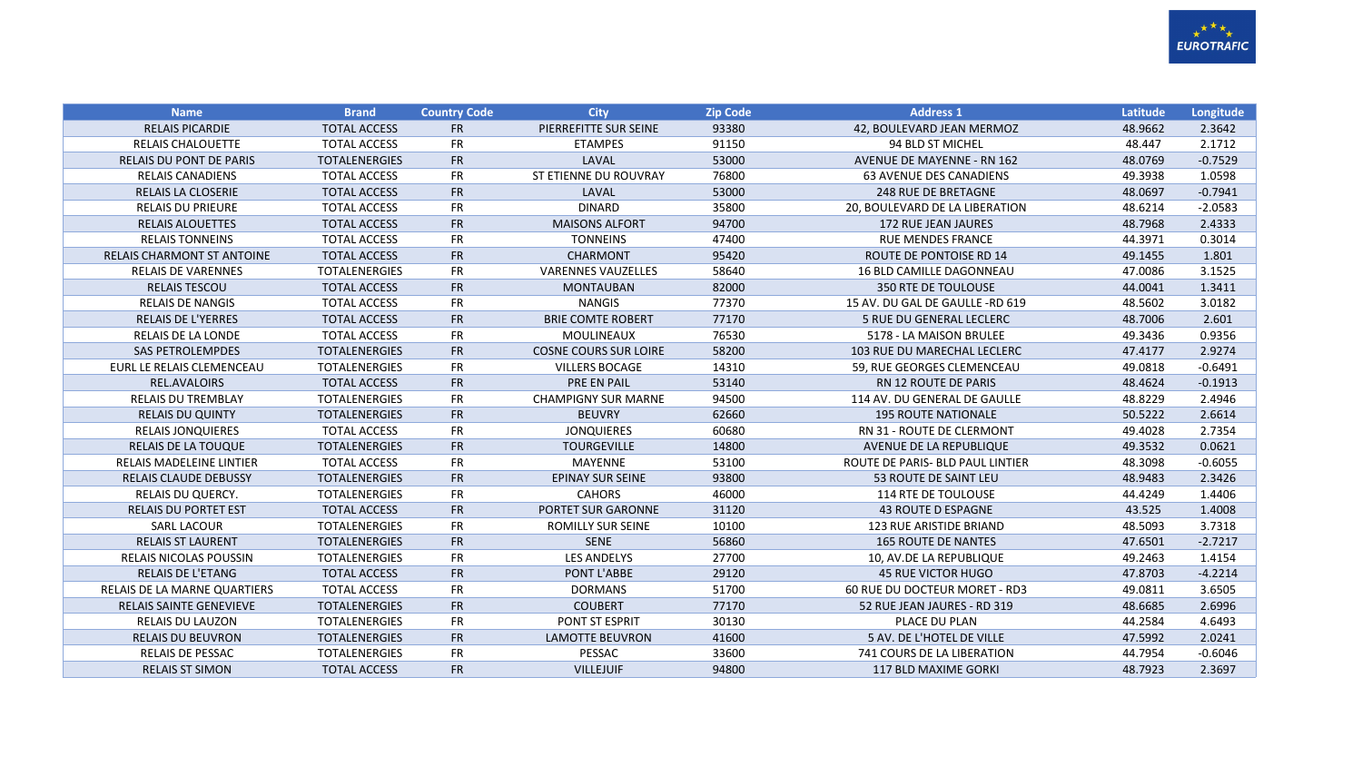| Name | Brand | Country Code | City | Zip Code | Address 1 | Latitude | Longitude |
| --- | --- | --- | --- | --- | --- | --- | --- |
| RELAIS PICARDIE | TOTAL ACCESS | FR | PIERREFITTE SUR SEINE | 93380 | 42, BOULEVARD JEAN MERMOZ | 48.9662 | 2.3642 |
| RELAIS CHALOUETTE | TOTAL ACCESS | FR | ETAMPES | 91150 | 94 BLD ST MICHEL | 48.447 | 2.1712 |
| RELAIS DU PONT DE PARIS | TOTALENERGIES | FR | LAVAL | 53000 | AVENUE DE MAYENNE - RN 162 | 48.0769 | -0.7529 |
| RELAIS CANADIENS | TOTAL ACCESS | FR | ST ETIENNE DU ROUVRAY | 76800 | 63 AVENUE DES CANADIENS | 49.3938 | 1.0598 |
| RELAIS LA CLOSERIE | TOTAL ACCESS | FR | LAVAL | 53000 | 248 RUE DE BRETAGNE | 48.0697 | -0.7941 |
| RELAIS DU PRIEURE | TOTAL ACCESS | FR | DINARD | 35800 | 20, BOULEVARD DE LA LIBERATION | 48.6214 | -2.0583 |
| RELAIS ALOUETTES | TOTAL ACCESS | FR | MAISONS ALFORT | 94700 | 172 RUE JEAN JAURES | 48.7968 | 2.4333 |
| RELAIS TONNEINS | TOTAL ACCESS | FR | TONNEINS | 47400 | RUE MENDES FRANCE | 44.3971 | 0.3014 |
| RELAIS CHARMONT ST ANTOINE | TOTAL ACCESS | FR | CHARMONT | 95420 | ROUTE DE PONTOISE RD 14 | 49.1455 | 1.801 |
| RELAIS DE VARENNES | TOTALENERGIES | FR | VARENNES VAUZELLES | 58640 | 16 BLD CAMILLE DAGONNEAU | 47.0086 | 3.1525 |
| RELAIS TESCOU | TOTAL ACCESS | FR | MONTAUBAN | 82000 | 350 RTE DE TOULOUSE | 44.0041 | 1.3411 |
| RELAIS DE NANGIS | TOTAL ACCESS | FR | NANGIS | 77370 | 15 AV. DU GAL DE GAULLE -RD 619 | 48.5602 | 3.0182 |
| RELAIS DE L'YERRES | TOTAL ACCESS | FR | BRIE COMTE ROBERT | 77170 | 5 RUE DU GENERAL LECLERC | 48.7006 | 2.601 |
| RELAIS DE LA LONDE | TOTAL ACCESS | FR | MOULINEAUX | 76530 | 5178 - LA MAISON BRULEE | 49.3436 | 0.9356 |
| SAS PETROLEMPDES | TOTALENERGIES | FR | COSNE COURS SUR LOIRE | 58200 | 103 RUE DU MARECHAL LECLERC | 47.4177 | 2.9274 |
| EURL LE RELAIS CLEMENCEAU | TOTALENERGIES | FR | VILLERS BOCAGE | 14310 | 59, RUE GEORGES CLEMENCEAU | 49.0818 | -0.6491 |
| REL.AVALOIRS | TOTAL ACCESS | FR | PRE EN PAIL | 53140 | RN 12 ROUTE DE PARIS | 48.4624 | -0.1913 |
| RELAIS DU TREMBLAY | TOTALENERGIES | FR | CHAMPIGNY SUR MARNE | 94500 | 114 AV. DU GENERAL DE GAULLE | 48.8229 | 2.4946 |
| RELAIS DU QUINTY | TOTALENERGIES | FR | BEUVRY | 62660 | 195 ROUTE NATIONALE | 50.5222 | 2.6614 |
| RELAIS JONQUIERES | TOTAL ACCESS | FR | JONQUIERES | 60680 | RN 31 - ROUTE DE CLERMONT | 49.4028 | 2.7354 |
| RELAIS DE LA TOUQUE | TOTALENERGIES | FR | TOURGEVILLE | 14800 | AVENUE DE LA REPUBLIQUE | 49.3532 | 0.0621 |
| RELAIS MADELEINE LINTIER | TOTAL ACCESS | FR | MAYENNE | 53100 | ROUTE DE PARIS- BLD PAUL LINTIER | 48.3098 | -0.6055 |
| RELAIS CLAUDE DEBUSSY | TOTALENERGIES | FR | EPINAY SUR SEINE | 93800 | 53 ROUTE DE SAINT LEU | 48.9483 | 2.3426 |
| RELAIS DU QUERCY. | TOTALENERGIES | FR | CAHORS | 46000 | 114 RTE DE TOULOUSE | 44.4249 | 1.4406 |
| RELAIS DU PORTET EST | TOTAL ACCESS | FR | PORTET SUR GARONNE | 31120 | 43 ROUTE D ESPAGNE | 43.525 | 1.4008 |
| SARL LACOUR | TOTALENERGIES | FR | ROMILLY SUR SEINE | 10100 | 123 RUE ARISTIDE BRIAND | 48.5093 | 3.7318 |
| RELAIS ST LAURENT | TOTALENERGIES | FR | SENE | 56860 | 165 ROUTE DE NANTES | 47.6501 | -2.7217 |
| RELAIS NICOLAS POUSSIN | TOTALENERGIES | FR | LES ANDELYS | 27700 | 10, AV.DE LA REPUBLIQUE | 49.2463 | 1.4154 |
| RELAIS DE L'ETANG | TOTAL ACCESS | FR | PONT L'ABBE | 29120 | 45 RUE VICTOR HUGO | 47.8703 | -4.2214 |
| RELAIS DE LA MARNE QUARTIERS | TOTAL ACCESS | FR | DORMANS | 51700 | 60 RUE DU DOCTEUR MORET - RD3 | 49.0811 | 3.6505 |
| RELAIS SAINTE GENEVIEVE | TOTALENERGIES | FR | COUBERT | 77170 | 52 RUE JEAN JAURES - RD 319 | 48.6685 | 2.6996 |
| RELAIS DU LAUZON | TOTALENERGIES | FR | PONT ST ESPRIT | 30130 | PLACE DU PLAN | 44.2584 | 4.6493 |
| RELAIS DU BEUVRON | TOTALENERGIES | FR | LAMOTTE BEUVRON | 41600 | 5 AV. DE L'HOTEL DE VILLE | 47.5992 | 2.0241 |
| RELAIS DE PESSAC | TOTALENERGIES | FR | PESSAC | 33600 | 741 COURS DE LA LIBERATION | 44.7954 | -0.6046 |
| RELAIS ST SIMON | TOTAL ACCESS | FR | VILLEJUIF | 94800 | 117 BLD MAXIME GORKI | 48.7923 | 2.3697 |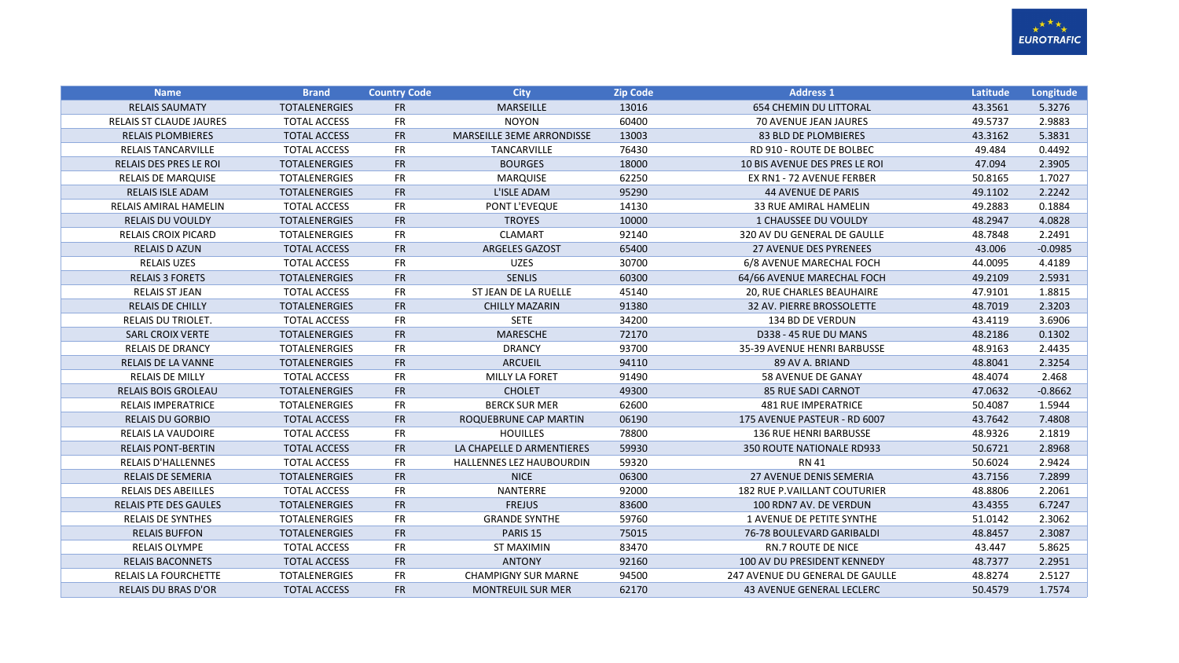| Name | Brand | Country Code | City | Zip Code | Address 1 | Latitude | Longitude |
|---|---|---|---|---|---|---|---|
| RELAIS SAUMATY | TOTALENERGIES | FR | MARSEILLE | 13016 | 654 CHEMIN DU LITTORAL | 43.3561 | 5.3276 |
| RELAIS ST CLAUDE JAURES | TOTAL ACCESS | FR | NOYON | 60400 | 70 AVENUE JEAN JAURES | 49.5737 | 2.9883 |
| RELAIS PLOMBIERES | TOTAL ACCESS | FR | MARSEILLE 3EME ARRONDISSE | 13003 | 83 BLD DE PLOMBIERES | 43.3162 | 5.3831 |
| RELAIS TANCARVILLE | TOTAL ACCESS | FR | TANCARVILLE | 76430 | RD 910 - ROUTE DE BOLBEC | 49.484 | 0.4492 |
| RELAIS DES PRES LE ROI | TOTALENERGIES | FR | BOURGES | 18000 | 10 BIS AVENUE DES PRES LE ROI | 47.094 | 2.3905 |
| RELAIS DE MARQUISE | TOTALENERGIES | FR | MARQUISE | 62250 | EX RN1 - 72 AVENUE FERBER | 50.8165 | 1.7027 |
| RELAIS ISLE ADAM | TOTALENERGIES | FR | L'ISLE ADAM | 95290 | 44 AVENUE DE PARIS | 49.1102 | 2.2242 |
| RELAIS AMIRAL HAMELIN | TOTAL ACCESS | FR | PONT L'EVEQUE | 14130 | 33 RUE AMIRAL HAMELIN | 49.2883 | 0.1884 |
| RELAIS DU VOULDY | TOTALENERGIES | FR | TROYES | 10000 | 1 CHAUSSEE DU VOULDY | 48.2947 | 4.0828 |
| RELAIS CROIX PICARD | TOTALENERGIES | FR | CLAMART | 92140 | 320 AV DU GENERAL DE GAULLE | 48.7848 | 2.2491 |
| RELAIS D AZUN | TOTAL ACCESS | FR | ARGELES GAZOST | 65400 | 27 AVENUE DES PYRENEES | 43.006 | -0.0985 |
| RELAIS UZES | TOTAL ACCESS | FR | UZES | 30700 | 6/8 AVENUE MARECHAL FOCH | 44.0095 | 4.4189 |
| RELAIS 3 FORETS | TOTALENERGIES | FR | SENLIS | 60300 | 64/66 AVENUE MARECHAL FOCH | 49.2109 | 2.5931 |
| RELAIS ST JEAN | TOTAL ACCESS | FR | ST JEAN DE LA RUELLE | 45140 | 20, RUE CHARLES BEAUHAIRE | 47.9101 | 1.8815 |
| RELAIS DE CHILLY | TOTALENERGIES | FR | CHILLY MAZARIN | 91380 | 32 AV. PIERRE BROSSOLETTE | 48.7019 | 2.3203 |
| RELAIS DU TRIOLET. | TOTAL ACCESS | FR | SETE | 34200 | 134 BD DE VERDUN | 43.4119 | 3.6906 |
| SARL CROIX VERTE | TOTALENERGIES | FR | MARESCHE | 72170 | D338 - 45 RUE DU MANS | 48.2186 | 0.1302 |
| RELAIS DE DRANCY | TOTALENERGIES | FR | DRANCY | 93700 | 35-39 AVENUE HENRI BARBUSSE | 48.9163 | 2.4435 |
| RELAIS DE LA VANNE | TOTALENERGIES | FR | ARCUEIL | 94110 | 89 AV A. BRIAND | 48.8041 | 2.3254 |
| RELAIS DE MILLY | TOTAL ACCESS | FR | MILLY LA FORET | 91490 | 58 AVENUE DE GANAY | 48.4074 | 2.468 |
| RELAIS BOIS GROLEAU | TOTALENERGIES | FR | CHOLET | 49300 | 85 RUE SADI CARNOT | 47.0632 | -0.8662 |
| RELAIS IMPERATRICE | TOTALENERGIES | FR | BERCK SUR MER | 62600 | 481 RUE IMPERATRICE | 50.4087 | 1.5944 |
| RELAIS DU GORBIO | TOTAL ACCESS | FR | ROQUEBRUNE CAP MARTIN | 06190 | 175 AVENUE PASTEUR - RD 6007 | 43.7642 | 7.4808 |
| RELAIS LA VAUDOIRE | TOTAL ACCESS | FR | HOUILLES | 78800 | 136 RUE HENRI BARBUSSE | 48.9326 | 2.1819 |
| RELAIS PONT-BERTIN | TOTAL ACCESS | FR | LA CHAPELLE D ARMENTIERES | 59930 | 350 ROUTE NATIONALE RD933 | 50.6721 | 2.8968 |
| RELAIS D'HALLENNES | TOTAL ACCESS | FR | HALLENNES LEZ HAUBOURDIN | 59320 | RN 41 | 50.6024 | 2.9424 |
| RELAIS DE SEMERIA | TOTALENERGIES | FR | NICE | 06300 | 27 AVENUE DENIS SEMERIA | 43.7156 | 7.2899 |
| RELAIS DES ABEILLES | TOTAL ACCESS | FR | NANTERRE | 92000 | 182 RUE P.VAILLANT COUTURIER | 48.8806 | 2.2061 |
| RELAIS PTE DES GAULES | TOTALENERGIES | FR | FREJUS | 83600 | 100 RDN7 AV. DE VERDUN | 43.4355 | 6.7247 |
| RELAIS DE SYNTHES | TOTALENERGIES | FR | GRANDE SYNTHE | 59760 | 1 AVENUE DE PETITE SYNTHE | 51.0142 | 2.3062 |
| RELAIS BUFFON | TOTALENERGIES | FR | PARIS 15 | 75015 | 76-78 BOULEVARD GARIBALDI | 48.8457 | 2.3087 |
| RELAIS OLYMPE | TOTAL ACCESS | FR | ST MAXIMIN | 83470 | RN.7 ROUTE DE NICE | 43.447 | 5.8625 |
| RELAIS BACONNETS | TOTAL ACCESS | FR | ANTONY | 92160 | 100 AV DU PRESIDENT KENNEDY | 48.7377 | 2.2951 |
| RELAIS LA FOURCHETTE | TOTALENERGIES | FR | CHAMPIGNY SUR MARNE | 94500 | 247 AVENUE DU GENERAL DE GAULLE | 48.8274 | 2.5127 |
| RELAIS DU BRAS D'OR | TOTAL ACCESS | FR | MONTREUIL SUR MER | 62170 | 43 AVENUE GENERAL LECLERC | 50.4579 | 1.7574 |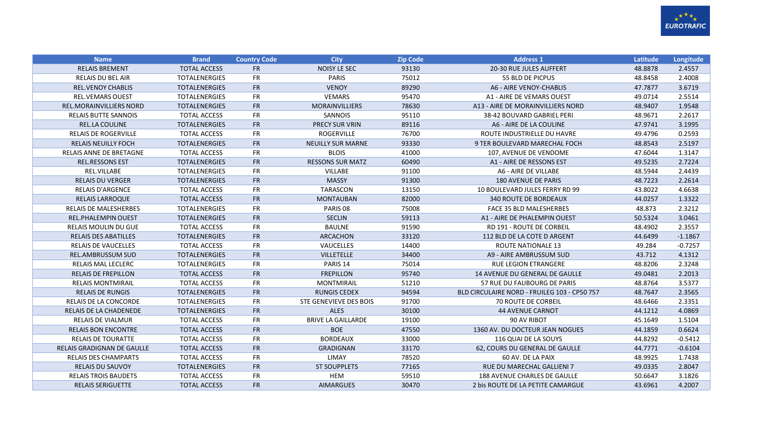| Name | Brand | Country Code | City | Zip Code | Address 1 | Latitude | Longitude |
|---|---|---|---|---|---|---|---|
| RELAIS BREMENT | TOTAL ACCESS | FR | NOISY LE SEC | 93130 | 20-30 RUE JULES AUFFERT | 48.8878 | 2.4557 |
| RELAIS DU BEL AIR | TOTALENERGIES | FR | PARIS | 75012 | 55 BLD DE PICPUS | 48.8458 | 2.4008 |
| REL.VENOY CHABLIS | TOTALENERGIES | FR | VENOY | 89290 | A6 - AIRE VENOY-CHABLIS | 47.7877 | 3.6719 |
| REL.VEMARS OUEST | TOTALENERGIES | FR | VEMARS | 95470 | A1 - AIRE DE VEMARS OUEST | 49.0714 | 2.5514 |
| REL.MORAINVILLIERS NORD | TOTALENERGIES | FR | MORAINVILLIERS | 78630 | A13 - AIRE DE MORAINVILLIERS NORD | 48.9407 | 1.9548 |
| RELAIS BUTTE SANNOIS | TOTAL ACCESS | FR | SANNOIS | 95110 | 38-42 BOUVARD GABRIEL PERI | 48.9671 | 2.2617 |
| REL.LA COULINE | TOTALENERGIES | FR | PRECY SUR VRIN | 89116 | A6 - AIRE DE LA COULINE | 47.9741 | 3.1995 |
| RELAIS DE ROGERVILLE | TOTAL ACCESS | FR | ROGERVILLE | 76700 | ROUTE INDUSTRIELLE DU HAVRE | 49.4796 | 0.2593 |
| RELAIS NEUILLY FOCH | TOTALENERGIES | FR | NEUILLY SUR MARNE | 93330 | 9 TER BOULEVARD MARECHAL FOCH | 48.8543 | 2.5197 |
| RELAIS ANNE DE BRETAGNE | TOTAL ACCESS | FR | BLOIS | 41000 | 107, AVENUE DE VENDOME | 47.6044 | 1.3147 |
| REL.RESSONS EST | TOTALENERGIES | FR | RESSONS SUR MATZ | 60490 | A1 - AIRE DE RESSONS EST | 49.5235 | 2.7224 |
| REL.VILLABE | TOTALENERGIES | FR | VILLABE | 91100 | A6 - AIRE DE VILLABE | 48.5944 | 2.4439 |
| RELAIS DU VERGER | TOTALENERGIES | FR | MASSY | 91300 | 180 AVENUE DE PARIS | 48.7223 | 2.2614 |
| RELAIS D'ARGENCE | TOTAL ACCESS | FR | TARASCON | 13150 | 10 BOULEVARD JULES FERRY RD 99 | 43.8022 | 4.6638 |
| RELAIS LARROQUE | TOTAL ACCESS | FR | MONTAUBAN | 82000 | 340 ROUTE DE BORDEAUX | 44.0257 | 1.3322 |
| RELAIS DE MALESHERBES | TOTALENERGIES | FR | PARIS 08 | 75008 | FACE 35 BLD MALESHERBES | 48.873 | 2.3212 |
| REL.PHALEMPIN OUEST | TOTALENERGIES | FR | SECLIN | 59113 | A1 - AIRE DE PHALEMPIN OUEST | 50.5324 | 3.0461 |
| RELAIS MOULIN DU GUE | TOTAL ACCESS | FR | BAULNE | 91590 | RD 191 - ROUTE DE CORBEIL | 48.4902 | 2.3557 |
| RELAIS DES ABATILLES | TOTALENERGIES | FR | ARCACHON | 33120 | 112 BLD DE LA COTE D ARGENT | 44.6499 | -1.1867 |
| RELAIS DE VAUCELLES | TOTAL ACCESS | FR | VAUCELLES | 14400 | ROUTE NATIONALE 13 | 49.284 | -0.7257 |
| REL.AMBRUSSUM SUD | TOTALENERGIES | FR | VILLETELLE | 34400 | A9 - AIRE AMBRUSSUM SUD | 43.712 | 4.1312 |
| RELAIS MAL LECLERC | TOTALENERGIES | FR | PARIS 14 | 75014 | RUE LEGION ETRANGERE | 48.8206 | 2.3248 |
| RELAIS DE FREPILLON | TOTAL ACCESS | FR | FREPILLON | 95740 | 14 AVENUE DU GENERAL DE GAULLE | 49.0481 | 2.2013 |
| RELAIS MONTMIRAIL | TOTAL ACCESS | FR | MONTMIRAIL | 51210 | 57 RUE DU FAUBOURG DE PARIS | 48.8764 | 3.5377 |
| RELAIS DE RUNGIS | TOTALENERGIES | FR | RUNGIS CEDEX | 94594 | BLD CIRCULAIRE NORD - FRUILEG 103 - CP50 757 | 48.7647 | 2.3565 |
| RELAIS DE LA CONCORDE | TOTALENERGIES | FR | STE GENEVIEVE DES BOIS | 91700 | 70 ROUTE DE CORBEIL | 48.6466 | 2.3351 |
| RELAIS DE LA CHADENEDE | TOTALENERGIES | FR | ALES | 30100 | 44 AVENUE CARNOT | 44.1212 | 4.0869 |
| RELAIS DE VIALMUR | TOTAL ACCESS | FR | BRIVE LA GAILLARDE | 19100 | 90 AV RIBOT | 45.1649 | 1.5104 |
| RELAIS BON ENCONTRE | TOTAL ACCESS | FR | BOE | 47550 | 1360 AV. DU DOCTEUR JEAN NOGUES | 44.1859 | 0.6624 |
| RELAIS DE TOURATTE | TOTAL ACCESS | FR | BORDEAUX | 33000 | 116 QUAI DE LA SOUYS | 44.8292 | -0.5412 |
| RELAIS GRADIGNAN DE GAULLE | TOTAL ACCESS | FR | GRADIGNAN | 33170 | 62, COURS DU GENERAL DE GAULLE | 44.7771 | -0.6104 |
| RELAIS DES CHAMPARTS | TOTAL ACCESS | FR | LIMAY | 78520 | 60 AV. DE LA PAIX | 48.9925 | 1.7438 |
| RELAIS DU SAUVOY | TOTALENERGIES | FR | ST SOUPPLETS | 77165 | RUE DU MARECHAL GALLIENI 7 | 49.0335 | 2.8047 |
| RELAIS TROIS BAUDETS | TOTAL ACCESS | FR | HEM | 59510 | 188 AVENUE CHARLES DE GAULLE | 50.6647 | 3.1826 |
| RELAIS SERIGUETTE | TOTAL ACCESS | FR | AIMARGUES | 30470 | 2 bis ROUTE DE LA PETITE CAMARGUE | 43.6961 | 4.2007 |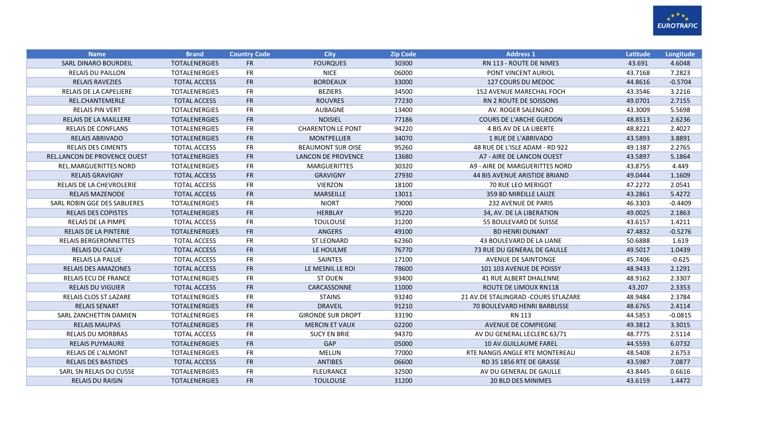| Name | Brand | Country Code | City | Zip Code | Address 1 | Latitude | Longitude |
|---|---|---|---|---|---|---|---|
| SARL DINARO BOURDEIL | TOTALENERGIES | FR | FOURQUES | 30300 | RN 113 - ROUTE DE NIMES | 43.691 | 4.6048 |
| RELAIS DU PAILLON | TOTALENERGIES | FR | NICE | 06000 | PONT VINCENT AURIOL | 43.7168 | 7.2823 |
| RELAIS RAVEZIES | TOTAL ACCESS | FR | BORDEAUX | 33000 | 127 COURS DU MEDOC | 44.8616 | -0.5704 |
| RELAIS DE LA CAPELIERE | TOTALENERGIES | FR | BEZIERS | 34500 | 152 AVENUE MARECHAL FOCH | 43.3546 | 3.2216 |
| REL.CHANTEMERLE | TOTAL ACCESS | FR | ROUVRES | 77230 | RN 2 ROUTE DE SOISSONS | 49.0701 | 2.7155 |
| RELAIS PIN VERT | TOTALENERGIES | FR | AUBAGNE | 13400 | AV. ROGER SALENGRO | 43.3009 | 5.5698 |
| RELAIS DE LA MAILLERE | TOTALENERGIES | FR | NOISIEL | 77186 | COURS DE L'ARCHE GUEDON | 48.8513 | 2.6236 |
| RELAIS DE CONFLANS | TOTALENERGIES | FR | CHARENTON LE PONT | 94220 | 4 BIS AV DE LA LIBERTE | 48.8221 | 2.4027 |
| RELAIS ABRIVADO | TOTALENERGIES | FR | MONTPELLIER | 34070 | 1 RUE DE L'ABRIVADO | 43.5893 | 3.8891 |
| RELAIS DES CIMENTS | TOTAL ACCESS | FR | BEAUMONT SUR OISE | 95260 | 48 RUE DE L'ISLE ADAM - RD 922 | 49.1387 | 2.2765 |
| REL.LANCON DE PROVENCE OUEST | TOTALENERGIES | FR | LANCON DE PROVENCE | 13680 | A7 - AIRE DE LANCON OUEST | 43.5897 | 5.1864 |
| REL.MARGUERITTES NORD | TOTALENERGIES | FR | MARGUERITTES | 30320 | A9 - AIRE DE MARGUERITTES NORD | 43.8755 | 4.449 |
| RELAIS GRAVIGNY | TOTAL ACCESS | FR | GRAVIGNY | 27930 | 44 BIS AVENUE ARISTIDE BRIAND | 49.0444 | 1.1609 |
| RELAIS DE LA CHEVROLERIE | TOTAL ACCESS | FR | VIERZON | 18100 | 70 RUE LEO MERIGOT | 47.2272 | 2.0541 |
| RELAIS MAZENODE | TOTAL ACCESS | FR | MARSEILLE | 13011 | 359 BD MIREILLE LAUZE | 43.2861 | 5.4272 |
| SARL ROBIN GGE DES SABLIERES | TOTALENERGIES | FR | NIORT | 79000 | 232 AVENUE DE PARIS | 46.3303 | -0.4409 |
| RELAIS DES COPISTES | TOTALENERGIES | FR | HERBLAY | 95220 | 34, AV. DE LA LIBERATION | 49.0025 | 2.1863 |
| RELAIS DE LA PIMPE | TOTAL ACCESS | FR | TOULOUSE | 31200 | 55 BOULEVARD DE SUISSE | 43.6157 | 1.4211 |
| RELAIS DE LA PINTERIE | TOTALENERGIES | FR | ANGERS | 49100 | BD HENRI DUNANT | 47.4832 | -0.5276 |
| RELAIS BERGERONNETTES | TOTAL ACCESS | FR | ST LEONARD | 62360 | 43 BOULEVARD DE LA LIANE | 50.6888 | 1.619 |
| RELAIS DU CAILLY | TOTAL ACCESS | FR | LE HOULME | 76770 | 73 RUE DU GENERAL DE GAULLE | 49.5017 | 1.0439 |
| RELAIS LA PALUE | TOTAL ACCESS | FR | SAINTES | 17100 | AVENUE DE SAINTONGE | 45.7406 | -0.625 |
| RELAIS DES AMAZONES | TOTAL ACCESS | FR | LE MESNIL LE ROI | 78600 | 101 103 AVENUE DE POISSY | 48.9433 | 2.1291 |
| RELAIS ECU DE FRANCE | TOTALENERGIES | FR | ST OUEN | 93400 | 41 RUE ALBERT DHALENNE | 48.9162 | 2.3307 |
| RELAIS DU VIGUIER | TOTAL ACCESS | FR | CARCASSONNE | 11000 | ROUTE DE LIMOUX RN118 | 43.207 | 2.3353 |
| RELAIS CLOS ST.LAZARE | TOTALENERGIES | FR | STAINS | 93240 | 21 AV.DE STALINGRAD -COURS STLAZARE | 48.9484 | 2.3784 |
| RELAIS SENART | TOTALENERGIES | FR | DRAVEIL | 91210 | 70 BOULEVARD HENRI BARBUSSE | 48.6765 | 2.4114 |
| SARL ZANCHETTIN DAMIEN | TOTALENERGIES | FR | GIRONDE SUR DROPT | 33190 | RN 113 | 44.5853 | -0.0815 |
| RELAIS MAUPAS | TOTALENERGIES | FR | MERCIN ET VAUX | 02200 | AVENUE DE COMPIEGNE | 49.3812 | 3.3015 |
| RELAIS DU MORBRAS | TOTAL ACCESS | FR | SUCY EN BRIE | 94370 | AV DU GENERAL LECLERC 63/71 | 48.7775 | 2.5114 |
| RELAIS PUYMAURE | TOTALENERGIES | FR | GAP | 05000 | 10 AV.GUILLAUME FAREL | 44.5593 | 6.0732 |
| RELAIS DE L'ALMONT | TOTALENERGIES | FR | MELUN | 77000 | RTE NANGIS ANGLE RTE MONTEREAU | 48.5408 | 2.6753 |
| RELAIS DES BASTIDES | TOTAL ACCESS | FR | ANTIBES | 06600 | RD 35 1856 RTE DE GRASSE | 43.5987 | 7.0877 |
| SARL SN RELAIS DU CUSSE | TOTALENERGIES | FR | FLEURANCE | 32500 | AV DU GENERAL DE GAULLE | 43.8445 | 0.6616 |
| RELAIS DU RAISIN | TOTALENERGIES | FR | TOULOUSE | 31200 | 20 BLD DES MINIMES | 43.6159 | 1.4472 |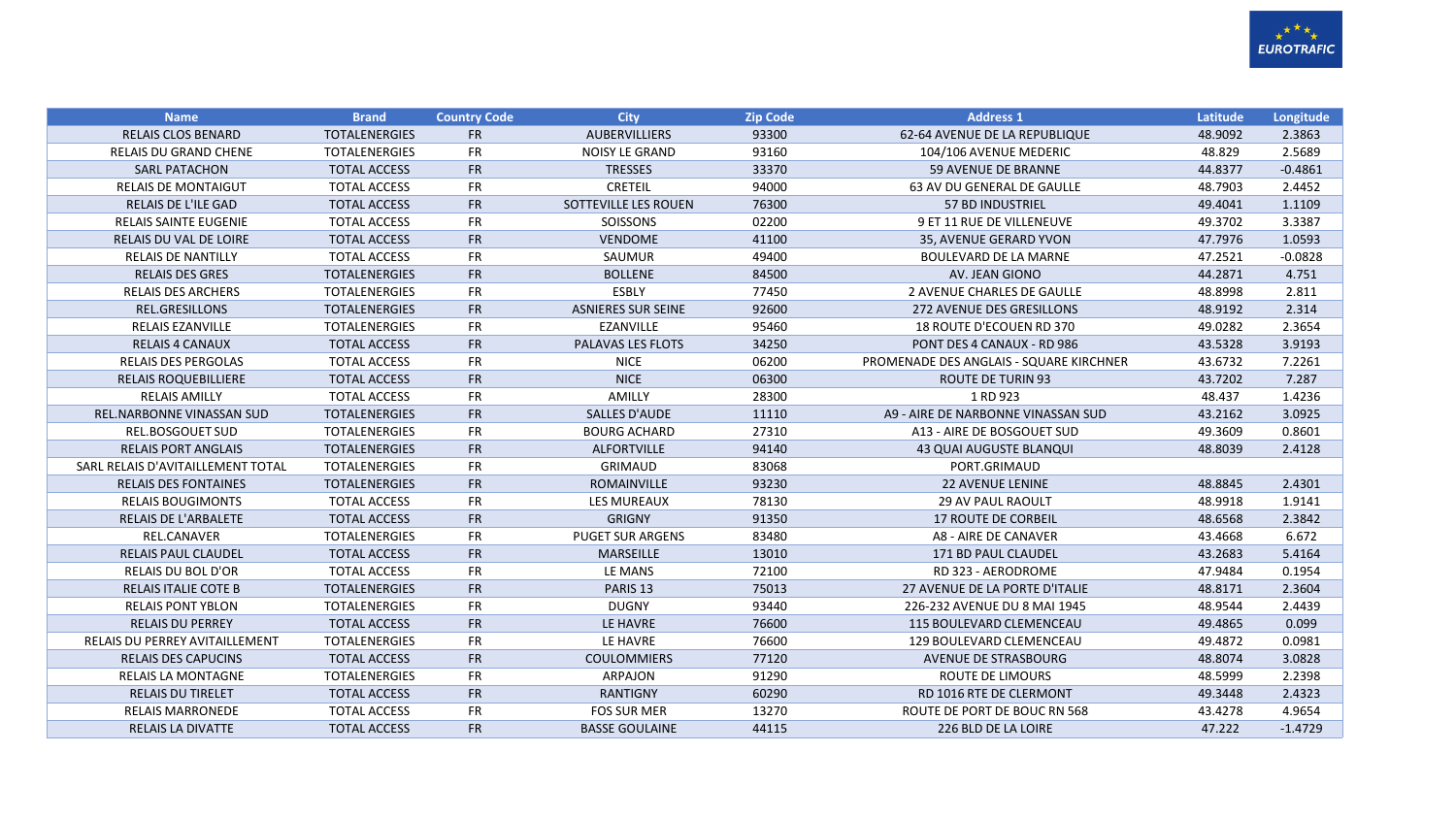| Name | Brand | Country Code | City | Zip Code | Address 1 | Latitude | Longitude |
|---|---|---|---|---|---|---|---|
| RELAIS CLOS BENARD | TOTALENERGIES | FR | AUBERVILLIERS | 93300 | 62-64 AVENUE DE LA REPUBLIQUE | 48.9092 | 2.3863 |
| RELAIS DU GRAND CHENE | TOTALENERGIES | FR | NOISY LE GRAND | 93160 | 104/106 AVENUE MEDERIC | 48.829 | 2.5689 |
| SARL PATACHON | TOTAL ACCESS | FR | TRESSES | 33370 | 59 AVENUE DE BRANNE | 44.8377 | -0.4861 |
| RELAIS DE MONTAIGUT | TOTAL ACCESS | FR | CRETEIL | 94000 | 63 AV DU GENERAL DE GAULLE | 48.7903 | 2.4452 |
| RELAIS DE L'ILE GAD | TOTAL ACCESS | FR | SOTTEVILLE LES ROUEN | 76300 | 57 BD INDUSTRIEL | 49.4041 | 1.1109 |
| RELAIS SAINTE EUGENIE | TOTAL ACCESS | FR | SOISSONS | 02200 | 9 ET 11 RUE DE VILLENEUVE | 49.3702 | 3.3387 |
| RELAIS DU VAL DE LOIRE | TOTAL ACCESS | FR | VENDOME | 41100 | 35, AVENUE GERARD YVON | 47.7976 | 1.0593 |
| RELAIS DE NANTILLY | TOTAL ACCESS | FR | SAUMUR | 49400 | BOULEVARD DE LA MARNE | 47.2521 | -0.0828 |
| RELAIS DES GRES | TOTALENERGIES | FR | BOLLENE | 84500 | AV. JEAN GIONO | 44.2871 | 4.751 |
| RELAIS DES ARCHERS | TOTALENERGIES | FR | ESBLY | 77450 | 2 AVENUE CHARLES DE GAULLE | 48.8998 | 2.811 |
| REL.GRESILLONS | TOTALENERGIES | FR | ASNIERES SUR SEINE | 92600 | 272 AVENUE DES GRESILLONS | 48.9192 | 2.314 |
| RELAIS EZANVILLE | TOTALENERGIES | FR | EZANVILLE | 95460 | 18 ROUTE D'ECOUEN RD 370 | 49.0282 | 2.3654 |
| RELAIS 4 CANAUX | TOTAL ACCESS | FR | PALAVAS LES FLOTS | 34250 | PONT DES 4 CANAUX - RD 986 | 43.5328 | 3.9193 |
| RELAIS DES PERGOLAS | TOTAL ACCESS | FR | NICE | 06200 | PROMENADE DES ANGLAIS - SQUARE KIRCHNER | 43.6732 | 7.2261 |
| RELAIS ROQUEBILLIERE | TOTAL ACCESS | FR | NICE | 06300 | ROUTE DE TURIN 93 | 43.7202 | 7.287 |
| RELAIS AMILLY | TOTAL ACCESS | FR | AMILLY | 28300 | 1 RD 923 | 48.437 | 1.4236 |
| REL.NARBONNE VINASSAN SUD | TOTALENERGIES | FR | SALLES D'AUDE | 11110 | A9 - AIRE DE NARBONNE VINASSAN SUD | 43.2162 | 3.0925 |
| REL.BOSGOUET SUD | TOTALENERGIES | FR | BOURG ACHARD | 27310 | A13 - AIRE DE BOSGOUET SUD | 49.3609 | 0.8601 |
| RELAIS PORT ANGLAIS | TOTALENERGIES | FR | ALFORTVILLE | 94140 | 43 QUAI AUGUSTE BLANQUI | 48.8039 | 2.4128 |
| SARL RELAIS D'AVITAILLEMENT TOTAL | TOTALENERGIES | FR | GRIMAUD | 83068 | PORT.GRIMAUD | | |
| RELAIS DES FONTAINES | TOTALENERGIES | FR | ROMAINVILLE | 93230 | 22 AVENUE LENINE | 48.8845 | 2.4301 |
| RELAIS BOUGIMONTS | TOTAL ACCESS | FR | LES MUREAUX | 78130 | 29 AV PAUL RAOULT | 48.9918 | 1.9141 |
| RELAIS DE L'ARBALETE | TOTAL ACCESS | FR | GRIGNY | 91350 | 17 ROUTE DE CORBEIL | 48.6568 | 2.3842 |
| REL.CANAVER | TOTALENERGIES | FR | PUGET SUR ARGENS | 83480 | A8 - AIRE DE CANAVER | 43.4668 | 6.672 |
| RELAIS PAUL CLAUDEL | TOTAL ACCESS | FR | MARSEILLE | 13010 | 171 BD PAUL CLAUDEL | 43.2683 | 5.4164 |
| RELAIS DU BOL D'OR | TOTAL ACCESS | FR | LE MANS | 72100 | RD 323 - AERODROME | 47.9484 | 0.1954 |
| RELAIS ITALIE COTE B | TOTALENERGIES | FR | PARIS 13 | 75013 | 27 AVENUE DE LA PORTE D'ITALIE | 48.8171 | 2.3604 |
| RELAIS PONT YBLON | TOTALENERGIES | FR | DUGNY | 93440 | 226-232 AVENUE DU 8 MAI 1945 | 48.9544 | 2.4439 |
| RELAIS DU PERREY | TOTAL ACCESS | FR | LE HAVRE | 76600 | 115 BOULEVARD CLEMENCEAU | 49.4865 | 0.099 |
| RELAIS DU PERREY AVITAILLEMENT | TOTALENERGIES | FR | LE HAVRE | 76600 | 129 BOULEVARD CLEMENCEAU | 49.4872 | 0.0981 |
| RELAIS DES CAPUCINS | TOTAL ACCESS | FR | COULOMMIERS | 77120 | AVENUE DE STRASBOURG | 48.8074 | 3.0828 |
| RELAIS LA MONTAGNE | TOTALENERGIES | FR | ARPAJON | 91290 | ROUTE DE LIMOURS | 48.5999 | 2.2398 |
| RELAIS DU TIRELET | TOTAL ACCESS | FR | RANTIGNY | 60290 | RD 1016 RTE DE CLERMONT | 49.3448 | 2.4323 |
| RELAIS MARRONEDE | TOTAL ACCESS | FR | FOS SUR MER | 13270 | ROUTE DE PORT DE BOUC RN 568 | 43.4278 | 4.9654 |
| RELAIS LA DIVATTE | TOTAL ACCESS | FR | BASSE GOULAINE | 44115 | 226 BLD DE LA LOIRE | 47.222 | -1.4729 |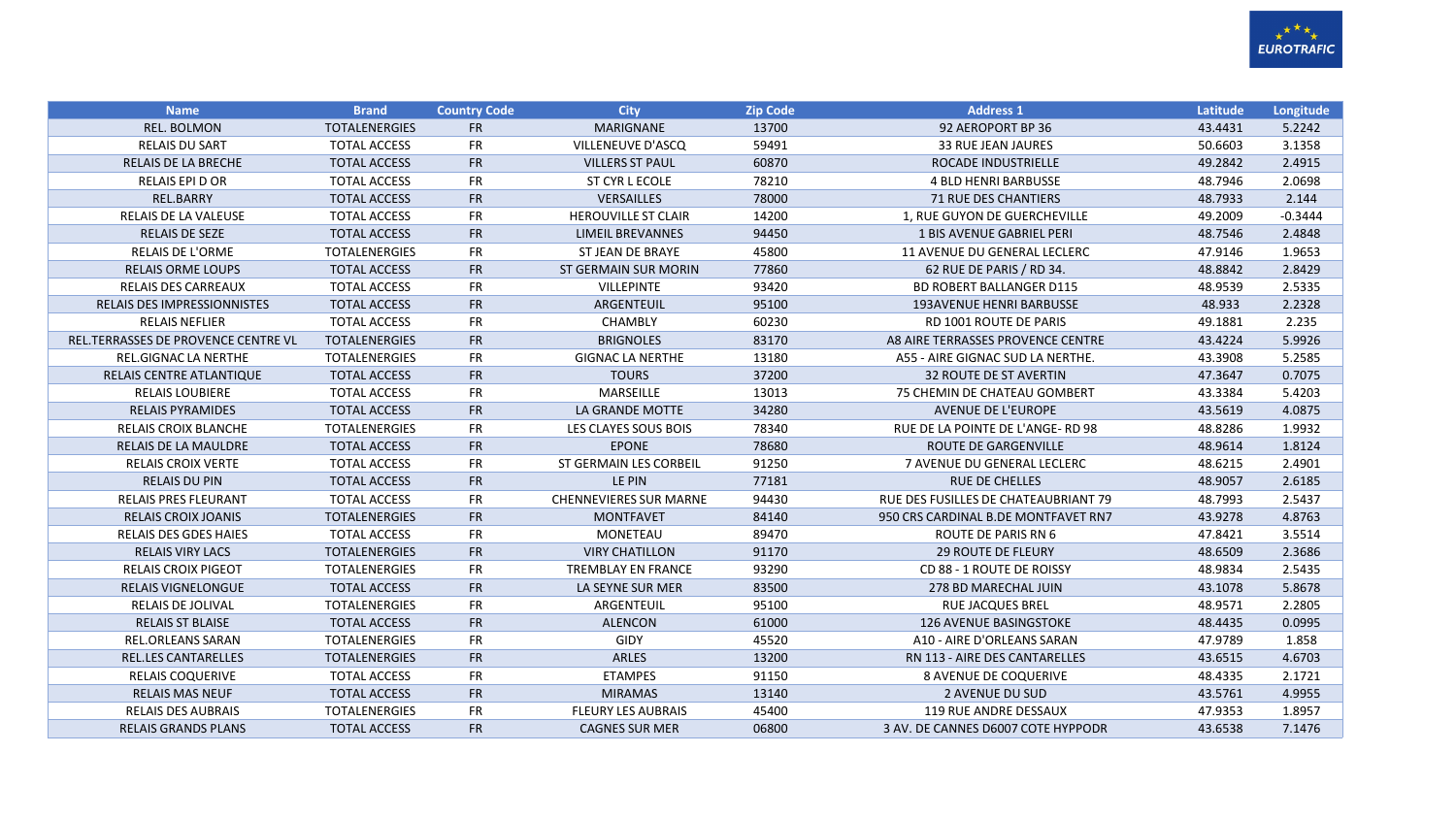| Name | Brand | Country Code | City | Zip Code | Address 1 | Latitude | Longitude |
|---|---|---|---|---|---|---|---|
| REL. BOLMON | TOTALENERGIES | FR | MARIGNANE | 13700 | 92 AEROPORT BP 36 | 43.4431 | 5.2242 |
| RELAIS DU SART | TOTAL ACCESS | FR | VILLENEUVE D'ASCQ | 59491 | 33 RUE JEAN JAURES | 50.6603 | 3.1358 |
| RELAIS DE LA BRECHE | TOTAL ACCESS | FR | VILLERS ST PAUL | 60870 | ROCADE INDUSTRIELLE | 49.2842 | 2.4915 |
| RELAIS EPI D OR | TOTAL ACCESS | FR | ST CYR L ECOLE | 78210 | 4 BLD HENRI BARBUSSE | 48.7946 | 2.0698 |
| REL.BARRY | TOTAL ACCESS | FR | VERSAILLES | 78000 | 71 RUE DES CHANTIERS | 48.7933 | 2.144 |
| RELAIS DE LA VALEUSE | TOTAL ACCESS | FR | HEROUVILLE ST CLAIR | 14200 | 1, RUE GUYON DE GUERCHEVILLE | 49.2009 | -0.3444 |
| RELAIS DE SEZE | TOTAL ACCESS | FR | LIMEIL BREVANNES | 94450 | 1 BIS AVENUE GABRIEL PERI | 48.7546 | 2.4848 |
| RELAIS DE L'ORME | TOTALENERGIES | FR | ST JEAN DE BRAYE | 45800 | 11 AVENUE DU GENERAL LECLERC | 47.9146 | 1.9653 |
| RELAIS ORME LOUPS | TOTAL ACCESS | FR | ST GERMAIN SUR MORIN | 77860 | 62 RUE DE PARIS / RD 34. | 48.8842 | 2.8429 |
| RELAIS DES CARREAUX | TOTAL ACCESS | FR | VILLEPINTE | 93420 | BD ROBERT BALLANGER D115 | 48.9539 | 2.5335 |
| RELAIS DES IMPRESSIONNISTES | TOTAL ACCESS | FR | ARGENTEUIL | 95100 | 193AVENUE HENRI BARBUSSE | 48.933 | 2.2328 |
| RELAIS NEFLIER | TOTAL ACCESS | FR | CHAMBLY | 60230 | RD 1001 ROUTE DE PARIS | 49.1881 | 2.235 |
| REL.TERRASSES DE PROVENCE CENTRE VL | TOTALENERGIES | FR | BRIGNOLES | 83170 | A8 AIRE TERRASSES PROVENCE CENTRE | 43.4224 | 5.9926 |
| REL.GIGNAC LA NERTHE | TOTALENERGIES | FR | GIGNAC LA NERTHE | 13180 | A55 - AIRE GIGNAC SUD LA NERTHE. | 43.3908 | 5.2585 |
| RELAIS CENTRE ATLANTIQUE | TOTAL ACCESS | FR | TOURS | 37200 | 32 ROUTE DE ST AVERTIN | 47.3647 | 0.7075 |
| RELAIS LOUBIERE | TOTAL ACCESS | FR | MARSEILLE | 13013 | 75 CHEMIN DE CHATEAU GOMBERT | 43.3384 | 5.4203 |
| RELAIS PYRAMIDES | TOTAL ACCESS | FR | LA GRANDE MOTTE | 34280 | AVENUE DE L'EUROPE | 43.5619 | 4.0875 |
| RELAIS CROIX BLANCHE | TOTALENERGIES | FR | LES CLAYES SOUS BOIS | 78340 | RUE DE LA POINTE DE L'ANGE- RD 98 | 48.8286 | 1.9932 |
| RELAIS DE LA MAULDRE | TOTAL ACCESS | FR | EPONE | 78680 | ROUTE DE GARGENVILLE | 48.9614 | 1.8124 |
| RELAIS CROIX VERTE | TOTAL ACCESS | FR | ST GERMAIN LES CORBEIL | 91250 | 7 AVENUE DU GENERAL LECLERC | 48.6215 | 2.4901 |
| RELAIS DU PIN | TOTAL ACCESS | FR | LE PIN | 77181 | RUE DE CHELLES | 48.9057 | 2.6185 |
| RELAIS PRES FLEURANT | TOTAL ACCESS | FR | CHENNEVIERES SUR MARNE | 94430 | RUE DES FUSILLES DE CHATEAUBRIANT 79 | 48.7993 | 2.5437 |
| RELAIS CROIX JOANIS | TOTALENERGIES | FR | MONTFAVET | 84140 | 950 CRS CARDINAL B.DE MONTFAVET RN7 | 43.9278 | 4.8763 |
| RELAIS DES GDES HAIES | TOTAL ACCESS | FR | MONETEAU | 89470 | ROUTE DE PARIS RN 6 | 47.8421 | 3.5514 |
| RELAIS VIRY LACS | TOTALENERGIES | FR | VIRY CHATILLON | 91170 | 29 ROUTE DE FLEURY | 48.6509 | 2.3686 |
| RELAIS CROIX PIGEOT | TOTALENERGIES | FR | TREMBLAY EN FRANCE | 93290 | CD 88 - 1 ROUTE DE ROISSY | 48.9834 | 2.5435 |
| RELAIS VIGNELONGUE | TOTAL ACCESS | FR | LA SEYNE SUR MER | 83500 | 278 BD MARECHAL JUIN | 43.1078 | 5.8678 |
| RELAIS DE JOLIVAL | TOTALENERGIES | FR | ARGENTEUIL | 95100 | RUE JACQUES BREL | 48.9571 | 2.2805 |
| RELAIS ST BLAISE | TOTAL ACCESS | FR | ALENCON | 61000 | 126 AVENUE BASINGSTOKE | 48.4435 | 0.0995 |
| REL.ORLEANS SARAN | TOTALENERGIES | FR | GIDY | 45520 | A10 - AIRE D'ORLEANS SARAN | 47.9789 | 1.858 |
| REL.LES CANTARELLES | TOTALENERGIES | FR | ARLES | 13200 | RN 113 - AIRE DES CANTARELLES | 43.6515 | 4.6703 |
| RELAIS COQUERIVE | TOTAL ACCESS | FR | ETAMPES | 91150 | 8 AVENUE DE COQUERIVE | 48.4335 | 2.1721 |
| RELAIS MAS NEUF | TOTAL ACCESS | FR | MIRAMAS | 13140 | 2 AVENUE DU SUD | 43.5761 | 4.9955 |
| RELAIS DES AUBRAIS | TOTALENERGIES | FR | FLEURY LES AUBRAIS | 45400 | 119 RUE ANDRE DESSAUX | 47.9353 | 1.8957 |
| RELAIS GRANDS PLANS | TOTAL ACCESS | FR | CAGNES SUR MER | 06800 | 3 AV. DE CANNES D6007 COTE HYPPODR | 43.6538 | 7.1476 |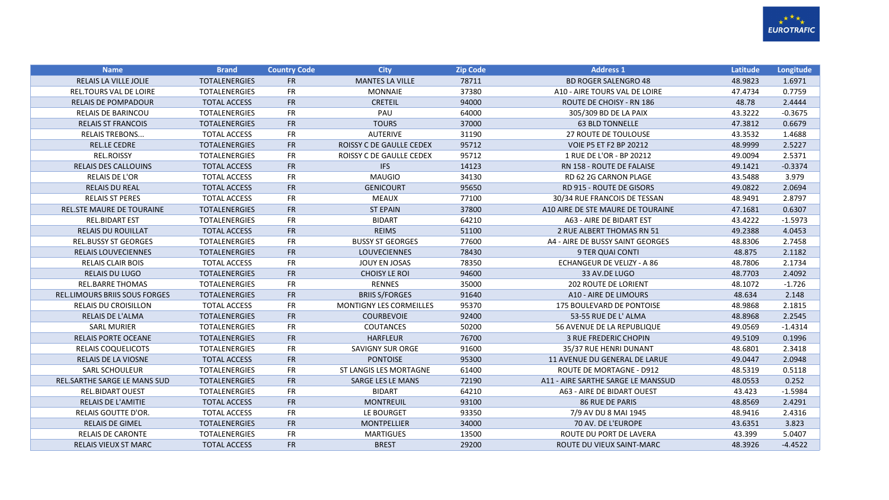| Name | Brand | Country Code | City | Zip Code | Address 1 | Latitude | Longitude |
|---|---|---|---|---|---|---|---|
| RELAIS LA VILLE JOLIE | TOTALENERGIES | FR | MANTES LA VILLE | 78711 | BD ROGER SALENGRO 48 | 48.9823 | 1.6971 |
| REL.TOURS VAL DE LOIRE | TOTALENERGIES | FR | MONNAIE | 37380 | A10 - AIRE TOURS VAL DE LOIRE | 47.4734 | 0.7759 |
| RELAIS DE POMPADOUR | TOTAL ACCESS | FR | CRETEIL | 94000 | ROUTE DE CHOISY - RN 186 | 48.78 | 2.4444 |
| RELAIS DE BARINCOU | TOTALENERGIES | FR | PAU | 64000 | 305/309 BD DE LA PAIX | 43.3222 | -0.3675 |
| RELAIS ST FRANCOIS | TOTALENERGIES | FR | TOURS | 37000 | 63 BLD TONNELLE | 47.3812 | 0.6679 |
| RELAIS TREBONS... | TOTAL ACCESS | FR | AUTERIVE | 31190 | 27 ROUTE DE TOULOUSE | 43.3532 | 1.4688 |
| REL.LE CEDRE | TOTALENERGIES | FR | ROISSY C DE GAULLE CEDEX | 95712 | VOIE P5 ET F2 BP 20212 | 48.9999 | 2.5227 |
| REL.ROISSY | TOTALENERGIES | FR | ROISSY C DE GAULLE CEDEX | 95712 | 1 RUE DE L'OR - BP 20212 | 49.0094 | 2.5371 |
| RELAIS DES CALLOUINS | TOTAL ACCESS | FR | IFS | 14123 | RN 158 - ROUTE DE FALAISE | 49.1421 | -0.3374 |
| RELAIS DE L'OR | TOTAL ACCESS | FR | MAUGIO | 34130 | RD 62 2G CARNON PLAGE | 43.5488 | 3.979 |
| RELAIS DU REAL | TOTAL ACCESS | FR | GENICOURT | 95650 | RD 915 - ROUTE DE GISORS | 49.0822 | 2.0694 |
| RELAIS ST PERES | TOTAL ACCESS | FR | MEAUX | 77100 | 30/34 RUE FRANCOIS DE TESSAN | 48.9491 | 2.8797 |
| REL.STE MAURE DE TOURAINE | TOTALENERGIES | FR | ST EPAIN | 37800 | A10 AIRE DE STE MAURE DE TOURAINE | 47.1681 | 0.6307 |
| REL.BIDART EST | TOTALENERGIES | FR | BIDART | 64210 | A63 - AIRE DE BIDART EST | 43.4222 | -1.5973 |
| RELAIS DU ROUILLAT | TOTAL ACCESS | FR | REIMS | 51100 | 2 RUE ALBERT THOMAS RN 51 | 49.2388 | 4.0453 |
| REL.BUSSY ST GEORGES | TOTALENERGIES | FR | BUSSY ST GEORGES | 77600 | A4 - AIRE DE BUSSY SAINT GEORGES | 48.8306 | 2.7458 |
| RELAIS LOUVECIENNES | TOTALENERGIES | FR | LOUVECIENNES | 78430 | 9 TER QUAI CONTI | 48.875 | 2.1182 |
| RELAIS CLAIR BOIS | TOTAL ACCESS | FR | JOUY EN JOSAS | 78350 | ECHANGEUR DE VELIZY - A 86 | 48.7806 | 2.1734 |
| RELAIS DU LUGO | TOTALENERGIES | FR | CHOISY LE ROI | 94600 | 33 AV.DE LUGO | 48.7703 | 2.4092 |
| REL.BARRE THOMAS | TOTALENERGIES | FR | RENNES | 35000 | 202 ROUTE DE LORIENT | 48.1072 | -1.726 |
| REL.LIMOURS BRIIS SOUS FORGES | TOTALENERGIES | FR | BRIIS S/FORGES | 91640 | A10 - AIRE DE LIMOURS | 48.634 | 2.148 |
| RELAIS DU CROISILLON | TOTAL ACCESS | FR | MONTIGNY LES CORMEILLES | 95370 | 175 BOULEVARD DE PONTOISE | 48.9868 | 2.1815 |
| RELAIS DE L'ALMA | TOTALENERGIES | FR | COURBEVOIE | 92400 | 53-55 RUE DE L' ALMA | 48.8968 | 2.2545 |
| SARL MURIER | TOTALENERGIES | FR | COUTANCES | 50200 | 56 AVENUE DE LA REPUBLIQUE | 49.0569 | -1.4314 |
| RELAIS PORTE OCEANE | TOTALENERGIES | FR | HARFLEUR | 76700 | 3 RUE FREDERIC CHOPIN | 49.5109 | 0.1996 |
| RELAIS COQUELICOTS | TOTALENERGIES | FR | SAVIGNY SUR ORGE | 91600 | 35/37 RUE HENRI DUNANT | 48.6801 | 2.3418 |
| RELAIS DE LA VIOSNE | TOTAL ACCESS | FR | PONTOISE | 95300 | 11 AVENUE DU GENERAL DE LARUE | 49.0447 | 2.0948 |
| SARL SCHOULEUR | TOTALENERGIES | FR | ST LANGIS LES MORTAGNE | 61400 | ROUTE DE MORTAGNE - D912 | 48.5319 | 0.5118 |
| REL.SARTHE SARGE LE MANS SUD | TOTALENERGIES | FR | SARGE LES LE MANS | 72190 | A11 - AIRE SARTHE SARGE LE MANSSUD | 48.0553 | 0.252 |
| REL.BIDART OUEST | TOTALENERGIES | FR | BIDART | 64210 | A63 - AIRE DE BIDART OUEST | 43.423 | -1.5984 |
| RELAIS DE L'AMITIE | TOTAL ACCESS | FR | MONTREUIL | 93100 | 86 RUE DE PARIS | 48.8569 | 2.4291 |
| RELAIS GOUTTE D'OR. | TOTAL ACCESS | FR | LE BOURGET | 93350 | 7/9 AV DU 8 MAI 1945 | 48.9416 | 2.4316 |
| RELAIS DE GIMEL | TOTALENERGIES | FR | MONTPELLIER | 34000 | 70 AV. DE L'EUROPE | 43.6351 | 3.823 |
| RELAIS DE CARONTE | TOTALENERGIES | FR | MARTIGUES | 13500 | ROUTE DU PORT DE LAVERA | 43.399 | 5.0407 |
| RELAIS VIEUX ST MARC | TOTAL ACCESS | FR | BREST | 29200 | ROUTE DU VIEUX SAINT-MARC | 48.3926 | -4.4522 |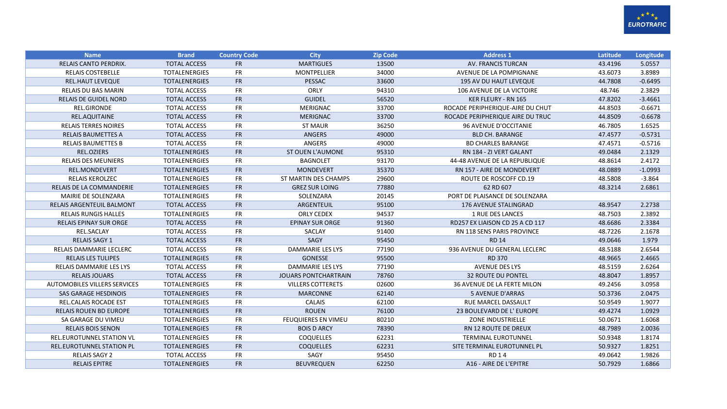| Name | Brand | Country Code | City | Zip Code | Address 1 | Latitude | Longitude |
|---|---|---|---|---|---|---|---|
| RELAIS CANTO PERDRIX. | TOTAL ACCESS | FR | MARTIGUES | 13500 | AV. FRANCIS TURCAN | 43.4196 | 5.0557 |
| RELAIS COSTEBELLE | TOTALENERGIES | FR | MONTPELLIER | 34000 | AVENUE DE LA POMPIGNANE | 43.6073 | 3.8989 |
| REL.HAUT LEVEQUE | TOTALENERGIES | FR | PESSAC | 33600 | 195 AV DU HAUT LEVEQUE | 44.7808 | -0.6495 |
| RELAIS DU BAS MARIN | TOTAL ACCESS | FR | ORLY | 94310 | 106 AVENUE DE LA VICTOIRE | 48.746 | 2.3829 |
| RELAIS DE GUIDEL NORD | TOTAL ACCESS | FR | GUIDEL | 56520 | KER FLEURY - RN 165 | 47.8202 | -3.4661 |
| REL.GIRONDE | TOTAL ACCESS | FR | MERIGNAC | 33700 | ROCADE PERIPHERIQUE-AIRE DU CHUT | 44.8503 | -0.6671 |
| REL.AQUITAINE | TOTAL ACCESS | FR | MERIGNAC | 33700 | ROCADE PERIPHERIQUE AIRE DU TRUC | 44.8509 | -0.6678 |
| RELAIS TERRES NOIRES | TOTAL ACCESS | FR | ST MAUR | 36250 | 96 AVENUE D'OCCITANIE | 46.7805 | 1.6525 |
| RELAIS BAUMETTES A | TOTAL ACCESS | FR | ANGERS | 49000 | BLD CH. BARANGE | 47.4577 | -0.5731 |
| RELAIS BAUMETTES B | TOTAL ACCESS | FR | ANGERS | 49000 | BD CHARLES BARANGE | 47.4571 | -0.5716 |
| REL.OZIERS | TOTALENERGIES | FR | ST OUEN L'AUMONE | 95310 | RN 184 - ZI VERT GALANT | 49.0484 | 2.1329 |
| RELAIS DES MEUNIERS | TOTALENERGIES | FR | BAGNOLET | 93170 | 44-48 AVENUE DE LA REPUBLIQUE | 48.8614 | 2.4172 |
| REL.MONDEVERT | TOTALENERGIES | FR | MONDEVERT | 35370 | RN 157 - AIRE DE MONDEVERT | 48.0889 | -1.0993 |
| RELAIS KEROLZEC | TOTALENERGIES | FR | ST MARTIN DES CHAMPS | 29600 | ROUTE DE ROSCOFF CD.19 | 48.5808 | -3.864 |
| RELAIS DE LA COMMANDERIE | TOTALENERGIES | FR | GREZ SUR LOING | 77880 | 62 RD 607 | 48.3214 | 2.6861 |
| MAIRIE DE SOLENZARA | TOTALENERGIES | FR | SOLENZARA | 20145 | PORT DE PLAISANCE DE SOLENZARA | | |
| RELAIS ARGENTEUIL BALMONT | TOTAL ACCESS | FR | ARGENTEUIL | 95100 | 176 AVENUE STALINGRAD | 48.9547 | 2.2738 |
| RELAIS RUNGIS HALLES | TOTALENERGIES | FR | ORLY CEDEX | 94537 | 1 RUE DES LANCES | 48.7503 | 2.3892 |
| RELAIS EPINAY SUR ORGE | TOTAL ACCESS | FR | EPINAY SUR ORGE | 91360 | RD257 EX LIAISON CD 25 A CD 117 | 48.6686 | 2.3384 |
| REL.SACLAY | TOTAL ACCESS | FR | SACLAY | 91400 | RN 118 SENS PARIS PROVINCE | 48.7226 | 2.1678 |
| RELAIS SAGY 1 | TOTAL ACCESS | FR | SAGY | 95450 | RD 14 | 49.0646 | 1.979 |
| RELAIS DAMMARIE LECLERC | TOTAL ACCESS | FR | DAMMARIE LES LYS | 77190 | 936 AVENUE DU GENERAL LECLERC | 48.5188 | 2.6544 |
| RELAIS LES TULIPES | TOTALENERGIES | FR | GONESSE | 95500 | RD 370 | 48.9665 | 2.4665 |
| RELAIS DAMMARIE LES LYS | TOTAL ACCESS | FR | DAMMARIE LES LYS | 77190 | AVENUE DES LYS | 48.5159 | 2.6264 |
| RELAIS JOUARS | TOTAL ACCESS | FR | JOUARS PONTCHARTRAIN | 78760 | 32 ROUTE DU PONTEL | 48.8047 | 1.8957 |
| AUTOMOBILES VILLERS SERVICES | TOTALENERGIES | FR | VILLERS COTTERETS | 02600 | 36 AVENUE DE LA FERTE MILON | 49.2456 | 3.0958 |
| SAS GARAGE HESDINOIS | TOTALENERGIES | FR | MARCONNE | 62140 | 5 AVENUE D'ARRAS | 50.3736 | 2.0475 |
| REL.CALAIS ROCADE EST | TOTALENERGIES | FR | CALAIS | 62100 | RUE MARCEL DASSAULT | 50.9549 | 1.9077 |
| RELAIS ROUEN BD EUROPE | TOTALENERGIES | FR | ROUEN | 76100 | 23 BOULEVARD DE L' EUROPE | 49.4274 | 1.0929 |
| SA GARAGE DU VIMEU | TOTALENERGIES | FR | FEUQUIERES EN VIMEU | 80210 | ZONE INDUSTRIELLE | 50.0671 | 1.6068 |
| RELAIS BOIS SENON | TOTALENERGIES | FR | BOIS D ARCY | 78390 | RN 12 ROUTE DE DREUX | 48.7989 | 2.0036 |
| REL.EUROTUNNEL STATION VL | TOTALENERGIES | FR | COQUELLES | 62231 | TERMINAL EUROTUNNEL | 50.9348 | 1.8174 |
| REL.EUROTUNNEL STATION PL | TOTALENERGIES | FR | COQUELLES | 62231 | SITE TERMINAL EUROTUNNEL PL | 50.9327 | 1.8251 |
| RELAIS SAGY 2 | TOTAL ACCESS | FR | SAGY | 95450 | RD 1 4 | 49.0642 | 1.9826 |
| RELAIS EPITRE | TOTALENERGIES | FR | BEUVREQUEN | 62250 | A16 - AIRE DE L'EPITRE | 50.7929 | 1.6866 |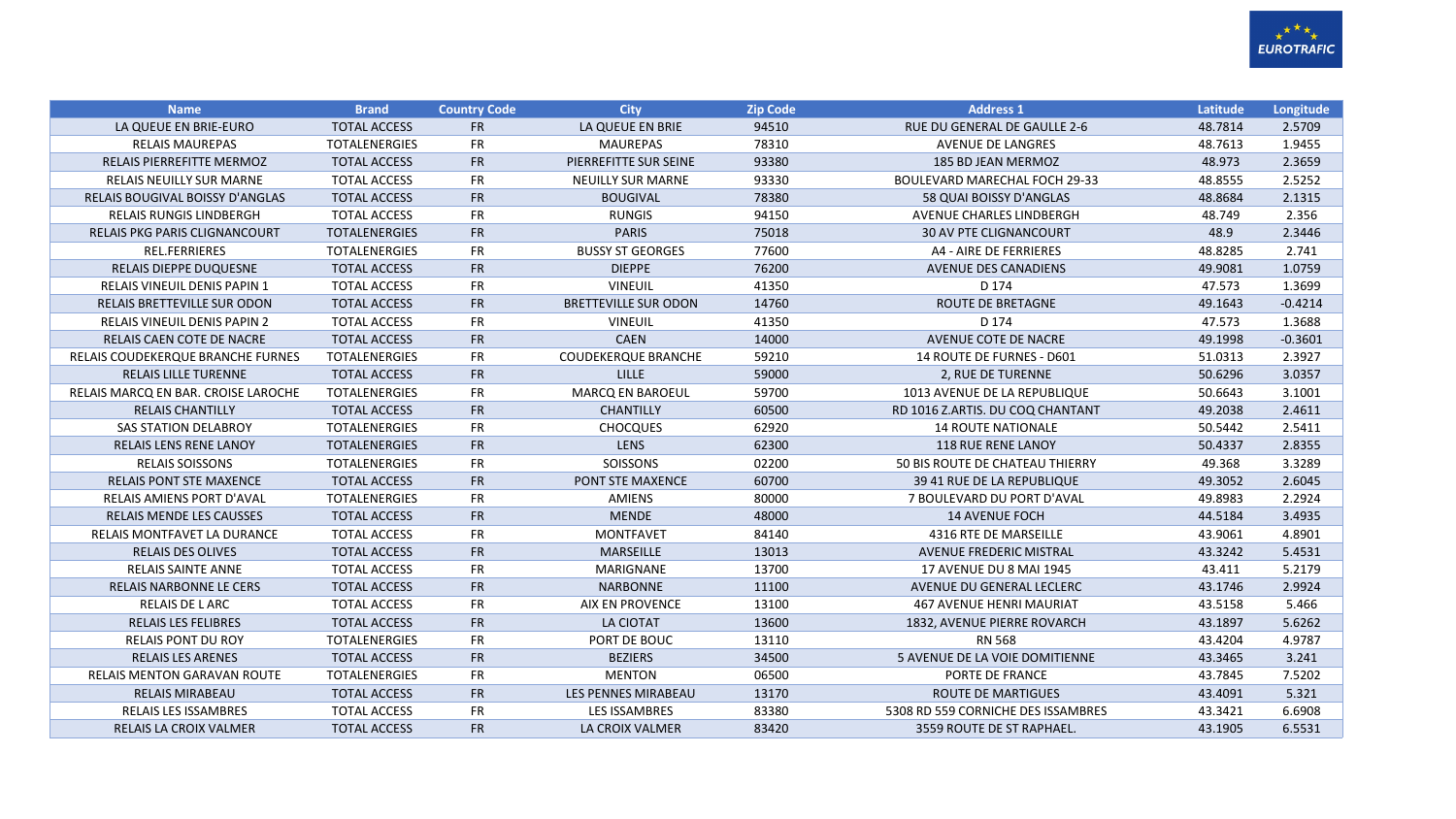| Name | Brand | Country Code | City | Zip Code | Address 1 | Latitude | Longitude |
|---|---|---|---|---|---|---|---|
| LA QUEUE EN BRIE-EURO | TOTAL ACCESS | FR | LA QUEUE EN BRIE | 94510 | RUE DU GENERAL DE GAULLE 2-6 | 48.7814 | 2.5709 |
| RELAIS MAUREPAS | TOTALENERGIES | FR | MAUREPAS | 78310 | AVENUE DE LANGRES | 48.7613 | 1.9455 |
| RELAIS PIERREFITTE MERMOZ | TOTAL ACCESS | FR | PIERREFITTE SUR SEINE | 93380 | 185 BD JEAN MERMOZ | 48.973 | 2.3659 |
| RELAIS NEUILLY SUR MARNE | TOTAL ACCESS | FR | NEUILLY SUR MARNE | 93330 | BOULEVARD MARECHAL FOCH 29-33 | 48.8555 | 2.5252 |
| RELAIS BOUGIVAL BOISSY D'ANGLAS | TOTAL ACCESS | FR | BOUGIVAL | 78380 | 58 QUAI BOISSY D'ANGLAS | 48.8684 | 2.1315 |
| RELAIS RUNGIS LINDBERGH | TOTAL ACCESS | FR | RUNGIS | 94150 | AVENUE CHARLES LINDBERGH | 48.749 | 2.356 |
| RELAIS PKG PARIS CLIGNANCOURT | TOTALENERGIES | FR | PARIS | 75018 | 30 AV PTE CLIGNANCOURT | 48.9 | 2.3446 |
| REL.FERRIERES | TOTALENERGIES | FR | BUSSY ST GEORGES | 77600 | A4 - AIRE DE FERRIERES | 48.8285 | 2.741 |
| RELAIS DIEPPE DUQUESNE | TOTAL ACCESS | FR | DIEPPE | 76200 | AVENUE DES CANADIENS | 49.9081 | 1.0759 |
| RELAIS VINEUIL DENIS PAPIN 1 | TOTAL ACCESS | FR | VINEUIL | 41350 | D 174 | 47.573 | 1.3699 |
| RELAIS BRETTEVILLE SUR ODON | TOTAL ACCESS | FR | BRETTEVILLE SUR ODON | 14760 | ROUTE DE BRETAGNE | 49.1643 | -0.4214 |
| RELAIS VINEUIL DENIS PAPIN 2 | TOTAL ACCESS | FR | VINEUIL | 41350 | D 174 | 47.573 | 1.3688 |
| RELAIS CAEN COTE DE NACRE | TOTAL ACCESS | FR | CAEN | 14000 | AVENUE COTE DE NACRE | 49.1998 | -0.3601 |
| RELAIS COUDEKERQUE BRANCHE FURNES | TOTALENERGIES | FR | COUDEKERQUE BRANCHE | 59210 | 14 ROUTE DE FURNES - D601 | 51.0313 | 2.3927 |
| RELAIS LILLE TURENNE | TOTAL ACCESS | FR | LILLE | 59000 | 2, RUE DE TURENNE | 50.6296 | 3.0357 |
| RELAIS MARCQ EN BAR. CROISE LAROCHE | TOTALENERGIES | FR | MARCQ EN BAROEUL | 59700 | 1013 AVENUE DE LA REPUBLIQUE | 50.6643 | 3.1001 |
| RELAIS CHANTILLY | TOTAL ACCESS | FR | CHANTILLY | 60500 | RD 1016 Z.ARTIS. DU COQ CHANTANT | 49.2038 | 2.4611 |
| SAS STATION DELABROY | TOTALENERGIES | FR | CHOCQUES | 62920 | 14 ROUTE NATIONALE | 50.5442 | 2.5411 |
| RELAIS LENS RENE LANOY | TOTALENERGIES | FR | LENS | 62300 | 118 RUE RENE LANOY | 50.4337 | 2.8355 |
| RELAIS SOISSONS | TOTALENERGIES | FR | SOISSONS | 02200 | 50 BIS ROUTE DE CHATEAU THIERRY | 49.368 | 3.3289 |
| RELAIS PONT STE MAXENCE | TOTAL ACCESS | FR | PONT STE MAXENCE | 60700 | 39 41 RUE DE LA REPUBLIQUE | 49.3052 | 2.6045 |
| RELAIS AMIENS PORT D'AVAL | TOTALENERGIES | FR | AMIENS | 80000 | 7 BOULEVARD DU PORT D'AVAL | 49.8983 | 2.2924 |
| RELAIS MENDE LES CAUSSES | TOTAL ACCESS | FR | MENDE | 48000 | 14 AVENUE FOCH | 44.5184 | 3.4935 |
| RELAIS MONTFAVET LA DURANCE | TOTAL ACCESS | FR | MONTFAVET | 84140 | 4316 RTE DE MARSEILLE | 43.9061 | 4.8901 |
| RELAIS DES OLIVES | TOTAL ACCESS | FR | MARSEILLE | 13013 | AVENUE FREDERIC MISTRAL | 43.3242 | 5.4531 |
| RELAIS SAINTE ANNE | TOTAL ACCESS | FR | MARIGNANE | 13700 | 17 AVENUE DU 8 MAI 1945 | 43.411 | 5.2179 |
| RELAIS NARBONNE LE CERS | TOTAL ACCESS | FR | NARBONNE | 11100 | AVENUE DU GENERAL LECLERC | 43.1746 | 2.9924 |
| RELAIS DE L ARC | TOTAL ACCESS | FR | AIX EN PROVENCE | 13100 | 467 AVENUE HENRI MAURIAT | 43.5158 | 5.466 |
| RELAIS LES FELIBRES | TOTAL ACCESS | FR | LA CIOTAT | 13600 | 1832, AVENUE PIERRE ROVARCH | 43.1897 | 5.6262 |
| RELAIS PONT DU ROY | TOTALENERGIES | FR | PORT DE BOUC | 13110 | RN 568 | 43.4204 | 4.9787 |
| RELAIS LES ARENES | TOTAL ACCESS | FR | BEZIERS | 34500 | 5 AVENUE DE LA VOIE DOMITIENNE | 43.3465 | 3.241 |
| RELAIS MENTON GARAVAN ROUTE | TOTALENERGIES | FR | MENTON | 06500 | PORTE DE FRANCE | 43.7845 | 7.5202 |
| RELAIS MIRABEAU | TOTAL ACCESS | FR | LES PENNES MIRABEAU | 13170 | ROUTE DE MARTIGUES | 43.4091 | 5.321 |
| RELAIS LES ISSAMBRES | TOTAL ACCESS | FR | LES ISSAMBRES | 83380 | 5308 RD 559 CORNICHE DES ISSAMBRES | 43.3421 | 6.6908 |
| RELAIS LA CROIX VALMER | TOTAL ACCESS | FR | LA CROIX VALMER | 83420 | 3559 ROUTE DE ST RAPHAEL. | 43.1905 | 6.5531 |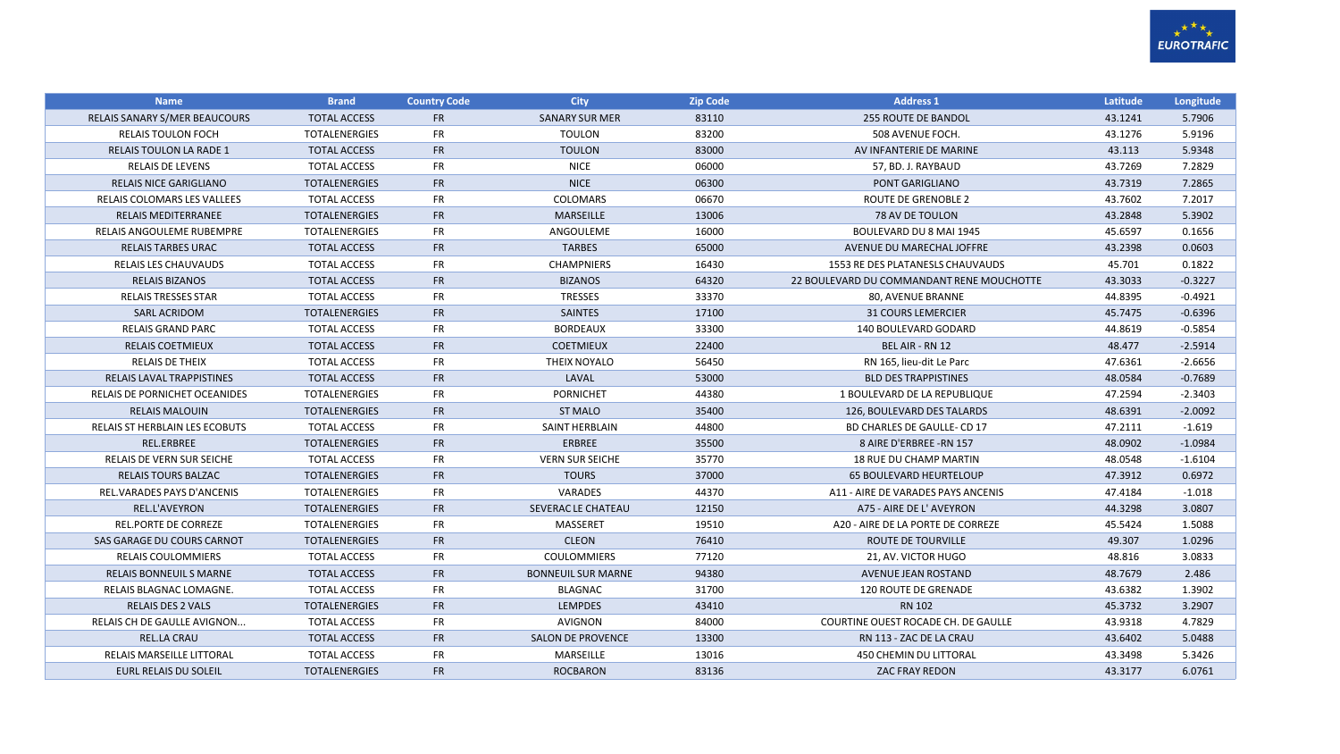| Name | Brand | Country Code | City | Zip Code | Address 1 | Latitude | Longitude |
|---|---|---|---|---|---|---|---|
| RELAIS SANARY S/MER BEAUCOURS | TOTAL ACCESS | FR | SANARY SUR MER | 83110 | 255 ROUTE DE BANDOL | 43.1241 | 5.7906 |
| RELAIS TOULON FOCH | TOTALENERGIES | FR | TOULON | 83200 | 508 AVENUE FOCH. | 43.1276 | 5.9196 |
| RELAIS TOULON LA RADE 1 | TOTAL ACCESS | FR | TOULON | 83000 | AV INFANTERIE DE MARINE | 43.113 | 5.9348 |
| RELAIS DE LEVENS | TOTAL ACCESS | FR | NICE | 06000 | 57, BD. J. RAYBAUD | 43.7269 | 7.2829 |
| RELAIS NICE GARIGLIANO | TOTALENERGIES | FR | NICE | 06300 | PONT GARIGLIANO | 43.7319 | 7.2865 |
| RELAIS COLOMARS LES VALLEES | TOTAL ACCESS | FR | COLOMARS | 06670 | ROUTE DE GRENOBLE 2 | 43.7602 | 7.2017 |
| RELAIS MEDITERRANEE | TOTALENERGIES | FR | MARSEILLE | 13006 | 78 AV DE TOULON | 43.2848 | 5.3902 |
| RELAIS ANGOULEME RUBEMPRE | TOTALENERGIES | FR | ANGOULEME | 16000 | BOULEVARD DU 8 MAI 1945 | 45.6597 | 0.1656 |
| RELAIS TARBES URAC | TOTAL ACCESS | FR | TARBES | 65000 | AVENUE DU MARECHAL JOFFRE | 43.2398 | 0.0603 |
| RELAIS LES CHAUVAUDS | TOTAL ACCESS | FR | CHAMPNIERS | 16430 | 1553 RE DES PLATANESLS CHAUVAUDS | 45.701 | 0.1822 |
| RELAIS BIZANOS | TOTAL ACCESS | FR | BIZANOS | 64320 | 22 BOULEVARD DU COMMANDANT RENE MOUCHOTTE | 43.3033 | -0.3227 |
| RELAIS TRESSES STAR | TOTAL ACCESS | FR | TRESSES | 33370 | 80, AVENUE BRANNE | 44.8395 | -0.4921 |
| SARL ACRIDOM | TOTALENERGIES | FR | SAINTES | 17100 | 31 COURS LEMERCIER | 45.7475 | -0.6396 |
| RELAIS GRAND PARC | TOTAL ACCESS | FR | BORDEAUX | 33300 | 140 BOULEVARD GODARD | 44.8619 | -0.5854 |
| RELAIS COETMIEUX | TOTAL ACCESS | FR | COETMIEUX | 22400 | BEL AIR - RN 12 | 48.477 | -2.5914 |
| RELAIS DE THEIX | TOTAL ACCESS | FR | THEIX NOYALO | 56450 | RN 165, lieu-dit Le Parc | 47.6361 | -2.6656 |
| RELAIS LAVAL TRAPPISTINES | TOTAL ACCESS | FR | LAVAL | 53000 | BLD DES TRAPPISTINES | 48.0584 | -0.7689 |
| RELAIS DE PORNICHET OCEANIDES | TOTALENERGIES | FR | PORNICHET | 44380 | 1 BOULEVARD DE LA REPUBLIQUE | 47.2594 | -2.3403 |
| RELAIS MALOUIN | TOTALENERGIES | FR | ST MALO | 35400 | 126, BOULEVARD DES TALARDS | 48.6391 | -2.0092 |
| RELAIS ST HERBLAIN LES ECOBUTS | TOTAL ACCESS | FR | SAINT HERBLAIN | 44800 | BD CHARLES DE GAULLE- CD 17 | 47.2111 | -1.619 |
| REL.ERBREE | TOTALENERGIES | FR | ERBREE | 35500 | 8 AIRE D'ERBREE -RN 157 | 48.0902 | -1.0984 |
| RELAIS DE VERN SUR SEICHE | TOTAL ACCESS | FR | VERN SUR SEICHE | 35770 | 18 RUE DU CHAMP MARTIN | 48.0548 | -1.6104 |
| RELAIS TOURS BALZAC | TOTALENERGIES | FR | TOURS | 37000 | 65 BOULEVARD HEURTELOUP | 47.3912 | 0.6972 |
| REL.VARADES PAYS D'ANCENIS | TOTALENERGIES | FR | VARADES | 44370 | A11 - AIRE DE VARADES PAYS ANCENIS | 47.4184 | -1.018 |
| REL.L'AVEYRON | TOTALENERGIES | FR | SEVERAC LE CHATEAU | 12150 | A75 - AIRE DE L' AVEYRON | 44.3298 | 3.0807 |
| REL.PORTE DE CORREZE | TOTALENERGIES | FR | MASSERET | 19510 | A20 - AIRE DE LA PORTE DE CORREZE | 45.5424 | 1.5088 |
| SAS GARAGE DU COURS CARNOT | TOTALENERGIES | FR | CLEON | 76410 | ROUTE DE TOURVILLE | 49.307 | 1.0296 |
| RELAIS COULOMMIERS | TOTAL ACCESS | FR | COULOMMIERS | 77120 | 21, AV. VICTOR HUGO | 48.816 | 3.0833 |
| RELAIS BONNEUIL S MARNE | TOTAL ACCESS | FR | BONNEUIL SUR MARNE | 94380 | AVENUE JEAN ROSTAND | 48.7679 | 2.486 |
| RELAIS BLAGNAC LOMAGNE. | TOTAL ACCESS | FR | BLAGNAC | 31700 | 120 ROUTE DE GRENADE | 43.6382 | 1.3902 |
| RELAIS DES 2 VALS | TOTALENERGIES | FR | LEMPDES | 43410 | RN 102 | 45.3732 | 3.2907 |
| RELAIS CH DE GAULLE AVIGNON... | TOTAL ACCESS | FR | AVIGNON | 84000 | COURTINE OUEST ROCADE CH. DE GAULLE | 43.9318 | 4.7829 |
| REL.LA CRAU | TOTAL ACCESS | FR | SALON DE PROVENCE | 13300 | RN 113 - ZAC DE LA CRAU | 43.6402 | 5.0488 |
| RELAIS MARSEILLE LITTORAL | TOTAL ACCESS | FR | MARSEILLE | 13016 | 450 CHEMIN DU LITTORAL | 43.3498 | 5.3426 |
| EURL RELAIS DU SOLEIL | TOTALENERGIES | FR | ROCBARON | 83136 | ZAC FRAY REDON | 43.3177 | 6.0761 |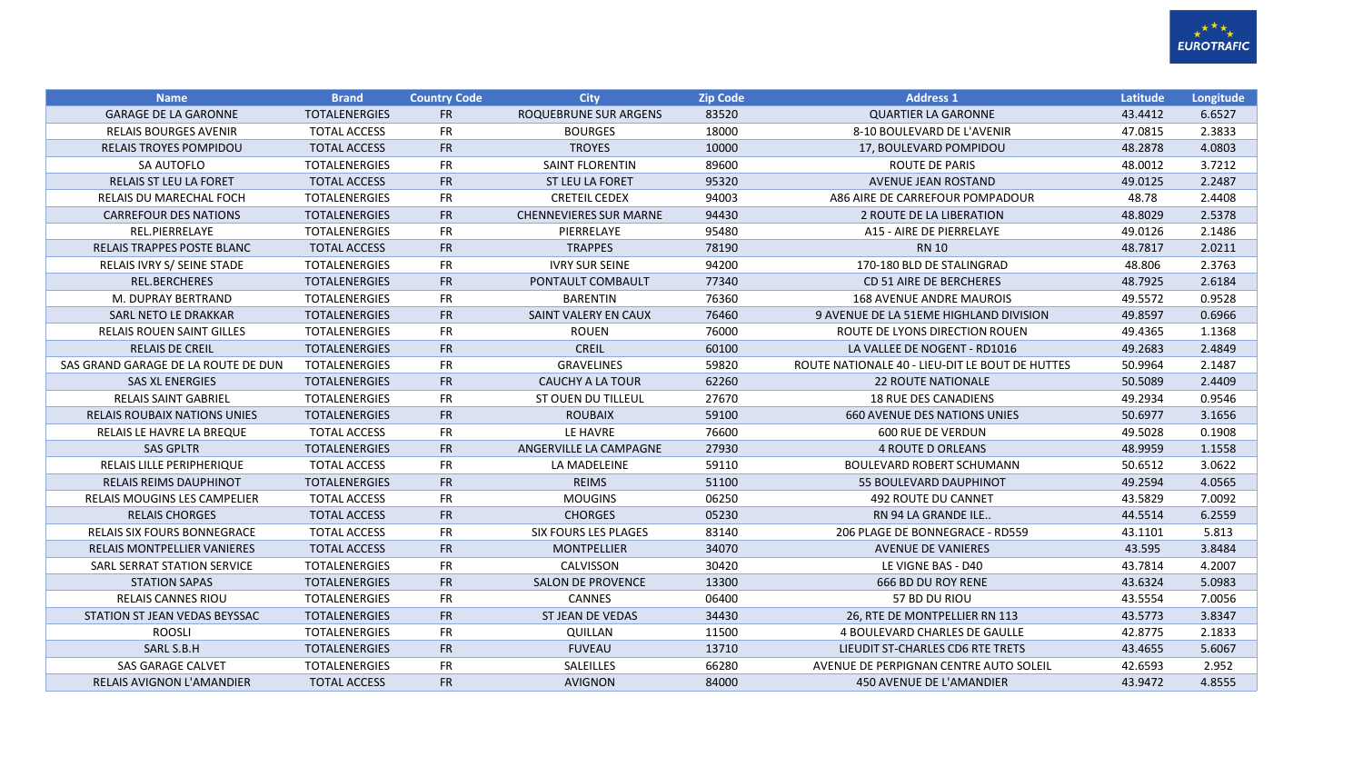| Name | Brand | Country Code | City | Zip Code | Address 1 | Latitude | Longitude |
|---|---|---|---|---|---|---|---|
| GARAGE DE LA GARONNE | TOTALENERGIES | FR | ROQUEBRUNE SUR ARGENS | 83520 | QUARTIER LA GARONNE | 43.4412 | 6.6527 |
| RELAIS BOURGES AVENIR | TOTAL ACCESS | FR | BOURGES | 18000 | 8-10 BOULEVARD DE L'AVENIR | 47.0815 | 2.3833 |
| RELAIS TROYES POMPIDOU | TOTAL ACCESS | FR | TROYES | 10000 | 17, BOULEVARD POMPIDOU | 48.2878 | 4.0803 |
| SA AUTOFLO | TOTALENERGIES | FR | SAINT FLORENTIN | 89600 | ROUTE DE PARIS | 48.0012 | 3.7212 |
| RELAIS ST LEU LA FORET | TOTAL ACCESS | FR | ST LEU LA FORET | 95320 | AVENUE JEAN ROSTAND | 49.0125 | 2.2487 |
| RELAIS DU MARECHAL FOCH | TOTALENERGIES | FR | CRETEIL CEDEX | 94003 | A86 AIRE DE CARREFOUR POMPADOUR | 48.78 | 2.4408 |
| CARREFOUR DES NATIONS | TOTALENERGIES | FR | CHENNEVIERES SUR MARNE | 94430 | 2 ROUTE DE LA LIBERATION | 48.8029 | 2.5378 |
| REL.PIERRELAYE | TOTALENERGIES | FR | PIERRELAYE | 95480 | A15 - AIRE DE PIERRELAYE | 49.0126 | 2.1486 |
| RELAIS TRAPPES POSTE BLANC | TOTAL ACCESS | FR | TRAPPES | 78190 | RN 10 | 48.7817 | 2.0211 |
| RELAIS IVRY S/ SEINE STADE | TOTALENERGIES | FR | IVRY SUR SEINE | 94200 | 170-180 BLD DE STALINGRAD | 48.806 | 2.3763 |
| REL.BERCHERES | TOTALENERGIES | FR | PONTAULT COMBAULT | 77340 | CD 51 AIRE DE BERCHERES | 48.7925 | 2.6184 |
| M. DUPRAY BERTRAND | TOTALENERGIES | FR | BARENTIN | 76360 | 168 AVENUE ANDRE MAUROIS | 49.5572 | 0.9528 |
| SARL NETO LE DRAKKAR | TOTALENERGIES | FR | SAINT VALERY EN CAUX | 76460 | 9 AVENUE DE LA 51EME HIGHLAND DIVISION | 49.8597 | 0.6966 |
| RELAIS ROUEN SAINT GILLES | TOTALENERGIES | FR | ROUEN | 76000 | ROUTE DE LYONS DIRECTION ROUEN | 49.4365 | 1.1368 |
| RELAIS DE CREIL | TOTALENERGIES | FR | CREIL | 60100 | LA VALLEE DE NOGENT - RD1016 | 49.2683 | 2.4849 |
| SAS GRAND GARAGE DE LA ROUTE DE DUN | TOTALENERGIES | FR | GRAVELINES | 59820 | ROUTE NATIONALE 40 - LIEU-DIT LE BOUT DE HUTTES | 50.9964 | 2.1487 |
| SAS XL ENERGIES | TOTALENERGIES | FR | CAUCHY A LA TOUR | 62260 | 22 ROUTE NATIONALE | 50.5089 | 2.4409 |
| RELAIS SAINT GABRIEL | TOTALENERGIES | FR | ST OUEN DU TILLEUL | 27670 | 18 RUE DES CANADIENS | 49.2934 | 0.9546 |
| RELAIS ROUBAIX NATIONS UNIES | TOTALENERGIES | FR | ROUBAIX | 59100 | 660 AVENUE DES NATIONS UNIES | 50.6977 | 3.1656 |
| RELAIS LE HAVRE LA BREQUE | TOTAL ACCESS | FR | LE HAVRE | 76600 | 600 RUE DE VERDUN | 49.5028 | 0.1908 |
| SAS GPLTR | TOTALENERGIES | FR | ANGERVILLE LA CAMPAGNE | 27930 | 4 ROUTE D ORLEANS | 48.9959 | 1.1558 |
| RELAIS LILLE PERIPHERIQUE | TOTAL ACCESS | FR | LA MADELEINE | 59110 | BOULEVARD ROBERT SCHUMANN | 50.6512 | 3.0622 |
| RELAIS REIMS DAUPHINOT | TOTALENERGIES | FR | REIMS | 51100 | 55 BOULEVARD DAUPHINOT | 49.2594 | 4.0565 |
| RELAIS MOUGINS LES CAMPELIER | TOTAL ACCESS | FR | MOUGINS | 06250 | 492 ROUTE DU CANNET | 43.5829 | 7.0092 |
| RELAIS CHORGES | TOTAL ACCESS | FR | CHORGES | 05230 | RN 94 LA GRANDE ILE.. | 44.5514 | 6.2559 |
| RELAIS SIX FOURS BONNEGRACE | TOTAL ACCESS | FR | SIX FOURS LES PLAGES | 83140 | 206 PLAGE DE BONNEGRACE - RD559 | 43.1101 | 5.813 |
| RELAIS MONTPELLIER VANIERES | TOTAL ACCESS | FR | MONTPELLIER | 34070 | AVENUE DE VANIERES | 43.595 | 3.8484 |
| SARL SERRAT STATION SERVICE | TOTALENERGIES | FR | CALVISSON | 30420 | LE VIGNE BAS - D40 | 43.7814 | 4.2007 |
| STATION SAPAS | TOTALENERGIES | FR | SALON DE PROVENCE | 13300 | 666 BD DU ROY RENE | 43.6324 | 5.0983 |
| RELAIS CANNES RIOU | TOTALENERGIES | FR | CANNES | 06400 | 57 BD DU RIOU | 43.5554 | 7.0056 |
| STATION ST JEAN VEDAS BEYSSAC | TOTALENERGIES | FR | ST JEAN DE VEDAS | 34430 | 26, RTE DE MONTPELLIER RN 113 | 43.5773 | 3.8347 |
| ROOSLI | TOTALENERGIES | FR | QUILLAN | 11500 | 4 BOULEVARD CHARLES DE GAULLE | 42.8775 | 2.1833 |
| SARL S.B.H | TOTALENERGIES | FR | FUVEAU | 13710 | LIEUDIT ST-CHARLES CD6 RTE TRETS | 43.4655 | 5.6067 |
| SAS GARAGE CALVET | TOTALENERGIES | FR | SALEILLES | 66280 | AVENUE DE PERPIGNAN CENTRE AUTO SOLEIL | 42.6593 | 2.952 |
| RELAIS AVIGNON L'AMANDIER | TOTAL ACCESS | FR | AVIGNON | 84000 | 450 AVENUE DE L'AMANDIER | 43.9472 | 4.8555 |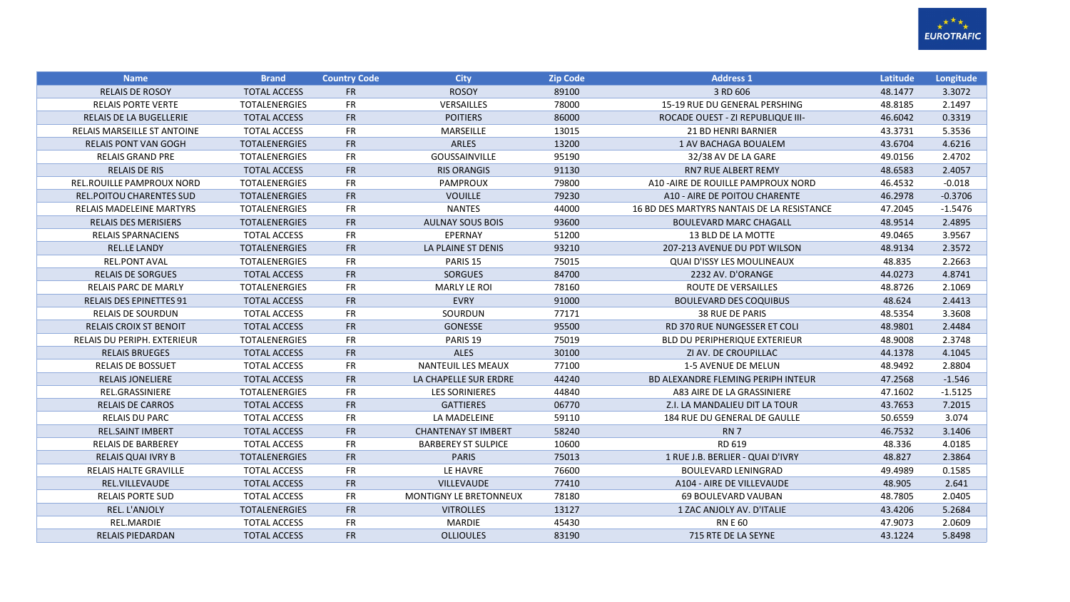| Name | Brand | Country Code | City | Zip Code | Address 1 | Latitude | Longitude |
|---|---|---|---|---|---|---|---|
| RELAIS DE ROSOY | TOTAL ACCESS | FR | ROSOY | 89100 | 3 RD 606 | 48.1477 | 3.3072 |
| RELAIS PORTE VERTE | TOTALENERGIES | FR | VERSAILLES | 78000 | 15-19 RUE DU GENERAL PERSHING | 48.8185 | 2.1497 |
| RELAIS DE LA BUGELLERIE | TOTAL ACCESS | FR | POITIERS | 86000 | ROCADE OUEST - ZI REPUBLIQUE III- | 46.6042 | 0.3319 |
| RELAIS MARSEILLE ST ANTOINE | TOTAL ACCESS | FR | MARSEILLE | 13015 | 21 BD HENRI BARNIER | 43.3731 | 5.3536 |
| RELAIS PONT VAN GOGH | TOTALENERGIES | FR | ARLES | 13200 | 1 AV BACHAGA BOUALEM | 43.6704 | 4.6216 |
| RELAIS GRAND PRE | TOTALENERGIES | FR | GOUSSAINVILLE | 95190 | 32/38 AV DE LA GARE | 49.0156 | 2.4702 |
| RELAIS DE RIS | TOTAL ACCESS | FR | RIS ORANGIS | 91130 | RN7 RUE ALBERT REMY | 48.6583 | 2.4057 |
| REL.ROUILLE PAMPROUX NORD | TOTALENERGIES | FR | PAMPROUX | 79800 | A10 -AIRE DE ROUILLE PAMPROUX NORD | 46.4532 | -0.018 |
| REL.POITOU CHARENTES SUD | TOTALENERGIES | FR | VOUILLE | 79230 | A10 - AIRE DE POITOU CHARENTE | 46.2978 | -0.3706 |
| RELAIS MADELEINE MARTYRS | TOTALENERGIES | FR | NANTES | 44000 | 16 BD DES MARTYRS NANTAIS DE LA RESISTANCE | 47.2045 | -1.5476 |
| RELAIS DES MERISIERS | TOTALENERGIES | FR | AULNAY SOUS BOIS | 93600 | BOULEVARD MARC CHAGALL | 48.9514 | 2.4895 |
| RELAIS SPARNACIENS | TOTAL ACCESS | FR | EPERNAY | 51200 | 13 BLD DE LA MOTTE | 49.0465 | 3.9567 |
| REL.LE LANDY | TOTALENERGIES | FR | LA PLAINE ST DENIS | 93210 | 207-213 AVENUE DU PDT WILSON | 48.9134 | 2.3572 |
| REL.PONT AVAL | TOTALENERGIES | FR | PARIS 15 | 75015 | QUAI D'ISSY LES MOULINEAUX | 48.835 | 2.2663 |
| RELAIS DE SORGUES | TOTAL ACCESS | FR | SORGUES | 84700 | 2232 AV. D'ORANGE | 44.0273 | 4.8741 |
| RELAIS PARC DE MARLY | TOTALENERGIES | FR | MARLY LE ROI | 78160 | ROUTE DE VERSAILLES | 48.8726 | 2.1069 |
| RELAIS DES EPINETTES 91 | TOTAL ACCESS | FR | EVRY | 91000 | BOULEVARD DES COQUIBUS | 48.624 | 2.4413 |
| RELAIS DE SOURDUN | TOTAL ACCESS | FR | SOURDUN | 77171 | 38 RUE DE PARIS | 48.5354 | 3.3608 |
| RELAIS CROIX ST BENOIT | TOTAL ACCESS | FR | GONESSE | 95500 | RD 370 RUE NUNGESSER ET COLI | 48.9801 | 2.4484 |
| RELAIS DU PERIPH. EXTERIEUR | TOTALENERGIES | FR | PARIS 19 | 75019 | BLD DU PERIPHERIQUE EXTERIEUR | 48.9008 | 2.3748 |
| RELAIS BRUEGES | TOTAL ACCESS | FR | ALES | 30100 | ZI AV. DE CROUPILLAC | 44.1378 | 4.1045 |
| RELAIS DE BOSSUET | TOTAL ACCESS | FR | NANTEUIL LES MEAUX | 77100 | 1-5 AVENUE DE MELUN | 48.9492 | 2.8804 |
| RELAIS JONELIERE | TOTAL ACCESS | FR | LA CHAPELLE SUR ERDRE | 44240 | BD ALEXANDRE FLEMING PERIPH INTEUR | 47.2568 | -1.546 |
| REL.GRASSINIERE | TOTALENERGIES | FR | LES SORINIERES | 44840 | A83 AIRE DE LA GRASSINIERE | 47.1602 | -1.5125 |
| RELAIS DE CARROS | TOTAL ACCESS | FR | GATTIERES | 06770 | Z.I. LA MANDALIEU DIT LA TOUR | 43.7653 | 7.2015 |
| RELAIS DU PARC | TOTAL ACCESS | FR | LA MADELEINE | 59110 | 184 RUE DU GENERAL DE GAULLE | 50.6559 | 3.074 |
| REL.SAINT IMBERT | TOTAL ACCESS | FR | CHANTENAY ST IMBERT | 58240 | RN 7 | 46.7532 | 3.1406 |
| RELAIS DE BARBEREY | TOTAL ACCESS | FR | BARBEREY ST SULPICE | 10600 | RD 619 | 48.336 | 4.0185 |
| RELAIS QUAI IVRY B | TOTALENERGIES | FR | PARIS | 75013 | 1 RUE J.B. BERLIER - QUAI D'IVRY | 48.827 | 2.3864 |
| RELAIS HALTE GRAVILLE | TOTAL ACCESS | FR | LE HAVRE | 76600 | BOULEVARD LENINGRAD | 49.4989 | 0.1585 |
| REL.VILLEVAUDE | TOTAL ACCESS | FR | VILLEVAUDE | 77410 | A104 - AIRE DE VILLEVAUDE | 48.905 | 2.641 |
| RELAIS PORTE SUD | TOTAL ACCESS | FR | MONTIGNY LE BRETONNEUX | 78180 | 69 BOULEVARD VAUBAN | 48.7805 | 2.0405 |
| REL. L'ANJOLY | TOTALENERGIES | FR | VITROLLES | 13127 | 1 ZAC ANJOLY AV. D'ITALIE | 43.4206 | 5.2684 |
| REL.MARDIE | TOTAL ACCESS | FR | MARDIE | 45430 | RN E 60 | 47.9073 | 2.0609 |
| RELAIS PIEDARDAN | TOTAL ACCESS | FR | OLLIOULES | 83190 | 715 RTE DE LA SEYNE | 43.1224 | 5.8498 |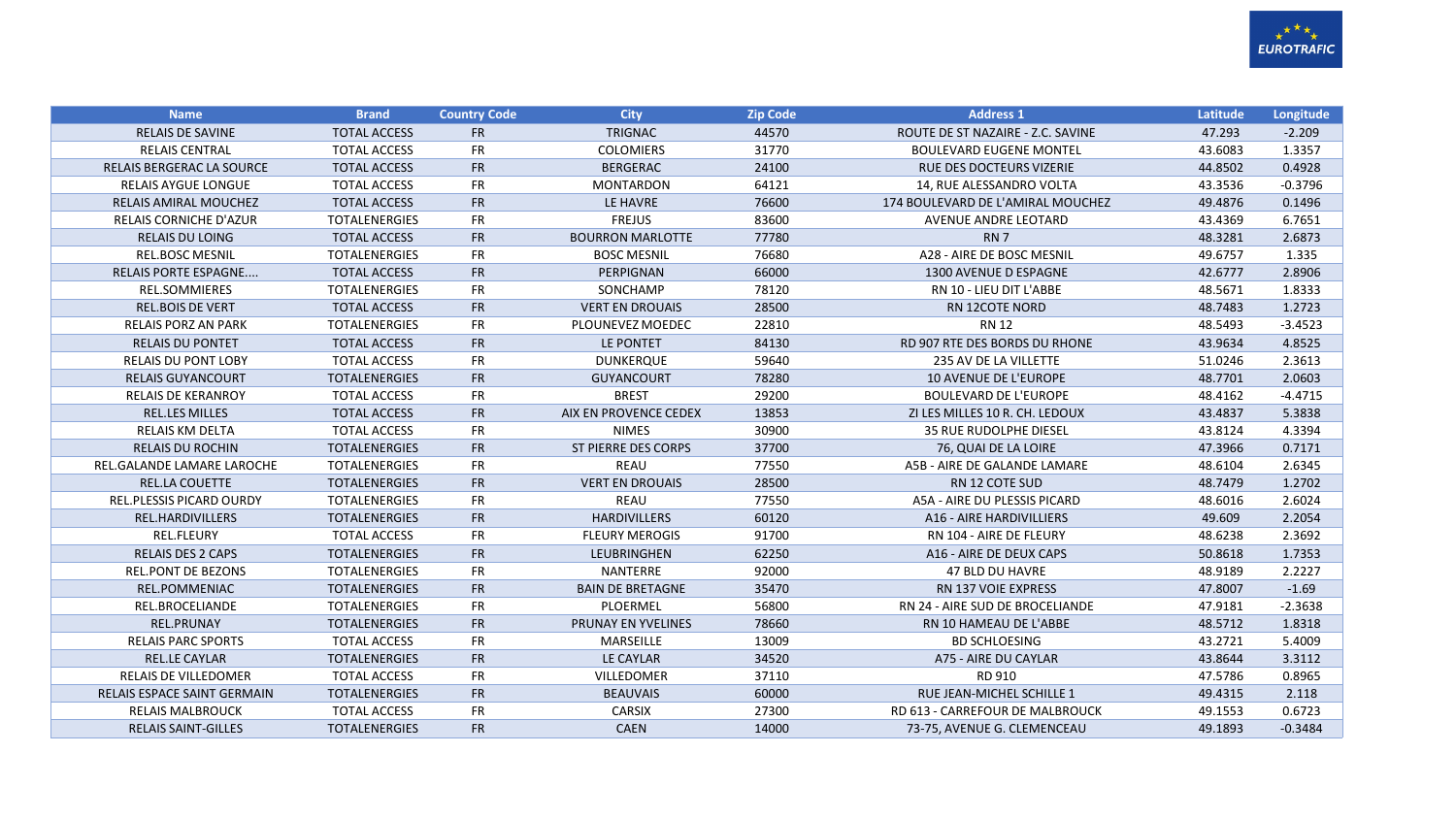| Name | Brand | Country Code | City | Zip Code | Address 1 | Latitude | Longitude |
|---|---|---|---|---|---|---|---|
| RELAIS DE SAVINE | TOTAL ACCESS | FR | TRIGNAC | 44570 | ROUTE DE ST NAZAIRE - Z.C. SAVINE | 47.293 | -2.209 |
| RELAIS CENTRAL | TOTAL ACCESS | FR | COLOMIERS | 31770 | BOULEVARD EUGENE MONTEL | 43.6083 | 1.3357 |
| RELAIS BERGERAC LA SOURCE | TOTAL ACCESS | FR | BERGERAC | 24100 | RUE DES DOCTEURS VIZERIE | 44.8502 | 0.4928 |
| RELAIS AYGUE LONGUE | TOTAL ACCESS | FR | MONTARDON | 64121 | 14, RUE ALESSANDRO VOLTA | 43.3536 | -0.3796 |
| RELAIS AMIRAL MOUCHEZ | TOTAL ACCESS | FR | LE HAVRE | 76600 | 174 BOULEVARD DE L'AMIRAL MOUCHEZ | 49.4876 | 0.1496 |
| RELAIS CORNICHE D'AZUR | TOTALENERGIES | FR | FREJUS | 83600 | AVENUE ANDRE LEOTARD | 43.4369 | 6.7651 |
| RELAIS DU LOING | TOTAL ACCESS | FR | BOURRON MARLOTTE | 77780 | RN 7 | 48.3281 | 2.6873 |
| REL.BOSC MESNIL | TOTALENERGIES | FR | BOSC MESNIL | 76680 | A28 - AIRE DE BOSC MESNIL | 49.6757 | 1.335 |
| RELAIS PORTE ESPAGNE.... | TOTAL ACCESS | FR | PERPIGNAN | 66000 | 1300 AVENUE D ESPAGNE | 42.6777 | 2.8906 |
| REL.SOMMIERES | TOTALENERGIES | FR | SONCHAMP | 78120 | RN 10 - LIEU DIT L'ABBE | 48.5671 | 1.8333 |
| REL.BOIS DE VERT | TOTAL ACCESS | FR | VERT EN DROUAIS | 28500 | RN 12COTE NORD | 48.7483 | 1.2723 |
| RELAIS PORZ AN PARK | TOTALENERGIES | FR | PLOUNEVEZ MOEDEC | 22810 | RN 12 | 48.5493 | -3.4523 |
| RELAIS DU PONTET | TOTAL ACCESS | FR | LE PONTET | 84130 | RD 907 RTE DES BORDS DU RHONE | 43.9634 | 4.8525 |
| RELAIS DU PONT LOBY | TOTAL ACCESS | FR | DUNKERQUE | 59640 | 235 AV DE LA VILLETTE | 51.0246 | 2.3613 |
| RELAIS GUYANCOURT | TOTALENERGIES | FR | GUYANCOURT | 78280 | 10 AVENUE DE L'EUROPE | 48.7701 | 2.0603 |
| RELAIS DE KERANROY | TOTAL ACCESS | FR | BREST | 29200 | BOULEVARD DE L'EUROPE | 48.4162 | -4.4715 |
| REL.LES MILLES | TOTAL ACCESS | FR | AIX EN PROVENCE CEDEX | 13853 | ZI LES MILLES 10 R. CH. LEDOUX | 43.4837 | 5.3838 |
| RELAIS KM DELTA | TOTAL ACCESS | FR | NIMES | 30900 | 35 RUE RUDOLPHE DIESEL | 43.8124 | 4.3394 |
| RELAIS DU ROCHIN | TOTALENERGIES | FR | ST PIERRE DES CORPS | 37700 | 76, QUAI DE LA LOIRE | 47.3966 | 0.7171 |
| REL.GALANDE LAMARE LAROCHE | TOTALENERGIES | FR | REAU | 77550 | A5B - AIRE DE GALANDE LAMARE | 48.6104 | 2.6345 |
| REL.LA COUETTE | TOTALENERGIES | FR | VERT EN DROUAIS | 28500 | RN 12 COTE SUD | 48.7479 | 1.2702 |
| REL.PLESSIS PICARD OURDY | TOTALENERGIES | FR | REAU | 77550 | A5A - AIRE DU PLESSIS PICARD | 48.6016 | 2.6024 |
| REL.HARDIVILLERS | TOTALENERGIES | FR | HARDIVILLERS | 60120 | A16 - AIRE HARDIVILLIERS | 49.609 | 2.2054 |
| REL.FLEURY | TOTAL ACCESS | FR | FLEURY MEROGIS | 91700 | RN 104 - AIRE DE FLEURY | 48.6238 | 2.3692 |
| RELAIS DES 2 CAPS | TOTALENERGIES | FR | LEUBRINGHEN | 62250 | A16 - AIRE DE DEUX CAPS | 50.8618 | 1.7353 |
| REL.PONT DE BEZONS | TOTALENERGIES | FR | NANTERRE | 92000 | 47 BLD DU HAVRE | 48.9189 | 2.2227 |
| REL.POMMENIAC | TOTALENERGIES | FR | BAIN DE BRETAGNE | 35470 | RN 137 VOIE EXPRESS | 47.8007 | -1.69 |
| REL.BROCELIANDE | TOTALENERGIES | FR | PLOERMEL | 56800 | RN 24 - AIRE SUD DE BROCELIANDE | 47.9181 | -2.3638 |
| REL.PRUNAY | TOTALENERGIES | FR | PRUNAY EN YVELINES | 78660 | RN 10 HAMEAU DE L'ABBE | 48.5712 | 1.8318 |
| RELAIS PARC SPORTS | TOTAL ACCESS | FR | MARSEILLE | 13009 | BD SCHLOESING | 43.2721 | 5.4009 |
| REL.LE CAYLAR | TOTALENERGIES | FR | LE CAYLAR | 34520 | A75 - AIRE DU CAYLAR | 43.8644 | 3.3112 |
| RELAIS DE VILLEDOMER | TOTAL ACCESS | FR | VILLEDOMER | 37110 | RD 910 | 47.5786 | 0.8965 |
| RELAIS ESPACE SAINT GERMAIN | TOTALENERGIES | FR | BEAUVAIS | 60000 | RUE JEAN-MICHEL SCHILLE 1 | 49.4315 | 2.118 |
| RELAIS MALBROUCK | TOTAL ACCESS | FR | CARSIX | 27300 | RD 613 - CARREFOUR DE MALBROUCK | 49.1553 | 0.6723 |
| RELAIS SAINT-GILLES | TOTALENERGIES | FR | CAEN | 14000 | 73-75, AVENUE G. CLEMENCEAU | 49.1893 | -0.3484 |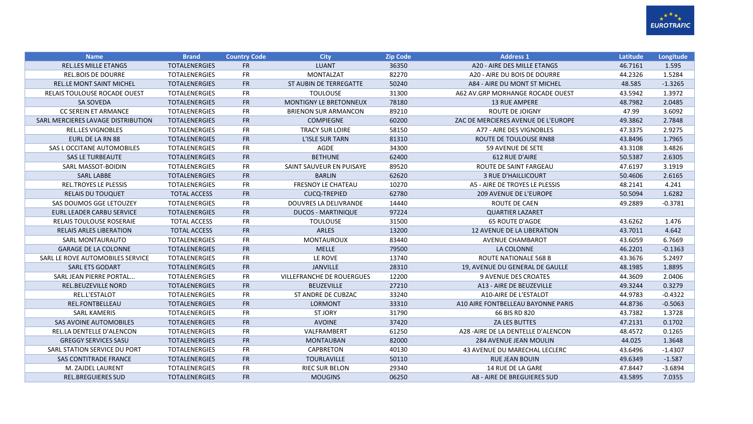| Name | Brand | Country Code | City | Zip Code | Address 1 | Latitude | Longitude |
|---|---|---|---|---|---|---|---|
| REL.LES MILLE ETANGS | TOTALENERGIES | FR | LUANT | 36350 | A20 - AIRE DES MILLE ETANGS | 46.7161 | 1.595 |
| REL.BOIS DE DOURRE | TOTALENERGIES | FR | MONTALZAT | 82270 | A20 - AIRE DU BOIS DE DOURRE | 44.2326 | 1.5284 |
| REL.LE MONT SAINT MICHEL | TOTALENERGIES | FR | ST AUBIN DE TERREGATTE | 50240 | A84 - AIRE DU MONT ST MICHEL | 48.585 | -1.3265 |
| RELAIS TOULOUSE ROCADE OUEST | TOTALENERGIES | FR | TOULOUSE | 31300 | A62 AV.GRP MORHANGE ROCADE OUEST | 43.5942 | 1.3972 |
| SA SOVEDA | TOTALENERGIES | FR | MONTIGNY LE BRETONNEUX | 78180 | 13 RUE AMPERE | 48.7982 | 2.0485 |
| CC SEREIN ET ARMANCE | TOTALENERGIES | FR | BRIENON SUR ARMANCON | 89210 | ROUTE DE JOIGNY | 47.99 | 3.6092 |
| SARL MERCIERES LAVAGE DISTRIBUTION | TOTALENERGIES | FR | COMPIEGNE | 60200 | ZAC DE MERCIERES AVENUE DE L'EUROPE | 49.3862 | 2.7848 |
| REL.LES VIGNOBLES | TOTALENERGIES | FR | TRACY SUR LOIRE | 58150 | A77 - AIRE DES VIGNOBLES | 47.3375 | 2.9275 |
| EURL DE LA RN 88 | TOTALENERGIES | FR | L'ISLE SUR TARN | 81310 | ROUTE DE TOULOUSE RN88 | 43.8496 | 1.7965 |
| SAS L OCCITANE AUTOMOBILES | TOTALENERGIES | FR | AGDE | 34300 | 59 AVENUE DE SETE | 43.3108 | 3.4826 |
| SAS LE TURBEAUTE | TOTALENERGIES | FR | BETHUNE | 62400 | 612 RUE D'AIRE | 50.5387 | 2.6305 |
| SARL MASSOT-BOIDIN | TOTALENERGIES | FR | SAINT SAUVEUR EN PUISAYE | 89520 | ROUTE DE SAINT FARGEAU | 47.6197 | 3.1919 |
| SARL LABBE | TOTALENERGIES | FR | BARLIN | 62620 | 3 RUE D'HAILLICOURT | 50.4606 | 2.6165 |
| REL.TROYES LE PLESSIS | TOTALENERGIES | FR | FRESNOY LE CHATEAU | 10270 | A5 - AIRE DE TROYES LE PLESSIS | 48.2141 | 4.241 |
| RELAIS DU TOUQUET | TOTAL ACCESS | FR | CUCQ-TREPIED | 62780 | 209 AVENUE DE L'EUROPE | 50.5094 | 1.6282 |
| SAS DOUMOS GGE LETOUZEY | TOTALENERGIES | FR | DOUVRES LA DELIVRANDE | 14440 | ROUTE DE CAEN | 49.2889 | -0.3781 |
| EURL LEADER CARBU SERVICE | TOTALENERGIES | FR | DUCOS - MARTINIQUE | 97224 | QUARTIER LAZARET | | |
| RELAIS TOULOUSE ROSERAIE | TOTAL ACCESS | FR | TOULOUSE | 31500 | 65 ROUTE D'AGDE | 43.6262 | 1.476 |
| RELAIS ARLES LIBERATION | TOTAL ACCESS | FR | ARLES | 13200 | 12 AVENUE DE LA LIBERATION | 43.7011 | 4.642 |
| SARL MONTAURAUTO | TOTALENERGIES | FR | MONTAUROUX | 83440 | AVENUE CHAMBAROT | 43.6059 | 6.7669 |
| GARAGE DE LA COLONNE | TOTALENERGIES | FR | MELLE | 79500 | LA COLONNE | 46.2201 | -0.1363 |
| SARL LE ROVE AUTOMOBILES SERVICE | TOTALENERGIES | FR | LE ROVE | 13740 | ROUTE NATIONALE 568 B | 43.3676 | 5.2497 |
| SARL ETS GODART | TOTALENERGIES | FR | JANVILLE | 28310 | 19, AVENUE DU GENERAL DE GAULLE | 48.1985 | 1.8895 |
| SARL JEAN PIERRE PORTAL... | TOTALENERGIES | FR | VILLEFRANCHE DE ROUERGUES | 12200 | 9 AVENUE DES CROATES | 44.3609 | 2.0406 |
| REL.BEUZEVILLE NORD | TOTALENERGIES | FR | BEUZEVILLE | 27210 | A13 - AIRE DE BEUZEVILLE | 49.3244 | 0.3279 |
| REL.L'ESTALOT | TOTALENERGIES | FR | ST ANDRE DE CUBZAC | 33240 | A10-AIRE DE L'ESTALOT | 44.9783 | -0.4322 |
| REL.FONTBELLEAU | TOTALENERGIES | FR | LORMONT | 33310 | A10 AIRE FONTBELLEAU BAYONNE PARIS | 44.8736 | -0.5063 |
| SARL KAMERIS | TOTALENERGIES | FR | ST JORY | 31790 | 66 BIS RD 820 | 43.7382 | 1.3728 |
| SAS AVOINE AUTOMOBILES | TOTALENERGIES | FR | AVOINE | 37420 | ZA LES BUTTES | 47.2131 | 0.1702 |
| REL.LA DENTELLE D'ALENCON | TOTALENERGIES | FR | VALFRAMBERT | 61250 | A28 -AIRE DE LA DENTELLE D'ALENCON | 48.4572 | 0.1265 |
| GREGGY SERVICES SASU | TOTALENERGIES | FR | MONTAUBAN | 82000 | 284 AVENUE JEAN MOULIN | 44.025 | 1.3648 |
| SARL STATION SERVICE DU PORT | TOTALENERGIES | FR | CAPBRETON | 40130 | 43 AVENUE DU MARECHAL LECLERC | 43.6496 | -1.4307 |
| SAS CONTITRADE FRANCE | TOTALENERGIES | FR | TOURLAVILLE | 50110 | RUE JEAN BOUIN | 49.6349 | -1.587 |
| M. ZAJDEL LAURENT | TOTALENERGIES | FR | RIEC SUR BELON | 29340 | 14 RUE DE LA GARE | 47.8447 | -3.6894 |
| REL.BREGUIERES SUD | TOTALENERGIES | FR | MOUGINS | 06250 | A8 - AIRE DE BREGUIERES SUD | 43.5895 | 7.0355 |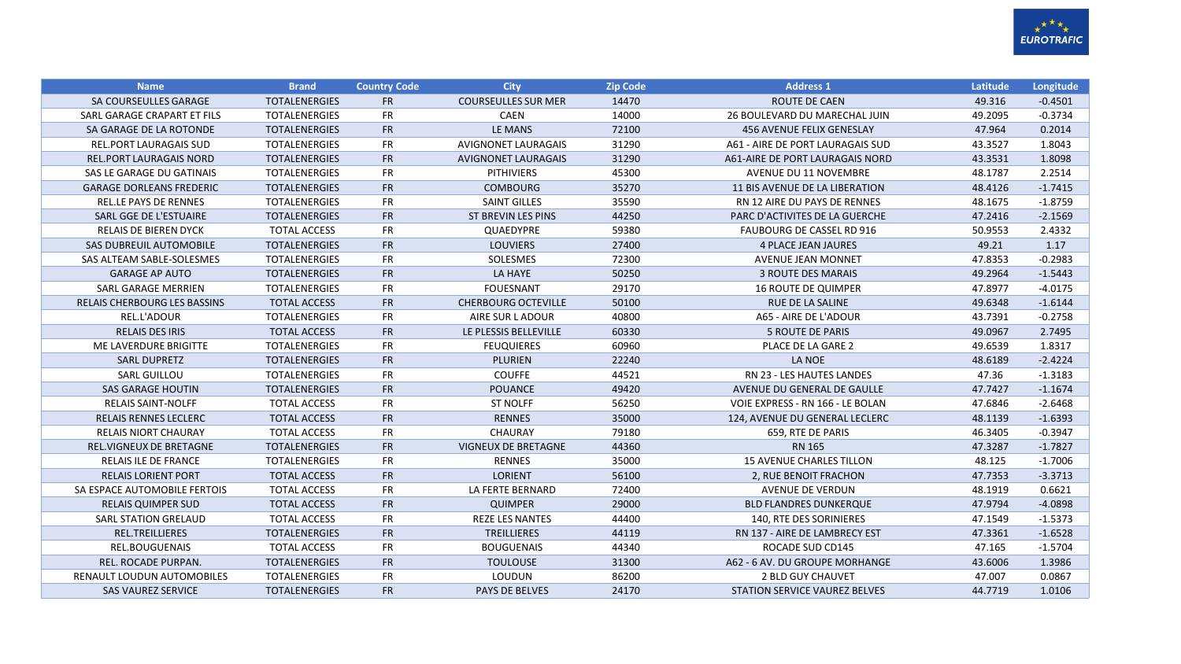| Name | Brand | Country Code | City | Zip Code | Address 1 | Latitude | Longitude |
|---|---|---|---|---|---|---|---|
| SA COURSEULLES GARAGE | TOTALENERGIES | FR | COURSEULLES SUR MER | 14470 | ROUTE DE CAEN | 49.316 | -0.4501 |
| SARL GARAGE CRAPART ET FILS | TOTALENERGIES | FR | CAEN | 14000 | 26 BOULEVARD DU MARECHAL JUIN | 49.2095 | -0.3734 |
| SA GARAGE DE LA ROTONDE | TOTALENERGIES | FR | LE MANS | 72100 | 456 AVENUE FELIX GENESLAY | 47.964 | 0.2014 |
| REL.PORT LAURAGAIS SUD | TOTALENERGIES | FR | AVIGNONET LAURAGAIS | 31290 | A61 - AIRE DE PORT LAURAGAIS SUD | 43.3527 | 1.8043 |
| REL.PORT LAURAGAIS NORD | TOTALENERGIES | FR | AVIGNONET LAURAGAIS | 31290 | A61-AIRE DE PORT LAURAGAIS NORD | 43.3531 | 1.8098 |
| SAS LE GARAGE DU GATINAIS | TOTALENERGIES | FR | PITHIVIERS | 45300 | AVENUE DU 11 NOVEMBRE | 48.1787 | 2.2514 |
| GARAGE DORLEANS FREDERIC | TOTALENERGIES | FR | COMBOURG | 35270 | 11 BIS AVENUE DE LA LIBERATION | 48.4126 | -1.7415 |
| REL.LE PAYS DE RENNES | TOTALENERGIES | FR | SAINT GILLES | 35590 | RN 12 AIRE DU PAYS DE RENNES | 48.1675 | -1.8759 |
| SARL GGE DE L'ESTUAIRE | TOTALENERGIES | FR | ST BREVIN LES PINS | 44250 | PARC D'ACTIVITES DE LA GUERCHE | 47.2416 | -2.1569 |
| RELAIS DE BIEREN DYCK | TOTAL ACCESS | FR | QUAEDYPRE | 59380 | FAUBOURG DE CASSEL RD 916 | 50.9553 | 2.4332 |
| SAS DUBREUIL AUTOMOBILE | TOTALENERGIES | FR | LOUVIERS | 27400 | 4 PLACE JEAN JAURES | 49.21 | 1.17 |
| SAS ALTEAM SABLE-SOLESMES | TOTALENERGIES | FR | SOLESMES | 72300 | AVENUE JEAN MONNET | 47.8353 | -0.2983 |
| GARAGE AP AUTO | TOTALENERGIES | FR | LA HAYE | 50250 | 3 ROUTE DES MARAIS | 49.2964 | -1.5443 |
| SARL GARAGE MERRIEN | TOTALENERGIES | FR | FOUESNANT | 29170 | 16 ROUTE DE QUIMPER | 47.8977 | -4.0175 |
| RELAIS CHERBOURG LES BASSINS | TOTAL ACCESS | FR | CHERBOURG OCTEVILLE | 50100 | RUE DE LA SALINE | 49.6348 | -1.6144 |
| REL.L'ADOUR | TOTALENERGIES | FR | AIRE SUR L ADOUR | 40800 | A65 - AIRE DE L'ADOUR | 43.7391 | -0.2758 |
| RELAIS DES IRIS | TOTAL ACCESS | FR | LE PLESSIS BELLEVILLE | 60330 | 5 ROUTE DE PARIS | 49.0967 | 2.7495 |
| ME LAVERDURE BRIGITTE | TOTALENERGIES | FR | FEUQUIERES | 60960 | PLACE DE LA GARE 2 | 49.6539 | 1.8317 |
| SARL DUPRETZ | TOTALENERGIES | FR | PLURIEN | 22240 | LA NOE | 48.6189 | -2.4224 |
| SARL GUILLOU | TOTALENERGIES | FR | COUFFE | 44521 | RN 23 - LES HAUTES LANDES | 47.36 | -1.3183 |
| SAS GARAGE HOUTIN | TOTALENERGIES | FR | POUANCE | 49420 | AVENUE DU GENERAL DE GAULLE | 47.7427 | -1.1674 |
| RELAIS SAINT-NOLFF | TOTAL ACCESS | FR | ST NOLFF | 56250 | VOIE EXPRESS - RN 166 - LE BOLAN | 47.6846 | -2.6468 |
| RELAIS RENNES LECLERC | TOTAL ACCESS | FR | RENNES | 35000 | 124, AVENUE DU GENERAL LECLERC | 48.1139 | -1.6393 |
| RELAIS NIORT CHAURAY | TOTAL ACCESS | FR | CHAURAY | 79180 | 659, RTE DE PARIS | 46.3405 | -0.3947 |
| REL.VIGNEUX DE BRETAGNE | TOTALENERGIES | FR | VIGNEUX DE BRETAGNE | 44360 | RN 165 | 47.3287 | -1.7827 |
| RELAIS ILE DE FRANCE | TOTALENERGIES | FR | RENNES | 35000 | 15 AVENUE CHARLES TILLON | 48.125 | -1.7006 |
| RELAIS LORIENT PORT | TOTAL ACCESS | FR | LORIENT | 56100 | 2, RUE BENOIT FRACHON | 47.7353 | -3.3713 |
| SA ESPACE AUTOMOBILE FERTOIS | TOTAL ACCESS | FR | LA FERTE BERNARD | 72400 | AVENUE DE VERDUN | 48.1919 | 0.6621 |
| RELAIS QUIMPER SUD | TOTAL ACCESS | FR | QUIMPER | 29000 | BLD FLANDRES DUNKERQUE | 47.9794 | -4.0898 |
| SARL STATION GRELAUD | TOTAL ACCESS | FR | REZE LES NANTES | 44400 | 140, RTE DES SORINIERES | 47.1549 | -1.5373 |
| REL.TREILLIERES | TOTALENERGIES | FR | TREILLIERES | 44119 | RN 137 - AIRE DE LAMBRECY EST | 47.3361 | -1.6528 |
| REL.BOUGUENAIS | TOTAL ACCESS | FR | BOUGUENAIS | 44340 | ROCADE SUD CD145 | 47.165 | -1.5704 |
| REL. ROCADE PURPAN. | TOTALENERGIES | FR | TOULOUSE | 31300 | A62 - 6 AV. DU GROUPE MORHANGE | 43.6006 | 1.3986 |
| RENAULT LOUDUN AUTOMOBILES | TOTALENERGIES | FR | LOUDUN | 86200 | 2 BLD GUY CHAUVET | 47.007 | 0.0867 |
| SAS VAUREZ SERVICE | TOTALENERGIES | FR | PAYS DE BELVES | 24170 | STATION SERVICE VAUREZ BELVES | 44.7719 | 1.0106 |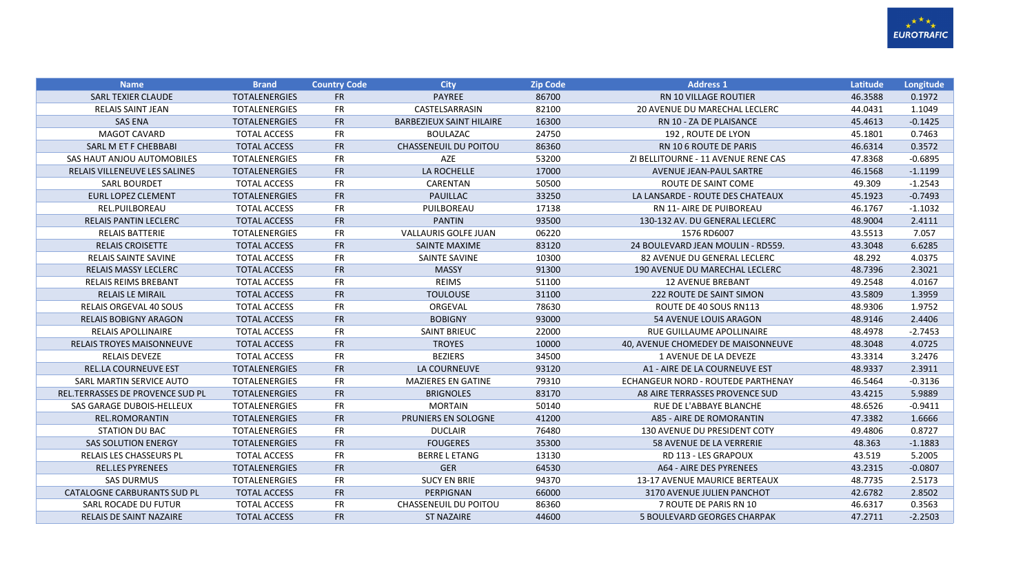| Name | Brand | Country Code | City | Zip Code | Address 1 | Latitude | Longitude |
|---|---|---|---|---|---|---|---|
| SARL TEXIER CLAUDE | TOTALENERGIES | FR | PAYREE | 86700 | RN 10 VILLAGE ROUTIER | 46.3588 | 0.1972 |
| RELAIS SAINT JEAN | TOTALENERGIES | FR | CASTELSARRASIN | 82100 | 20 AVENUE DU MARECHAL LECLERC | 44.0431 | 1.1049 |
| SAS ENA | TOTALENERGIES | FR | BARBEZIEUX SAINT HILAIRE | 16300 | RN 10 - ZA DE PLAISANCE | 45.4613 | -0.1425 |
| MAGOT CAVARD | TOTAL ACCESS | FR | BOULAZAC | 24750 | 192 , ROUTE DE LYON | 45.1801 | 0.7463 |
| SARL M ET F CHEBBABI | TOTAL ACCESS | FR | CHASSENEUIL DU POITOU | 86360 | RN 10 6 ROUTE DE PARIS | 46.6314 | 0.3572 |
| SAS HAUT ANJOU AUTOMOBILES | TOTALENERGIES | FR | AZE | 53200 | ZI BELLITOURNE - 11 AVENUE RENE CAS | 47.8368 | -0.6895 |
| RELAIS VILLENEUVE LES SALINES | TOTALENERGIES | FR | LA ROCHELLE | 17000 | AVENUE JEAN-PAUL SARTRE | 46.1568 | -1.1199 |
| SARL BOURDET | TOTAL ACCESS | FR | CARENTAN | 50500 | ROUTE DE SAINT COME | 49.309 | -1.2543 |
| EURL LOPEZ CLEMENT | TOTALENERGIES | FR | PAUILLAC | 33250 | LA LANSARDE - ROUTE DES CHATEAUX | 45.1923 | -0.7493 |
| REL.PUILBOREAU | TOTAL ACCESS | FR | PUILBOREAU | 17138 | RN 11- AIRE DE PUIBOREAU | 46.1767 | -1.1032 |
| RELAIS PANTIN LECLERC | TOTAL ACCESS | FR | PANTIN | 93500 | 130-132 AV. DU GENERAL LECLERC | 48.9004 | 2.4111 |
| RELAIS BATTERIE | TOTALENERGIES | FR | VALLAURIS GOLFE JUAN | 06220 | 1576 RD6007 | 43.5513 | 7.057 |
| RELAIS CROISETTE | TOTAL ACCESS | FR | SAINTE MAXIME | 83120 | 24 BOULEVARD JEAN MOULIN - RD559. | 43.3048 | 6.6285 |
| RELAIS SAINTE SAVINE | TOTAL ACCESS | FR | SAINTE SAVINE | 10300 | 82 AVENUE DU GENERAL LECLERC | 48.292 | 4.0375 |
| RELAIS MASSY LECLERC | TOTAL ACCESS | FR | MASSY | 91300 | 190 AVENUE DU MARECHAL LECLERC | 48.7396 | 2.3021 |
| RELAIS REIMS BREBANT | TOTAL ACCESS | FR | REIMS | 51100 | 12 AVENUE BREBANT | 49.2548 | 4.0167 |
| RELAIS LE MIRAIL | TOTAL ACCESS | FR | TOULOUSE | 31100 | 222 ROUTE DE SAINT SIMON | 43.5809 | 1.3959 |
| RELAIS ORGEVAL 40 SOUS | TOTAL ACCESS | FR | ORGEVAL | 78630 | ROUTE DE 40 SOUS RN113 | 48.9306 | 1.9752 |
| RELAIS BOBIGNY ARAGON | TOTAL ACCESS | FR | BOBIGNY | 93000 | 54 AVENUE LOUIS ARAGON | 48.9146 | 2.4406 |
| RELAIS APOLLINAIRE | TOTAL ACCESS | FR | SAINT BRIEUC | 22000 | RUE GUILLAUME APOLLINAIRE | 48.4978 | -2.7453 |
| RELAIS TROYES MAISONNEUVE | TOTAL ACCESS | FR | TROYES | 10000 | 40, AVENUE CHOMEDEY DE MAISONNEUVE | 48.3048 | 4.0725 |
| RELAIS DEVEZE | TOTAL ACCESS | FR | BEZIERS | 34500 | 1 AVENUE DE LA DEVEZE | 43.3314 | 3.2476 |
| REL.LA COURNEUVE EST | TOTALENERGIES | FR | LA COURNEUVE | 93120 | A1 - AIRE DE LA COURNEUVE EST | 48.9337 | 2.3911 |
| SARL MARTIN SERVICE AUTO | TOTALENERGIES | FR | MAZIERES EN GATINE | 79310 | ECHANGEUR NORD - ROUTEDE PARTHENAY | 46.5464 | -0.3136 |
| REL.TERRASSES DE PROVENCE SUD PL | TOTALENERGIES | FR | BRIGNOLES | 83170 | A8 AIRE TERRASSES PROVENCE SUD | 43.4215 | 5.9889 |
| SAS GARAGE DUBOIS-HELLEUX | TOTALENERGIES | FR | MORTAIN | 50140 | RUE DE L'ABBAYE BLANCHE | 48.6526 | -0.9411 |
| REL.ROMORANTIN | TOTALENERGIES | FR | PRUNIERS EN SOLOGNE | 41200 | A85 - AIRE DE ROMORANTIN | 47.3382 | 1.6666 |
| STATION DU BAC | TOTALENERGIES | FR | DUCLAIR | 76480 | 130 AVENUE DU PRESIDENT COTY | 49.4806 | 0.8727 |
| SAS SOLUTION ENERGY | TOTALENERGIES | FR | FOUGERES | 35300 | 58 AVENUE DE LA VERRERIE | 48.363 | -1.1883 |
| RELAIS LES CHASSEURS PL | TOTAL ACCESS | FR | BERRE L ETANG | 13130 | RD 113 - LES GRAPOUX | 43.519 | 5.2005 |
| REL.LES PYRENEES | TOTALENERGIES | FR | GER | 64530 | A64 - AIRE DES PYRENEES | 43.2315 | -0.0807 |
| SAS DURMUS | TOTALENERGIES | FR | SUCY EN BRIE | 94370 | 13-17 AVENUE MAURICE BERTEAUX | 48.7735 | 2.5173 |
| CATALOGNE CARBURANTS SUD PL | TOTAL ACCESS | FR | PERPIGNAN | 66000 | 3170 AVENUE JULIEN PANCHOT | 42.6782 | 2.8502 |
| SARL ROCADE DU FUTUR | TOTAL ACCESS | FR | CHASSENEUIL DU POITOU | 86360 | 7 ROUTE DE PARIS RN 10 | 46.6317 | 0.3563 |
| RELAIS DE SAINT NAZAIRE | TOTAL ACCESS | FR | ST NAZAIRE | 44600 | 5 BOULEVARD GEORGES CHARPAK | 47.2711 | -2.2503 |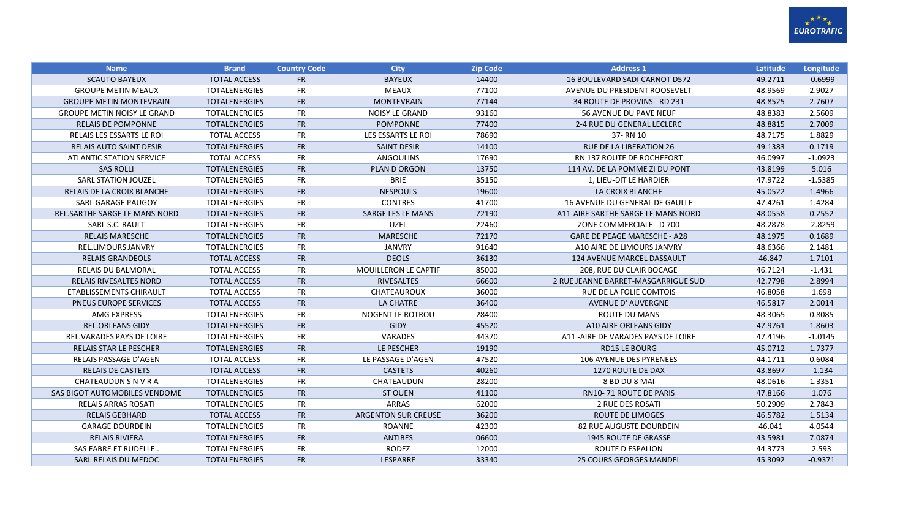| Name | Brand | Country Code | City | Zip Code | Address 1 | Latitude | Longitude |
|---|---|---|---|---|---|---|---|
| SCAUTO BAYEUX | TOTAL ACCESS | FR | BAYEUX | 14400 | 16 BOULEVARD SADI CARNOT D572 | 49.2711 | -0.6999 |
| GROUPE METIN MEAUX | TOTALENERGIES | FR | MEAUX | 77100 | AVENUE DU PRESIDENT ROOSEVELT | 48.9569 | 2.9027 |
| GROUPE METIN MONTEVRAIN | TOTALENERGIES | FR | MONTEVRAIN | 77144 | 34 ROUTE DE PROVINS - RD 231 | 48.8525 | 2.7607 |
| GROUPE METIN NOISY LE GRAND | TOTALENERGIES | FR | NOISY LE GRAND | 93160 | 56 AVENUE DU PAVE NEUF | 48.8383 | 2.5609 |
| RELAIS DE POMPONNE | TOTALENERGIES | FR | POMPONNE | 77400 | 2-4 RUE DU GENERAL LECLERC | 48.8815 | 2.7009 |
| RELAIS LES ESSARTS LE ROI | TOTAL ACCESS | FR | LES ESSARTS LE ROI | 78690 | 37- RN 10 | 48.7175 | 1.8829 |
| RELAIS AUTO SAINT DESIR | TOTALENERGIES | FR | SAINT DESIR | 14100 | RUE DE LA LIBERATION 26 | 49.1383 | 0.1719 |
| ATLANTIC STATION SERVICE | TOTAL ACCESS | FR | ANGOULINS | 17690 | RN 137 ROUTE DE ROCHEFORT | 46.0997 | -1.0923 |
| SAS ROLLI | TOTALENERGIES | FR | PLAN D ORGON | 13750 | 114 AV. DE LA POMME ZI DU PONT | 43.8199 | 5.016 |
| SARL STATION JOUZEL | TOTALENERGIES | FR | BRIE | 35150 | 1, LIEU-DIT LE HARDIER | 47.9722 | -1.5385 |
| RELAIS DE LA CROIX BLANCHE | TOTALENERGIES | FR | NESPOULS | 19600 | LA CROIX BLANCHE | 45.0522 | 1.4966 |
| SARL GARAGE PAUGOY | TOTALENERGIES | FR | CONTRES | 41700 | 16 AVENUE DU GENERAL DE GAULLE | 47.4261 | 1.4284 |
| REL.SARTHE SARGE LE MANS NORD | TOTALENERGIES | FR | SARGE LES LE MANS | 72190 | A11-AIRE SARTHE SARGE LE MANS NORD | 48.0558 | 0.2552 |
| SARL S.C. RAULT | TOTALENERGIES | FR | UZEL | 22460 | ZONE COMMERCIALE - D 700 | 48.2878 | -2.8259 |
| RELAIS MARESCHE | TOTALENERGIES | FR | MARESCHE | 72170 | GARE DE PEAGE MARESCHE - A28 | 48.1975 | 0.1689 |
| REL.LIMOURS JANVRY | TOTALENERGIES | FR | JANVRY | 91640 | A10 AIRE DE LIMOURS JANVRY | 48.6366 | 2.1481 |
| RELAIS GRANDEOLS | TOTAL ACCESS | FR | DEOLS | 36130 | 124 AVENUE MARCEL DASSAULT | 46.847 | 1.7101 |
| RELAIS DU BALMORAL | TOTAL ACCESS | FR | MOUILLERON LE CAPTIF | 85000 | 208, RUE DU CLAIR BOCAGE | 46.7124 | -1.431 |
| RELAIS RIVESALTES NORD | TOTAL ACCESS | FR | RIVESALTES | 66600 | 2 RUE JEANNE BARRET-MASGARRIGUE SUD | 42.7798 | 2.8994 |
| ETABLISSEMENTS CHIRAULT | TOTAL ACCESS | FR | CHATEAUROUX | 36000 | RUE DE LA FOLIE COMTOIS | 46.8058 | 1.698 |
| PNEUS EUROPE SERVICES | TOTAL ACCESS | FR | LA CHATRE | 36400 | AVENUE D' AUVERGNE | 46.5817 | 2.0014 |
| AMG EXPRESS | TOTALENERGIES | FR | NOGENT LE ROTROU | 28400 | ROUTE DU MANS | 48.3065 | 0.8085 |
| REL.ORLEANS GIDY | TOTALENERGIES | FR | GIDY | 45520 | A10 AIRE ORLEANS GIDY | 47.9761 | 1.8603 |
| REL.VARADES PAYS DE LOIRE | TOTALENERGIES | FR | VARADES | 44370 | A11 -AIRE DE VARADES PAYS DE LOIRE | 47.4196 | -1.0145 |
| RELAIS STAR LE PESCHER | TOTALENERGIES | FR | LE PESCHER | 19190 | RD15 LE BOURG | 45.0712 | 1.7377 |
| RELAIS PASSAGE D'AGEN | TOTAL ACCESS | FR | LE PASSAGE D'AGEN | 47520 | 106 AVENUE DES PYRENEES | 44.1711 | 0.6084 |
| RELAIS DE CASTETS | TOTAL ACCESS | FR | CASTETS | 40260 | 1270 ROUTE DE DAX | 43.8697 | -1.134 |
| CHATEAUDUN S N V R A | TOTALENERGIES | FR | CHATEAUDUN | 28200 | 8 BD DU 8 MAI | 48.0616 | 1.3351 |
| SAS BIGOT AUTOMOBILES VENDOME | TOTALENERGIES | FR | ST OUEN | 41100 | RN10- 71 ROUTE DE PARIS | 47.8166 | 1.076 |
| RELAIS ARRAS ROSATI | TOTALENERGIES | FR | ARRAS | 62000 | 2 RUE DES ROSATI | 50.2909 | 2.7843 |
| RELAIS GEBHARD | TOTAL ACCESS | FR | ARGENTON SUR CREUSE | 36200 | ROUTE DE LIMOGES | 46.5782 | 1.5134 |
| GARAGE DOURDEIN | TOTALENERGIES | FR | ROANNE | 42300 | 82 RUE AUGUSTE DOURDEIN | 46.041 | 4.0544 |
| RELAIS RIVIERA | TOTALENERGIES | FR | ANTIBES | 06600 | 1945 ROUTE DE GRASSE | 43.5981 | 7.0874 |
| SAS FABRE ET RUDELLE.. | TOTALENERGIES | FR | RODEZ | 12000 | ROUTE D ESPALION | 44.3773 | 2.593 |
| SARL RELAIS DU MEDOC | TOTALENERGIES | FR | LESPARRE | 33340 | 25 COURS GEORGES MANDEL | 45.3092 | -0.9371 |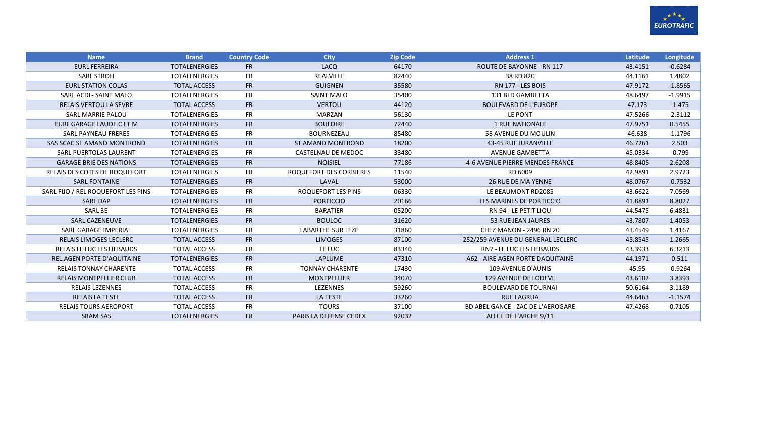| Name | Brand | Country Code | City | Zip Code | Address 1 | Latitude | Longitude |
|---|---|---|---|---|---|---|---|
| EURL FERREIRA | TOTALENERGIES | FR | LACQ | 64170 | ROUTE DE BAYONNE - RN 117 | 43.4151 | -0.6284 |
| SARL STROH | TOTALENERGIES | FR | REALVILLE | 82440 | 38 RD 820 | 44.1161 | 1.4802 |
| EURL STATION COLAS | TOTAL ACCESS | FR | GUIGNEN | 35580 | RN 177 - LES BOIS | 47.9172 | -1.8565 |
| SARL ACDL- SAINT MALO | TOTALENERGIES | FR | SAINT MALO | 35400 | 131 BLD GAMBETTA | 48.6497 | -1.9915 |
| RELAIS VERTOU LA SEVRE | TOTAL ACCESS | FR | VERTOU | 44120 | BOULEVARD DE L'EUROPE | 47.173 | -1.475 |
| SARL MARRIE PALOU | TOTALENERGIES | FR | MARZAN | 56130 | LE PONT | 47.5266 | -2.3112 |
| EURL GARAGE LAUDE C ET M | TOTALENERGIES | FR | BOULOIRE | 72440 | 1 RUE NATIONALE | 47.9751 | 0.5455 |
| SARL PAYNEAU FRERES | TOTALENERGIES | FR | BOURNEZEAU | 85480 | 58 AVENUE DU MOULIN | 46.638 | -1.1796 |
| SAS SCAC ST AMAND MONTROND | TOTALENERGIES | FR | ST AMAND MONTROND | 18200 | 43-45 RUE JURANVILLE | 46.7261 | 2.503 |
| SARL PUERTOLAS LAURENT | TOTALENERGIES | FR | CASTELNAU DE MEDOC | 33480 | AVENUE GAMBETTA | 45.0334 | -0.799 |
| GARAGE BRIE DES NATIONS | TOTALENERGIES | FR | NOISIEL | 77186 | 4-6 AVENUE PIERRE MENDES FRANCE | 48.8405 | 2.6208 |
| RELAIS DES COTES DE ROQUEFORT | TOTALENERGIES | FR | ROQUEFORT DES CORBIERES | 11540 | RD 6009 | 42.9891 | 2.9723 |
| SARL FONTAINE | TOTALENERGIES | FR | LAVAL | 53000 | 26 RUE DE MA YENNE | 48.0767 | -0.7532 |
| SARL FIJO / REL ROQUEFORT LES PINS | TOTALENERGIES | FR | ROQUEFORT LES PINS | 06330 | LE BEAUMONT RD2085 | 43.6622 | 7.0569 |
| SARL DAP | TOTALENERGIES | FR | PORTICCIO | 20166 | LES MARINES DE PORTICCIO | 41.8891 | 8.8027 |
| SARL 3E | TOTALENERGIES | FR | BARATIER | 05200 | RN 94 - LE PETIT LIOU | 44.5475 | 6.4831 |
| SARL CAZENEUVE | TOTALENERGIES | FR | BOULOC | 31620 | 53 RUE JEAN JAURES | 43.7807 | 1.4053 |
| SARL GARAGE IMPERIAL | TOTALENERGIES | FR | LABARTHE SUR LEZE | 31860 | CHEZ MANON - 2496 RN 20 | 43.4549 | 1.4167 |
| RELAIS LIMOGES LECLERC | TOTAL ACCESS | FR | LIMOGES | 87100 | 252/259 AVENUE DU GENERAL LECLERC | 45.8545 | 1.2665 |
| RELAIS LE LUC LES LIEBAUDS | TOTAL ACCESS | FR | LE LUC | 83340 | RN7 - LE LUC LES LIEBAUDS | 43.3933 | 6.3213 |
| REL.AGEN PORTE D'AQUITAINE | TOTALENERGIES | FR | LAPLUME | 47310 | A62 - AIRE AGEN PORTE DAQUITAINE | 44.1971 | 0.511 |
| RELAIS TONNAY CHARENTE | TOTAL ACCESS | FR | TONNAY CHARENTE | 17430 | 109 AVENUE D'AUNIS | 45.95 | -0.9264 |
| RELAIS MONTPELLIER CLUB | TOTAL ACCESS | FR | MONTPELLIER | 34070 | 129 AVENUE DE LODEVE | 43.6102 | 3.8393 |
| RELAIS LEZENNES | TOTAL ACCESS | FR | LEZENNES | 59260 | BOULEVARD DE TOURNAI | 50.6164 | 3.1189 |
| RELAIS LA TESTE | TOTAL ACCESS | FR | LA TESTE | 33260 | RUE LAGRUA | 44.6463 | -1.1574 |
| RELAIS TOURS AEROPORT | TOTAL ACCESS | FR | TOURS | 37100 | BD ABEL GANCE - ZAC DE L'AEROGARE | 47.4268 | 0.7105 |
| SRAM SAS | TOTALENERGIES | FR | PARIS LA DEFENSE CEDEX | 92032 | ALLEE DE L'ARCHE 9/11 | | |